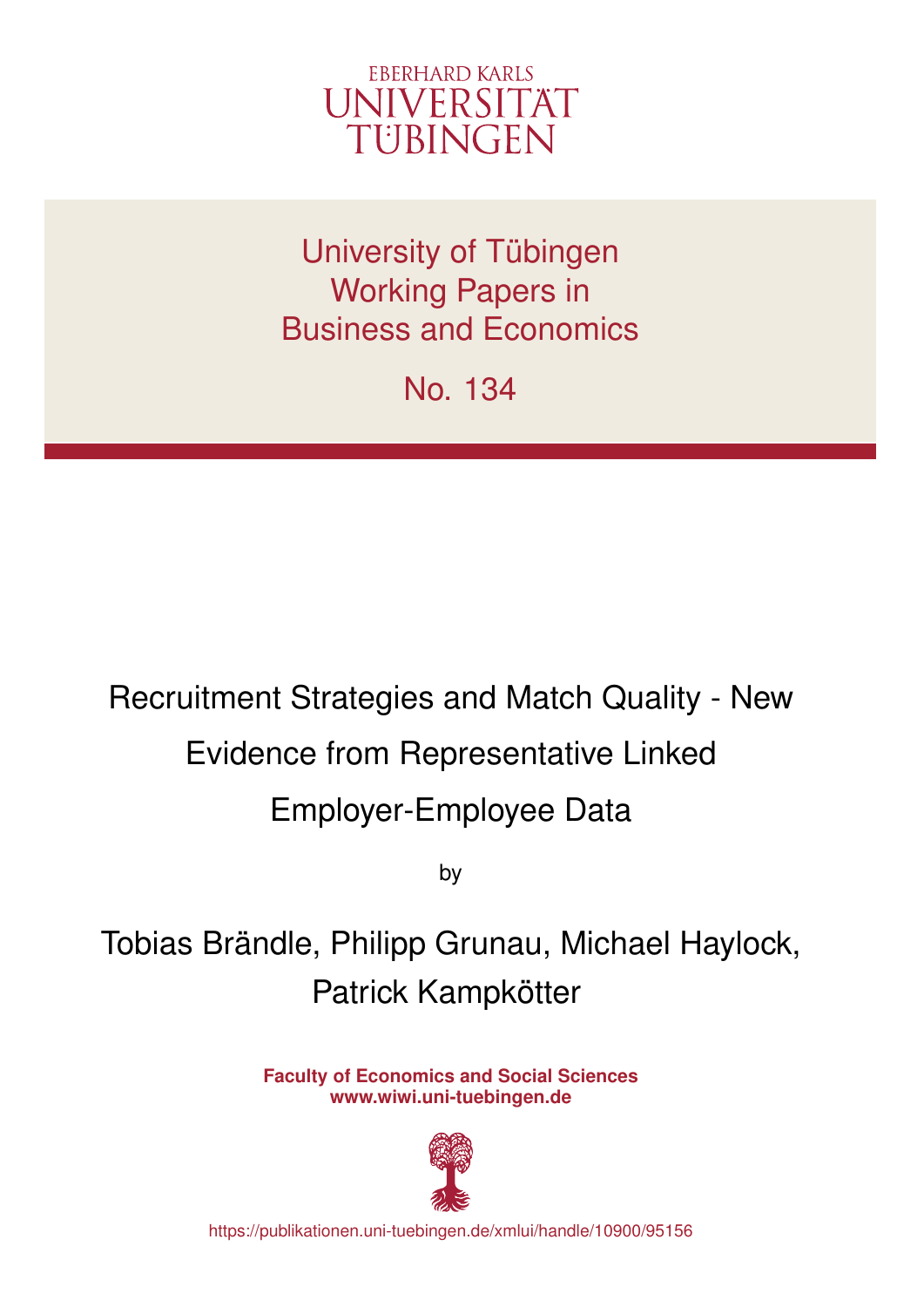EBERHARD KARLS
UNIVERSITÄT
TÜBINGEN

University of Tübingen
Working Papers in
Business and Economics

No. 134

# Recruitment Strategies and Match Quality - New Evidence from Representative Linked Employer-Employee Data

by

Tobias Brändle, Philipp Grunau, Michael Haylock, Patrick Kampkötter

**Faculty of Economics and Social Sciences**
**www.wiwi.uni-tuebingen.de**

https://publikationen.uni-tuebingen.de/xmlui/handle/10900/95156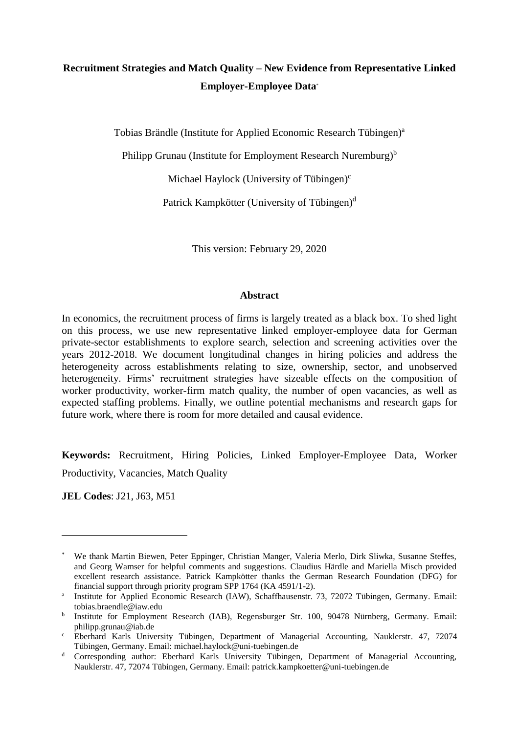# Recruitment Strategies and Match Quality – New Evidence from Representative Linked Employer-Employee Data[*]

Tobias Brändle (Institute for Applied Economic Research Tübingen)[a]

Philipp Grunau (Institute for Employment Research Nuremburg)[b]

Michael Haylock (University of Tübingen)[c]

Patrick Kampkötter (University of Tübingen)[d]

This version: February 29, 2020

## Abstract

In economics, the recruitment process of firms is largely treated as a black box. To shed light on this process, we use new representative linked employer-employee data for German private-sector establishments to explore search, selection and screening activities over the years 2012-2018. We document longitudinal changes in hiring policies and address the heterogeneity across establishments relating to size, ownership, sector, and unobserved heterogeneity. Firms' recruitment strategies have sizeable effects on the composition of worker productivity, worker-firm match quality, the number of open vacancies, as well as expected staffing problems. Finally, we outline potential mechanisms and research gaps for future work, where there is room for more detailed and causal evidence.

**Keywords:** Recruitment, Hiring Policies, Linked Employer-Employee Data, Worker Productivity, Vacancies, Match Quality

**JEL Codes**: J21, J63, M51

---

[*] We thank Martin Biewen, Peter Eppinger, Christian Manger, Valeria Merlo, Dirk Sliwka, Susanne Steffes, and Georg Wamser for helpful comments and suggestions. Claudius Härdle and Mariella Misch provided excellent research assistance. Patrick Kampkötter thanks the German Research Foundation (DFG) for financial support through priority program SPP 1764 (KA 4591/1-2).

[a] Institute for Applied Economic Research (IAW), Schaffhausenstr. 73, 72072 Tübingen, Germany. Email: tobias.braendle@iaw.edu

[b] Institute for Employment Research (IAB), Regensburger Str. 100, 90478 Nürnberg, Germany. Email: philipp.grunau@iab.de

[c] Eberhard Karls University Tübingen, Department of Managerial Accounting, Nauklerstr. 47, 72074 Tübingen, Germany. Email: michael.haylock@uni-tuebingen.de

[d] Corresponding author: Eberhard Karls University Tübingen, Department of Managerial Accounting, Nauklerstr. 47, 72074 Tübingen, Germany. Email: patrick.kampkoetter@uni-tuebingen.de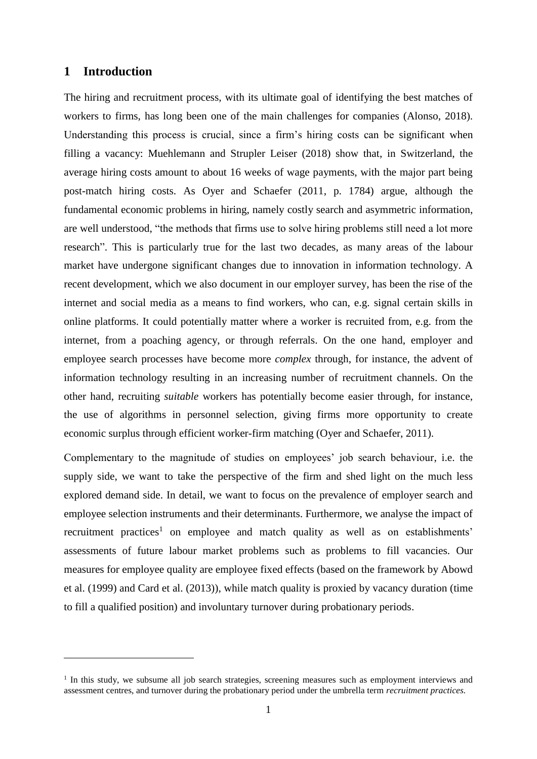# 1 Introduction

The hiring and recruitment process, with its ultimate goal of identifying the best matches of workers to firms, has long been one of the main challenges for companies (Alonso, 2018). Understanding this process is crucial, since a firm's hiring costs can be significant when filling a vacancy: Muehlemann and Strupler Leiser (2018) show that, in Switzerland, the average hiring costs amount to about 16 weeks of wage payments, with the major part being post-match hiring costs. As Oyer and Schaefer (2011, p. 1784) argue, although the fundamental economic problems in hiring, namely costly search and asymmetric information, are well understood, "the methods that firms use to solve hiring problems still need a lot more research". This is particularly true for the last two decades, as many areas of the labour market have undergone significant changes due to innovation in information technology. A recent development, which we also document in our employer survey, has been the rise of the internet and social media as a means to find workers, who can, e.g. signal certain skills in online platforms. It could potentially matter where a worker is recruited from, e.g. from the internet, from a poaching agency, or through referrals. On the one hand, employer and employee search processes have become more *complex* through, for instance, the advent of information technology resulting in an increasing number of recruitment channels. On the other hand, recruiting *suitable* workers has potentially become easier through, for instance, the use of algorithms in personnel selection, giving firms more opportunity to create economic surplus through efficient worker-firm matching (Oyer and Schaefer, 2011).

Complementary to the magnitude of studies on employees' job search behaviour, i.e. the supply side, we want to take the perspective of the firm and shed light on the much less explored demand side. In detail, we want to focus on the prevalence of employer search and employee selection instruments and their determinants. Furthermore, we analyse the impact of recruitment practices[1] on employee and match quality as well as on establishments' assessments of future labour market problems such as problems to fill vacancies. Our measures for employee quality are employee fixed effects (based on the framework by Abowd et al. (1999) and Card et al. (2013)), while match quality is proxied by vacancy duration (time to fill a qualified position) and involuntary turnover during probationary periods.

[1] In this study, we subsume all job search strategies, screening measures such as employment interviews and assessment centres, and turnover during the probationary period under the umbrella term *recruitment practices*.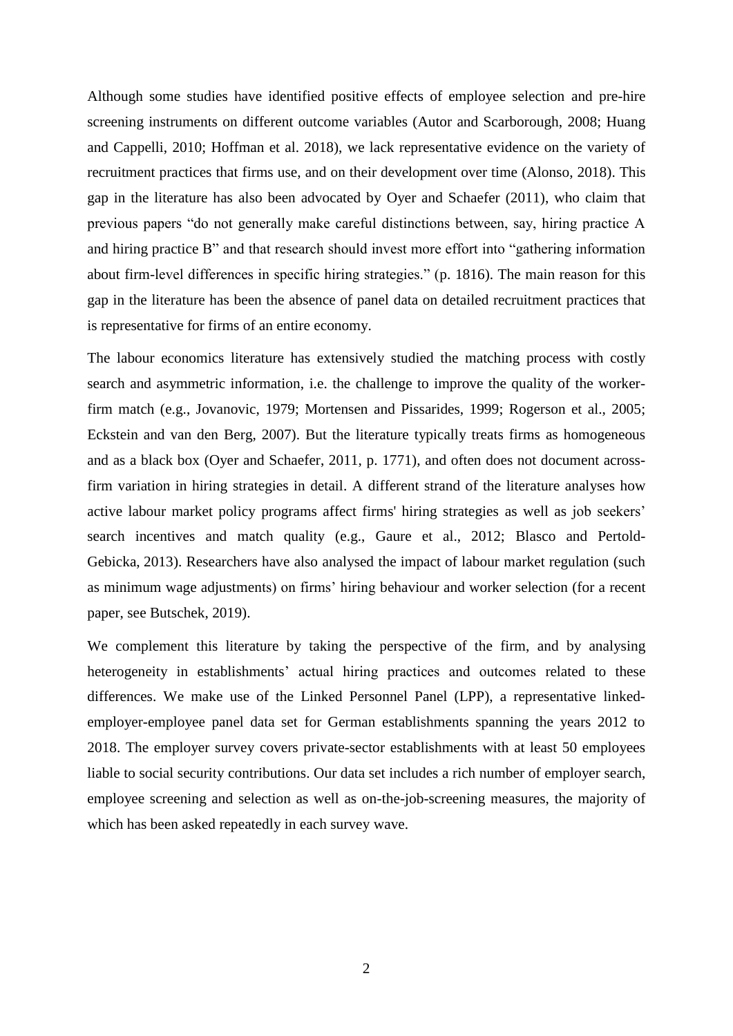Although some studies have identified positive effects of employee selection and pre-hire screening instruments on different outcome variables (Autor and Scarborough, 2008; Huang and Cappelli, 2010; Hoffman et al. 2018), we lack representative evidence on the variety of recruitment practices that firms use, and on their development over time (Alonso, 2018). This gap in the literature has also been advocated by Oyer and Schaefer (2011), who claim that previous papers "do not generally make careful distinctions between, say, hiring practice A and hiring practice B" and that research should invest more effort into "gathering information about firm-level differences in specific hiring strategies." (p. 1816). The main reason for this gap in the literature has been the absence of panel data on detailed recruitment practices that is representative for firms of an entire economy.

The labour economics literature has extensively studied the matching process with costly search and asymmetric information, i.e. the challenge to improve the quality of the worker-firm match (e.g., Jovanovic, 1979; Mortensen and Pissarides, 1999; Rogerson et al., 2005; Eckstein and van den Berg, 2007). But the literature typically treats firms as homogeneous and as a black box (Oyer and Schaefer, 2011, p. 1771), and often does not document across-firm variation in hiring strategies in detail. A different strand of the literature analyses how active labour market policy programs affect firms' hiring strategies as well as job seekers' search incentives and match quality (e.g., Gaure et al., 2012; Blasco and Pertold-Gebicka, 2013). Researchers have also analysed the impact of labour market regulation (such as minimum wage adjustments) on firms' hiring behaviour and worker selection (for a recent paper, see Butschek, 2019).

We complement this literature by taking the perspective of the firm, and by analysing heterogeneity in establishments' actual hiring practices and outcomes related to these differences. We make use of the Linked Personnel Panel (LPP), a representative linked-employer-employee panel data set for German establishments spanning the years 2012 to 2018. The employer survey covers private-sector establishments with at least 50 employees liable to social security contributions. Our data set includes a rich number of employer search, employee screening and selection as well as on-the-job-screening measures, the majority of which has been asked repeatedly in each survey wave.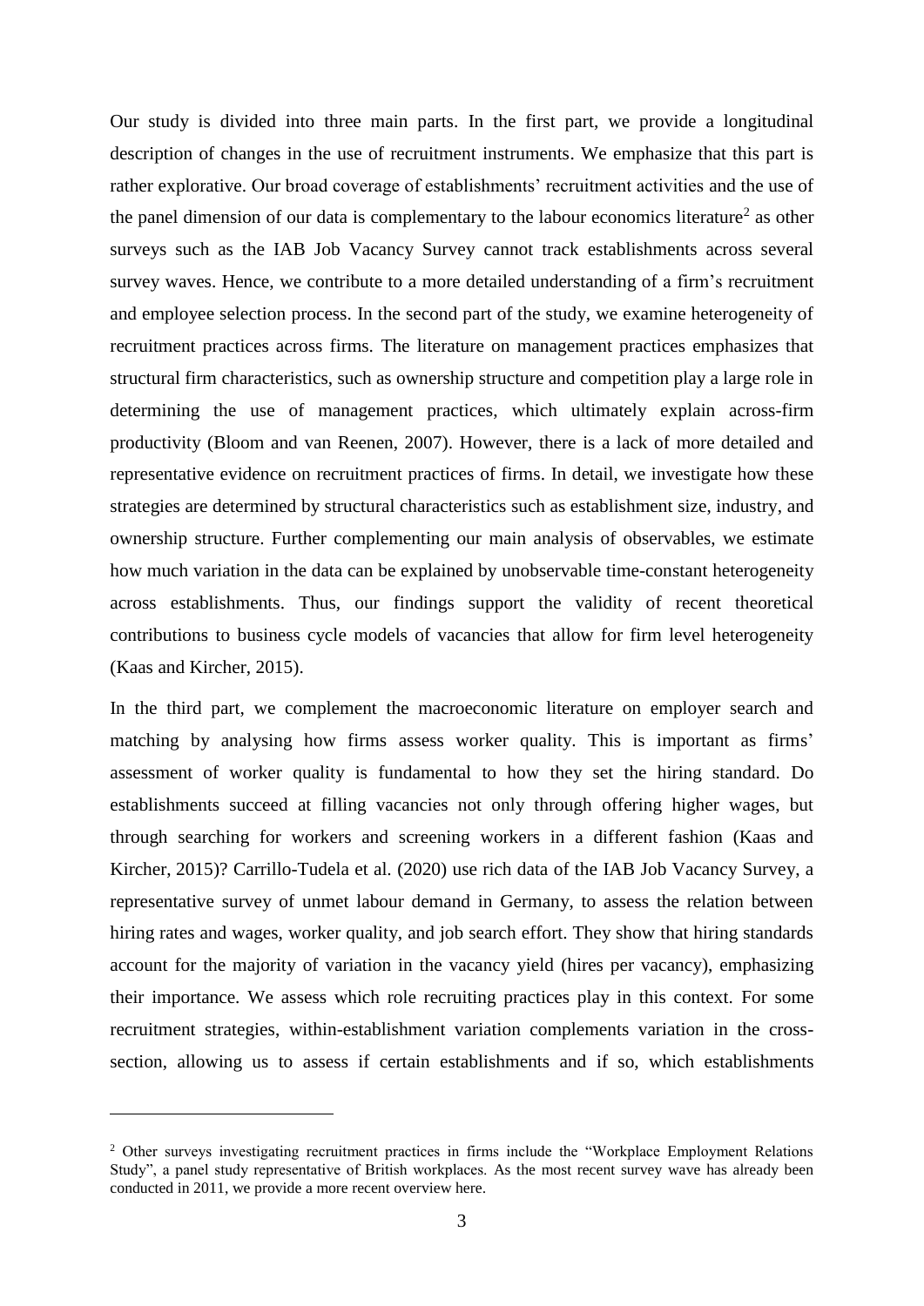Our study is divided into three main parts. In the first part, we provide a longitudinal description of changes in the use of recruitment instruments. We emphasize that this part is rather explorative. Our broad coverage of establishments' recruitment activities and the use of the panel dimension of our data is complementary to the labour economics literature[2] as other surveys such as the IAB Job Vacancy Survey cannot track establishments across several survey waves. Hence, we contribute to a more detailed understanding of a firm's recruitment and employee selection process. In the second part of the study, we examine heterogeneity of recruitment practices across firms. The literature on management practices emphasizes that structural firm characteristics, such as ownership structure and competition play a large role in determining the use of management practices, which ultimately explain across-firm productivity (Bloom and van Reenen, 2007). However, there is a lack of more detailed and representative evidence on recruitment practices of firms. In detail, we investigate how these strategies are determined by structural characteristics such as establishment size, industry, and ownership structure. Further complementing our main analysis of observables, we estimate how much variation in the data can be explained by unobservable time-constant heterogeneity across establishments. Thus, our findings support the validity of recent theoretical contributions to business cycle models of vacancies that allow for firm level heterogeneity (Kaas and Kircher, 2015).

In the third part, we complement the macroeconomic literature on employer search and matching by analysing how firms assess worker quality. This is important as firms' assessment of worker quality is fundamental to how they set the hiring standard. Do establishments succeed at filling vacancies not only through offering higher wages, but through searching for workers and screening workers in a different fashion (Kaas and Kircher, 2015)? Carrillo-Tudela et al. (2020) use rich data of the IAB Job Vacancy Survey, a representative survey of unmet labour demand in Germany, to assess the relation between hiring rates and wages, worker quality, and job search effort. They show that hiring standards account for the majority of variation in the vacancy yield (hires per vacancy), emphasizing their importance. We assess which role recruiting practices play in this context. For some recruitment strategies, within-establishment variation complements variation in the cross-section, allowing us to assess if certain establishments and if so, which establishments

[2] Other surveys investigating recruitment practices in firms include the "Workplace Employment Relations Study", a panel study representative of British workplaces. As the most recent survey wave has already been conducted in 2011, we provide a more recent overview here.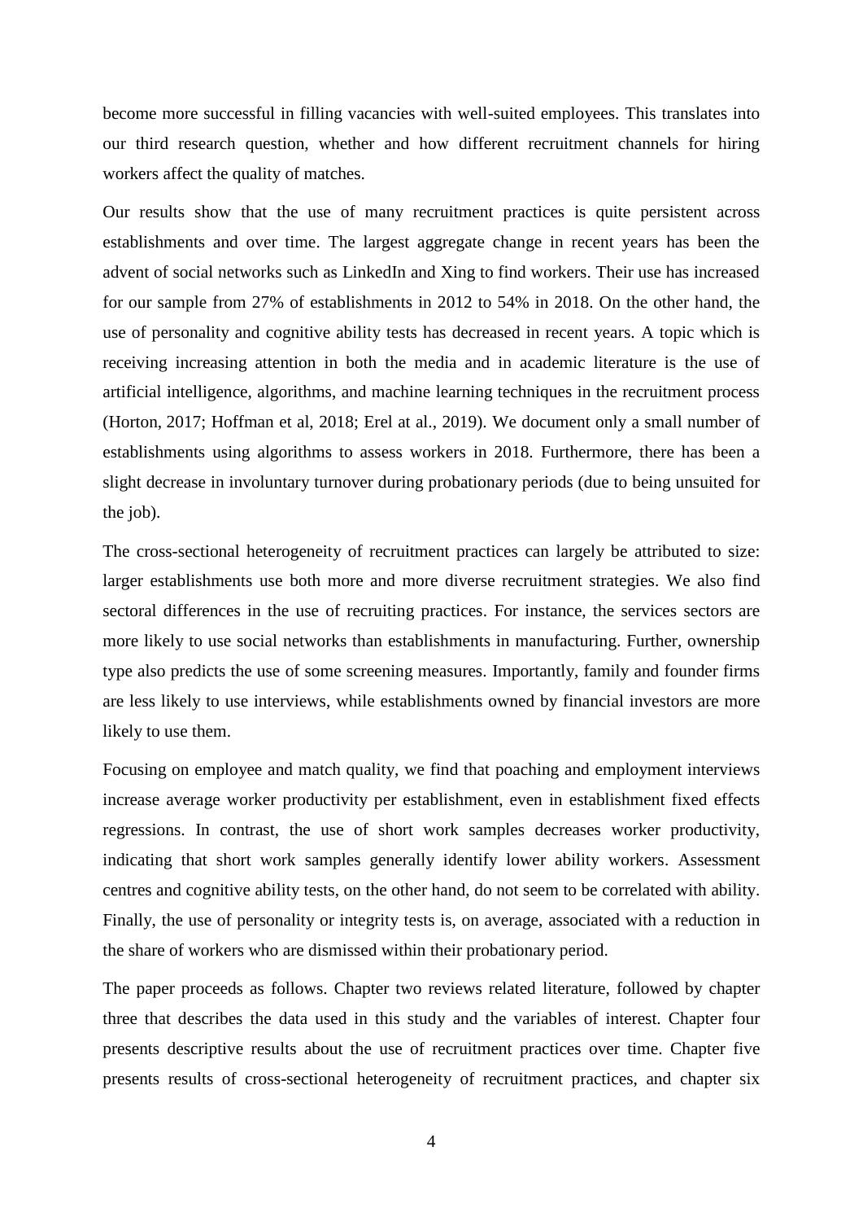become more successful in filling vacancies with well-suited employees. This translates into our third research question, whether and how different recruitment channels for hiring workers affect the quality of matches.

Our results show that the use of many recruitment practices is quite persistent across establishments and over time. The largest aggregate change in recent years has been the advent of social networks such as LinkedIn and Xing to find workers. Their use has increased for our sample from 27% of establishments in 2012 to 54% in 2018. On the other hand, the use of personality and cognitive ability tests has decreased in recent years. A topic which is receiving increasing attention in both the media and in academic literature is the use of artificial intelligence, algorithms, and machine learning techniques in the recruitment process (Horton, 2017; Hoffman et al, 2018; Erel at al., 2019). We document only a small number of establishments using algorithms to assess workers in 2018. Furthermore, there has been a slight decrease in involuntary turnover during probationary periods (due to being unsuited for the job).

The cross-sectional heterogeneity of recruitment practices can largely be attributed to size: larger establishments use both more and more diverse recruitment strategies. We also find sectoral differences in the use of recruiting practices. For instance, the services sectors are more likely to use social networks than establishments in manufacturing. Further, ownership type also predicts the use of some screening measures. Importantly, family and founder firms are less likely to use interviews, while establishments owned by financial investors are more likely to use them.

Focusing on employee and match quality, we find that poaching and employment interviews increase average worker productivity per establishment, even in establishment fixed effects regressions. In contrast, the use of short work samples decreases worker productivity, indicating that short work samples generally identify lower ability workers. Assessment centres and cognitive ability tests, on the other hand, do not seem to be correlated with ability. Finally, the use of personality or integrity tests is, on average, associated with a reduction in the share of workers who are dismissed within their probationary period.

The paper proceeds as follows. Chapter two reviews related literature, followed by chapter three that describes the data used in this study and the variables of interest. Chapter four presents descriptive results about the use of recruitment practices over time. Chapter five presents results of cross-sectional heterogeneity of recruitment practices, and chapter six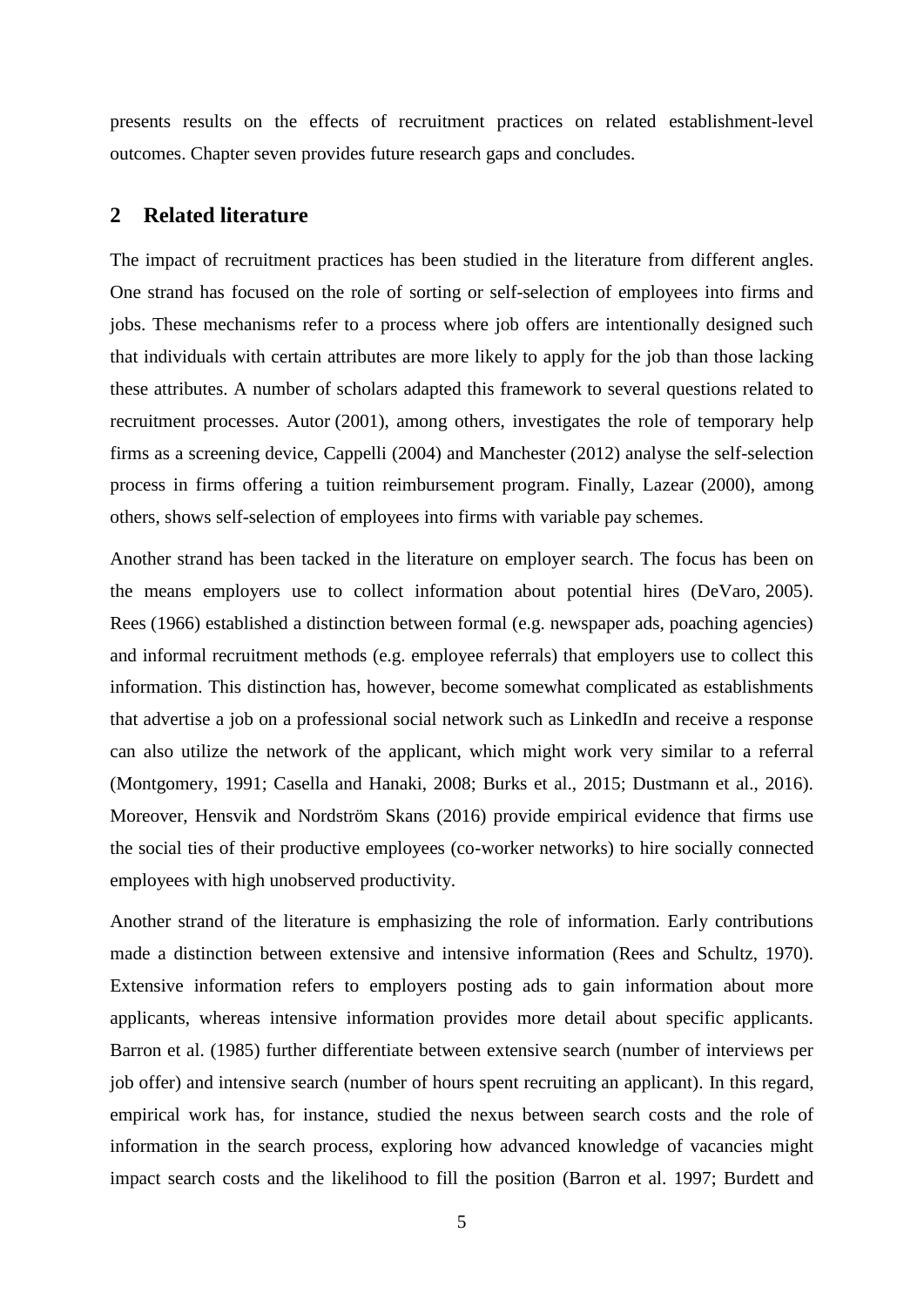presents results on the effects of recruitment practices on related establishment-level outcomes. Chapter seven provides future research gaps and concludes.

## 2 Related literature

The impact of recruitment practices has been studied in the literature from different angles. One strand has focused on the role of sorting or self-selection of employees into firms and jobs. These mechanisms refer to a process where job offers are intentionally designed such that individuals with certain attributes are more likely to apply for the job than those lacking these attributes. A number of scholars adapted this framework to several questions related to recruitment processes. Autor (2001), among others, investigates the role of temporary help firms as a screening device, Cappelli (2004) and Manchester (2012) analyse the self-selection process in firms offering a tuition reimbursement program. Finally, Lazear (2000), among others, shows self-selection of employees into firms with variable pay schemes.

Another strand has been tacked in the literature on employer search. The focus has been on the means employers use to collect information about potential hires (DeVaro, 2005). Rees (1966) established a distinction between formal (e.g. newspaper ads, poaching agencies) and informal recruitment methods (e.g. employee referrals) that employers use to collect this information. This distinction has, however, become somewhat complicated as establishments that advertise a job on a professional social network such as LinkedIn and receive a response can also utilize the network of the applicant, which might work very similar to a referral (Montgomery, 1991; Casella and Hanaki, 2008; Burks et al., 2015; Dustmann et al., 2016). Moreover, Hensvik and Nordström Skans (2016) provide empirical evidence that firms use the social ties of their productive employees (co-worker networks) to hire socially connected employees with high unobserved productivity.

Another strand of the literature is emphasizing the role of information. Early contributions made a distinction between extensive and intensive information (Rees and Schultz, 1970). Extensive information refers to employers posting ads to gain information about more applicants, whereas intensive information provides more detail about specific applicants. Barron et al. (1985) further differentiate between extensive search (number of interviews per job offer) and intensive search (number of hours spent recruiting an applicant). In this regard, empirical work has, for instance, studied the nexus between search costs and the role of information in the search process, exploring how advanced knowledge of vacancies might impact search costs and the likelihood to fill the position (Barron et al. 1997; Burdett and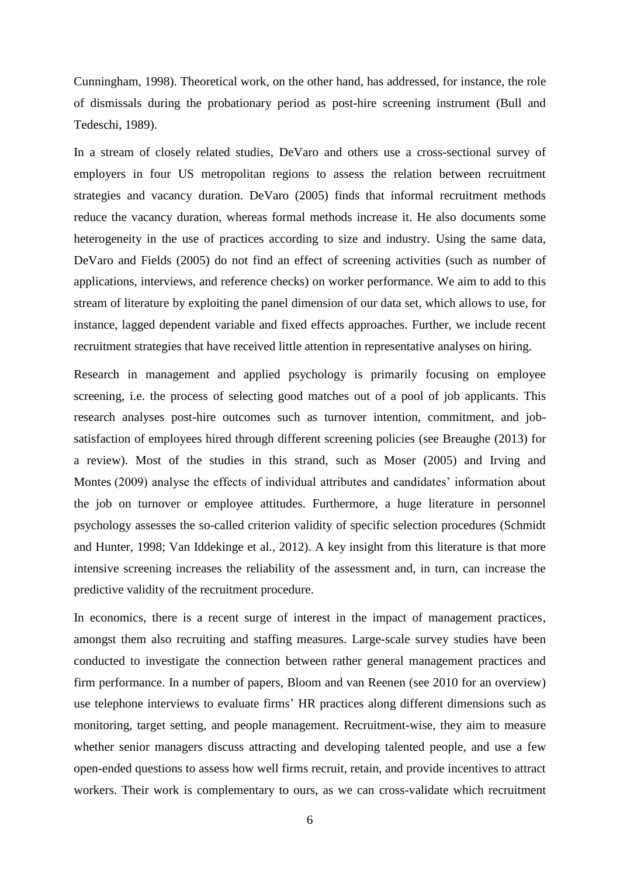Cunningham, 1998). Theoretical work, on the other hand, has addressed, for instance, the role of dismissals during the probationary period as post-hire screening instrument (Bull and Tedeschi, 1989).

In a stream of closely related studies, DeVaro and others use a cross-sectional survey of employers in four US metropolitan regions to assess the relation between recruitment strategies and vacancy duration. DeVaro (2005) finds that informal recruitment methods reduce the vacancy duration, whereas formal methods increase it. He also documents some heterogeneity in the use of practices according to size and industry. Using the same data, DeVaro and Fields (2005) do not find an effect of screening activities (such as number of applications, interviews, and reference checks) on worker performance. We aim to add to this stream of literature by exploiting the panel dimension of our data set, which allows to use, for instance, lagged dependent variable and fixed effects approaches. Further, we include recent recruitment strategies that have received little attention in representative analyses on hiring.

Research in management and applied psychology is primarily focusing on employee screening, i.e. the process of selecting good matches out of a pool of job applicants. This research analyses post-hire outcomes such as turnover intention, commitment, and job-satisfaction of employees hired through different screening policies (see Breaughe (2013) for a review). Most of the studies in this strand, such as Moser (2005) and Irving and Montes (2009) analyse the effects of individual attributes and candidates' information about the job on turnover or employee attitudes. Furthermore, a huge literature in personnel psychology assesses the so-called criterion validity of specific selection procedures (Schmidt and Hunter, 1998; Van Iddekinge et al., 2012). A key insight from this literature is that more intensive screening increases the reliability of the assessment and, in turn, can increase the predictive validity of the recruitment procedure.

In economics, there is a recent surge of interest in the impact of management practices, amongst them also recruiting and staffing measures. Large-scale survey studies have been conducted to investigate the connection between rather general management practices and firm performance. In a number of papers, Bloom and van Reenen (see 2010 for an overview) use telephone interviews to evaluate firms' HR practices along different dimensions such as monitoring, target setting, and people management. Recruitment-wise, they aim to measure whether senior managers discuss attracting and developing talented people, and use a few open-ended questions to assess how well firms recruit, retain, and provide incentives to attract workers. Their work is complementary to ours, as we can cross-validate which recruitment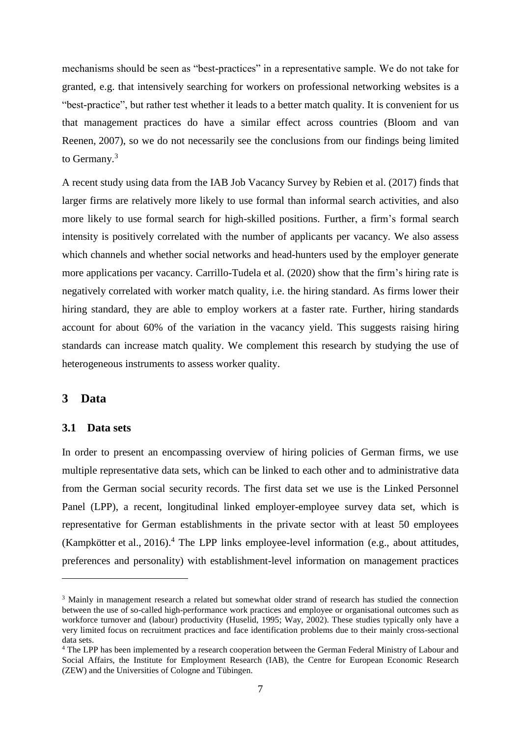mechanisms should be seen as "best-practices" in a representative sample. We do not take for granted, e.g. that intensively searching for workers on professional networking websites is a "best-practice", but rather test whether it leads to a better match quality. It is convenient for us that management practices do have a similar effect across countries (Bloom and van Reenen, 2007), so we do not necessarily see the conclusions from our findings being limited to Germany.[3]

A recent study using data from the IAB Job Vacancy Survey by Rebien et al. (2017) finds that larger firms are relatively more likely to use formal than informal search activities, and also more likely to use formal search for high-skilled positions. Further, a firm's formal search intensity is positively correlated with the number of applicants per vacancy. We also assess which channels and whether social networks and head-hunters used by the employer generate more applications per vacancy. Carrillo-Tudela et al. (2020) show that the firm's hiring rate is negatively correlated with worker match quality, i.e. the hiring standard. As firms lower their hiring standard, they are able to employ workers at a faster rate. Further, hiring standards account for about 60% of the variation in the vacancy yield. This suggests raising hiring standards can increase match quality. We complement this research by studying the use of heterogeneous instruments to assess worker quality.

## 3 Data

### 3.1 Data sets

In order to present an encompassing overview of hiring policies of German firms, we use multiple representative data sets, which can be linked to each other and to administrative data from the German social security records. The first data set we use is the Linked Personnel Panel (LPP), a recent, longitudinal linked employer-employee survey data set, which is representative for German establishments in the private sector with at least 50 employees (Kampkötter et al., 2016).[4] The LPP links employee-level information (e.g., about attitudes, preferences and personality) with establishment-level information on management practices

---

[3] Mainly in management research a related but somewhat older strand of research has studied the connection between the use of so-called high-performance work practices and employee or organisational outcomes such as workforce turnover and (labour) productivity (Huselid, 1995; Way, 2002). These studies typically only have a very limited focus on recruitment practices and face identification problems due to their mainly cross-sectional data sets.

[4] The LPP has been implemented by a research cooperation between the German Federal Ministry of Labour and Social Affairs, the Institute for Employment Research (IAB), the Centre for European Economic Research (ZEW) and the Universities of Cologne and Tübingen.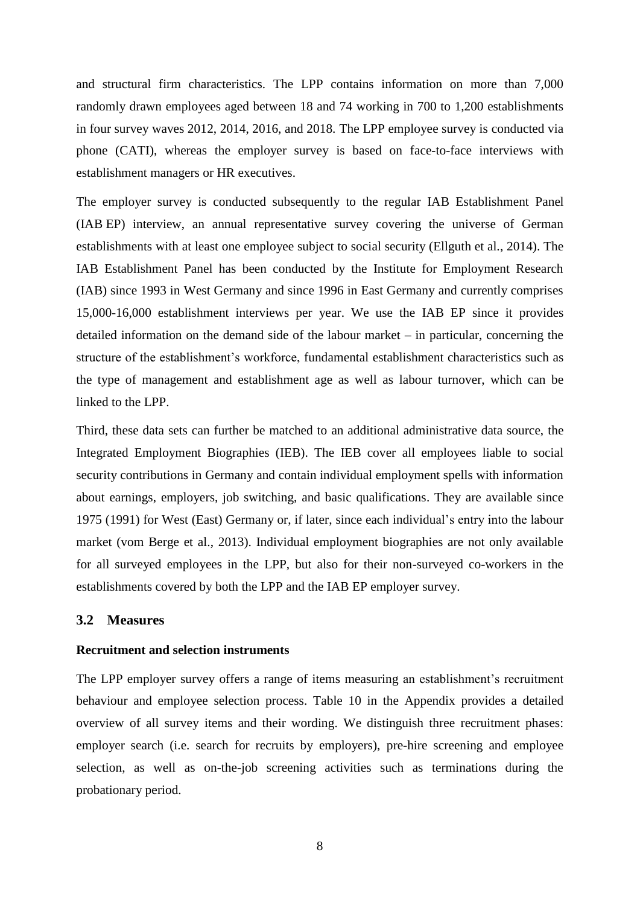and structural firm characteristics. The LPP contains information on more than 7,000 randomly drawn employees aged between 18 and 74 working in 700 to 1,200 establishments in four survey waves 2012, 2014, 2016, and 2018. The LPP employee survey is conducted via phone (CATI), whereas the employer survey is based on face-to-face interviews with establishment managers or HR executives.

The employer survey is conducted subsequently to the regular IAB Establishment Panel (IAB EP) interview, an annual representative survey covering the universe of German establishments with at least one employee subject to social security (Ellguth et al., 2014). The IAB Establishment Panel has been conducted by the Institute for Employment Research (IAB) since 1993 in West Germany and since 1996 in East Germany and currently comprises 15,000-16,000 establishment interviews per year. We use the IAB EP since it provides detailed information on the demand side of the labour market – in particular, concerning the structure of the establishment's workforce, fundamental establishment characteristics such as the type of management and establishment age as well as labour turnover, which can be linked to the LPP.

Third, these data sets can further be matched to an additional administrative data source, the Integrated Employment Biographies (IEB). The IEB cover all employees liable to social security contributions in Germany and contain individual employment spells with information about earnings, employers, job switching, and basic qualifications. They are available since 1975 (1991) for West (East) Germany or, if later, since each individual's entry into the labour market (vom Berge et al., 2013). Individual employment biographies are not only available for all surveyed employees in the LPP, but also for their non-surveyed co-workers in the establishments covered by both the LPP and the IAB EP employer survey.

### 3.2 Measures

**Recruitment and selection instruments**

The LPP employer survey offers a range of items measuring an establishment's recruitment behaviour and employee selection process. Table 10 in the Appendix provides a detailed overview of all survey items and their wording. We distinguish three recruitment phases: employer search (i.e. search for recruits by employers), pre-hire screening and employee selection, as well as on-the-job screening activities such as terminations during the probationary period.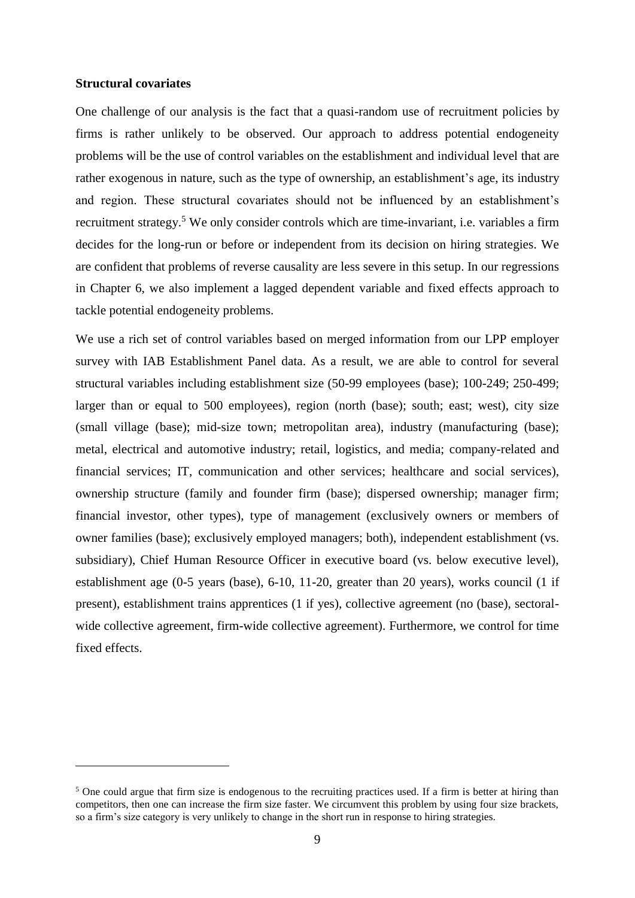**Structural covariates**

One challenge of our analysis is the fact that a quasi-random use of recruitment policies by firms is rather unlikely to be observed. Our approach to address potential endogeneity problems will be the use of control variables on the establishment and individual level that are rather exogenous in nature, such as the type of ownership, an establishment's age, its industry and region. These structural covariates should not be influenced by an establishment's recruitment strategy.[5] We only consider controls which are time-invariant, i.e. variables a firm decides for the long-run or before or independent from its decision on hiring strategies. We are confident that problems of reverse causality are less severe in this setup. In our regressions in Chapter 6, we also implement a lagged dependent variable and fixed effects approach to tackle potential endogeneity problems.

We use a rich set of control variables based on merged information from our LPP employer survey with IAB Establishment Panel data. As a result, we are able to control for several structural variables including establishment size (50-99 employees (base); 100-249; 250-499; larger than or equal to 500 employees), region (north (base); south; east; west), city size (small village (base); mid-size town; metropolitan area), industry (manufacturing (base); metal, electrical and automotive industry; retail, logistics, and media; company-related and financial services; IT, communication and other services; healthcare and social services), ownership structure (family and founder firm (base); dispersed ownership; manager firm; financial investor, other types), type of management (exclusively owners or members of owner families (base); exclusively employed managers; both), independent establishment (vs. subsidiary), Chief Human Resource Officer in executive board (vs. below executive level), establishment age (0-5 years (base), 6-10, 11-20, greater than 20 years), works council (1 if present), establishment trains apprentices (1 if yes), collective agreement (no (base), sectoral-wide collective agreement, firm-wide collective agreement). Furthermore, we control for time fixed effects.

---

[5] One could argue that firm size is endogenous to the recruiting practices used. If a firm is better at hiring than competitors, then one can increase the firm size faster. We circumvent this problem by using four size brackets, so a firm's size category is very unlikely to change in the short run in response to hiring strategies.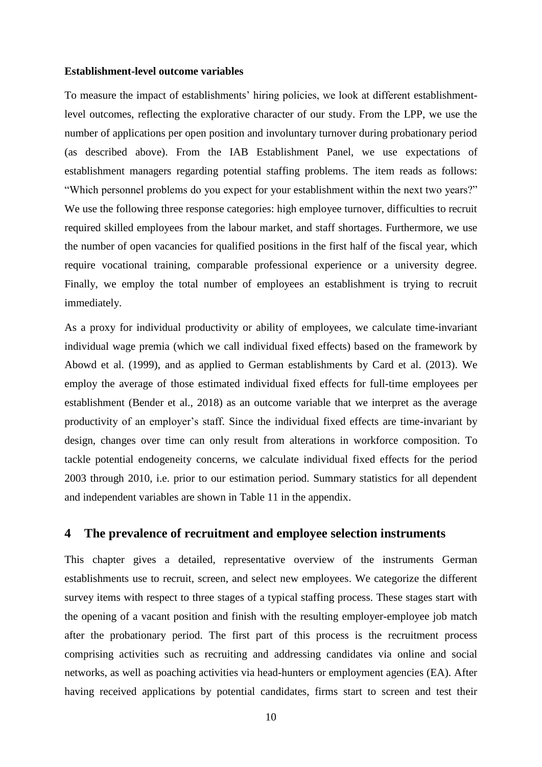**Establishment-level outcome variables**

To measure the impact of establishments' hiring policies, we look at different establishment-level outcomes, reflecting the explorative character of our study. From the LPP, we use the number of applications per open position and involuntary turnover during probationary period (as described above). From the IAB Establishment Panel, we use expectations of establishment managers regarding potential staffing problems. The item reads as follows: "Which personnel problems do you expect for your establishment within the next two years?" We use the following three response categories: high employee turnover, difficulties to recruit required skilled employees from the labour market, and staff shortages. Furthermore, we use the number of open vacancies for qualified positions in the first half of the fiscal year, which require vocational training, comparable professional experience or a university degree. Finally, we employ the total number of employees an establishment is trying to recruit immediately.

As a proxy for individual productivity or ability of employees, we calculate time-invariant individual wage premia (which we call individual fixed effects) based on the framework by Abowd et al. (1999), and as applied to German establishments by Card et al. (2013). We employ the average of those estimated individual fixed effects for full-time employees per establishment (Bender et al., 2018) as an outcome variable that we interpret as the average productivity of an employer's staff. Since the individual fixed effects are time-invariant by design, changes over time can only result from alterations in workforce composition. To tackle potential endogeneity concerns, we calculate individual fixed effects for the period 2003 through 2010, i.e. prior to our estimation period. Summary statistics for all dependent and independent variables are shown in Table 11 in the appendix.

## 4 The prevalence of recruitment and employee selection instruments

This chapter gives a detailed, representative overview of the instruments German establishments use to recruit, screen, and select new employees. We categorize the different survey items with respect to three stages of a typical staffing process. These stages start with the opening of a vacant position and finish with the resulting employer-employee job match after the probationary period. The first part of this process is the recruitment process comprising activities such as recruiting and addressing candidates via online and social networks, as well as poaching activities via head-hunters or employment agencies (EA). After having received applications by potential candidates, firms start to screen and test their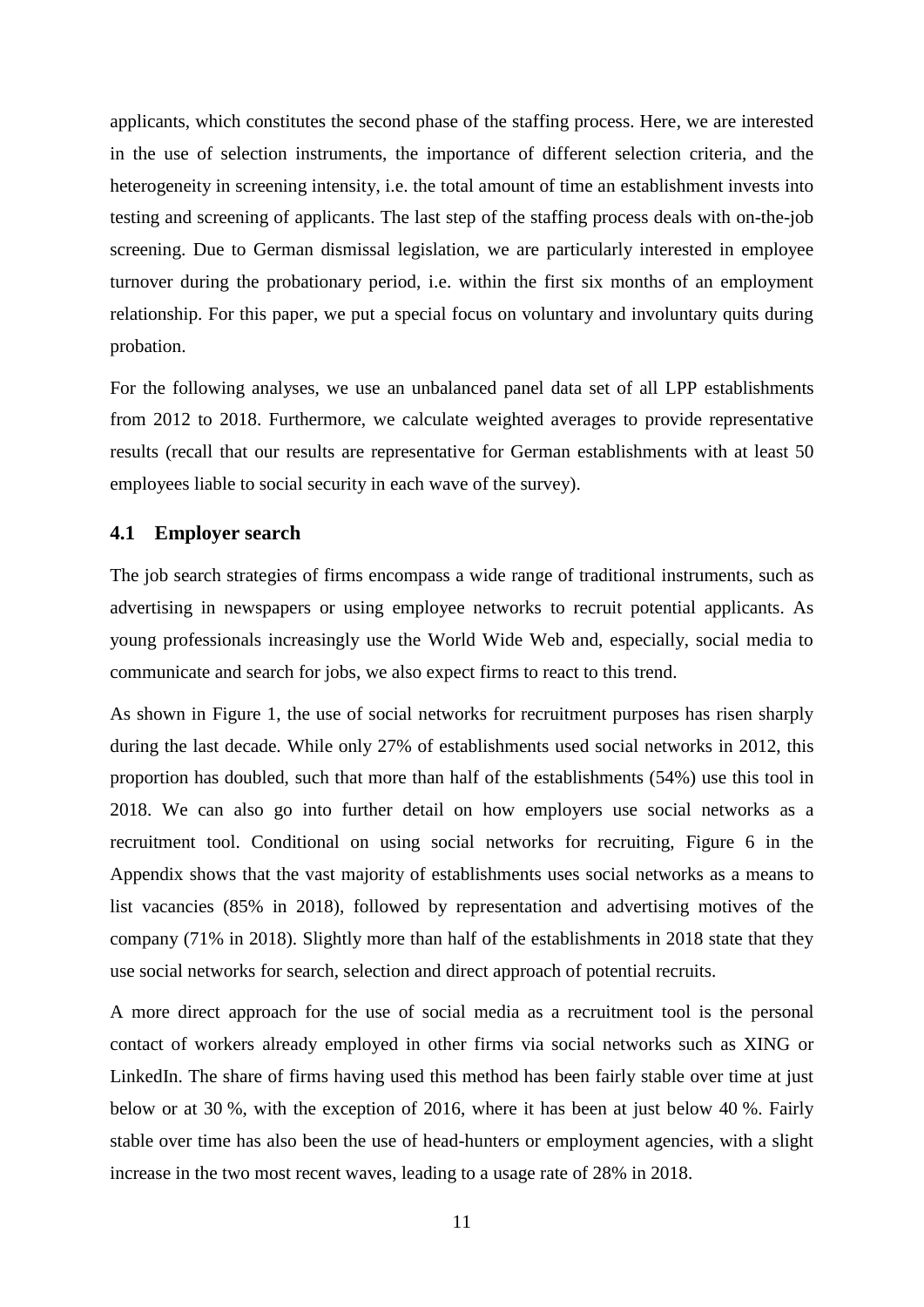applicants, which constitutes the second phase of the staffing process. Here, we are interested in the use of selection instruments, the importance of different selection criteria, and the heterogeneity in screening intensity, i.e. the total amount of time an establishment invests into testing and screening of applicants. The last step of the staffing process deals with on-the-job screening. Due to German dismissal legislation, we are particularly interested in employee turnover during the probationary period, i.e. within the first six months of an employment relationship. For this paper, we put a special focus on voluntary and involuntary quits during probation.

For the following analyses, we use an unbalanced panel data set of all LPP establishments from 2012 to 2018. Furthermore, we calculate weighted averages to provide representative results (recall that our results are representative for German establishments with at least 50 employees liable to social security in each wave of the survey).

## 4.1 Employer search

The job search strategies of firms encompass a wide range of traditional instruments, such as advertising in newspapers or using employee networks to recruit potential applicants. As young professionals increasingly use the World Wide Web and, especially, social media to communicate and search for jobs, we also expect firms to react to this trend.

As shown in Figure 1, the use of social networks for recruitment purposes has risen sharply during the last decade. While only 27% of establishments used social networks in 2012, this proportion has doubled, such that more than half of the establishments (54%) use this tool in 2018. We can also go into further detail on how employers use social networks as a recruitment tool. Conditional on using social networks for recruiting, Figure 6 in the Appendix shows that the vast majority of establishments uses social networks as a means to list vacancies (85% in 2018), followed by representation and advertising motives of the company (71% in 2018). Slightly more than half of the establishments in 2018 state that they use social networks for search, selection and direct approach of potential recruits.

A more direct approach for the use of social media as a recruitment tool is the personal contact of workers already employed in other firms via social networks such as XING or LinkedIn. The share of firms having used this method has been fairly stable over time at just below or at 30 %, with the exception of 2016, where it has been at just below 40 %. Fairly stable over time has also been the use of head-hunters or employment agencies, with a slight increase in the two most recent waves, leading to a usage rate of 28% in 2018.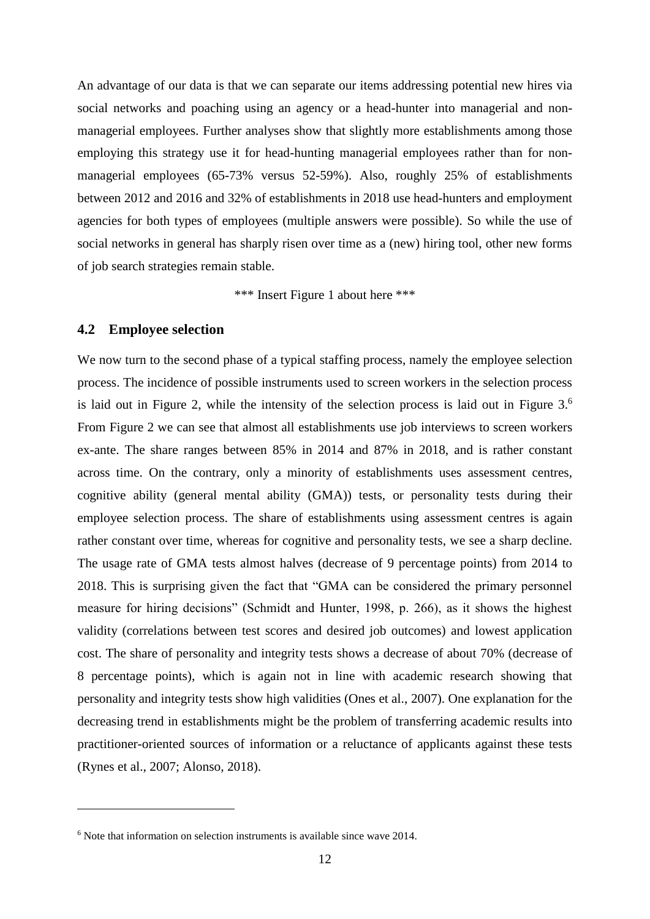An advantage of our data is that we can separate our items addressing potential new hires via social networks and poaching using an agency or a head-hunter into managerial and non-managerial employees. Further analyses show that slightly more establishments among those employing this strategy use it for head-hunting managerial employees rather than for non-managerial employees (65-73% versus 52-59%). Also, roughly 25% of establishments between 2012 and 2016 and 32% of establishments in 2018 use head-hunters and employment agencies for both types of employees (multiple answers were possible). So while the use of social networks in general has sharply risen over time as a (new) hiring tool, other new forms of job search strategies remain stable.

*** Insert Figure 1 about here ***

### 4.2 Employee selection

We now turn to the second phase of a typical staffing process, namely the employee selection process. The incidence of possible instruments used to screen workers in the selection process is laid out in Figure 2, while the intensity of the selection process is laid out in Figure 3.[6] From Figure 2 we can see that almost all establishments use job interviews to screen workers ex-ante. The share ranges between 85% in 2014 and 87% in 2018, and is rather constant across time. On the contrary, only a minority of establishments uses assessment centres, cognitive ability (general mental ability (GMA)) tests, or personality tests during their employee selection process. The share of establishments using assessment centres is again rather constant over time, whereas for cognitive and personality tests, we see a sharp decline. The usage rate of GMA tests almost halves (decrease of 9 percentage points) from 2014 to 2018. This is surprising given the fact that "GMA can be considered the primary personnel measure for hiring decisions" (Schmidt and Hunter, 1998, p. 266), as it shows the highest validity (correlations between test scores and desired job outcomes) and lowest application cost. The share of personality and integrity tests shows a decrease of about 70% (decrease of 8 percentage points), which is again not in line with academic research showing that personality and integrity tests show high validities (Ones et al., 2007). One explanation for the decreasing trend in establishments might be the problem of transferring academic results into practitioner-oriented sources of information or a reluctance of applicants against these tests (Rynes et al., 2007; Alonso, 2018).

[6] Note that information on selection instruments is available since wave 2014.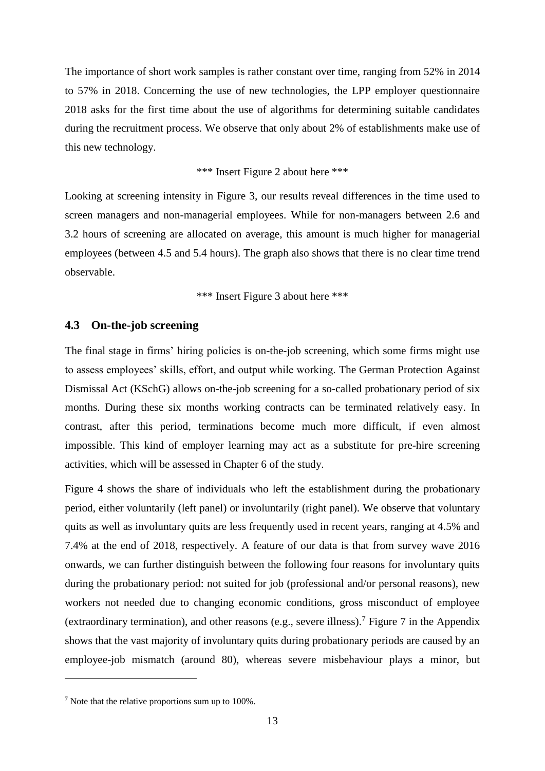The importance of short work samples is rather constant over time, ranging from 52% in 2014 to 57% in 2018. Concerning the use of new technologies, the LPP employer questionnaire 2018 asks for the first time about the use of algorithms for determining suitable candidates during the recruitment process. We observe that only about 2% of establishments make use of this new technology.

*** Insert Figure 2 about here ***

Looking at screening intensity in Figure 3, our results reveal differences in the time used to screen managers and non-managerial employees. While for non-managers between 2.6 and 3.2 hours of screening are allocated on average, this amount is much higher for managerial employees (between 4.5 and 5.4 hours). The graph also shows that there is no clear time trend observable.

*** Insert Figure 3 about here ***

### 4.3 On-the-job screening

The final stage in firms' hiring policies is on-the-job screening, which some firms might use to assess employees' skills, effort, and output while working. The German Protection Against Dismissal Act (KSchG) allows on-the-job screening for a so-called probationary period of six months. During these six months working contracts can be terminated relatively easy. In contrast, after this period, terminations become much more difficult, if even almost impossible. This kind of employer learning may act as a substitute for pre-hire screening activities, which will be assessed in Chapter 6 of the study.

Figure 4 shows the share of individuals who left the establishment during the probationary period, either voluntarily (left panel) or involuntarily (right panel). We observe that voluntary quits as well as involuntary quits are less frequently used in recent years, ranging at 4.5% and 7.4% at the end of 2018, respectively. A feature of our data is that from survey wave 2016 onwards, we can further distinguish between the following four reasons for involuntary quits during the probationary period: not suited for job (professional and/or personal reasons), new workers not needed due to changing economic conditions, gross misconduct of employee (extraordinary termination), and other reasons (e.g., severe illness).[7] Figure 7 in the Appendix shows that the vast majority of involuntary quits during probationary periods are caused by an employee-job mismatch (around 80), whereas severe misbehaviour plays a minor, but

---

[7] Note that the relative proportions sum up to 100%.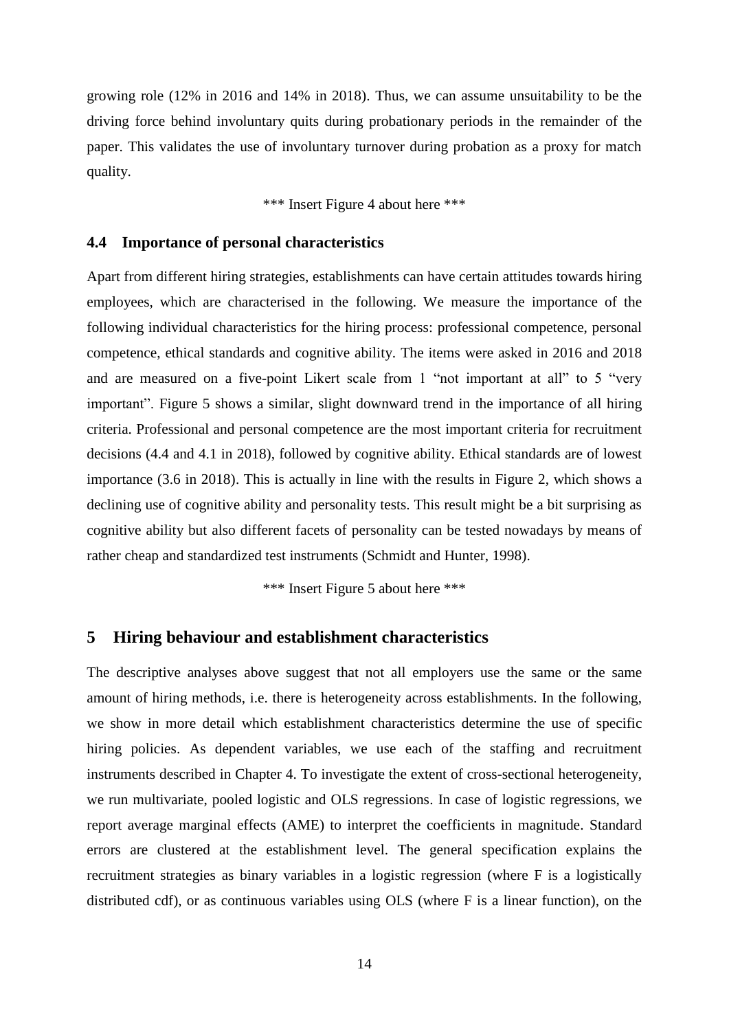growing role (12% in 2016 and 14% in 2018). Thus, we can assume unsuitability to be the driving force behind involuntary quits during probationary periods in the remainder of the paper. This validates the use of involuntary turnover during probation as a proxy for match quality.

\*\*\* Insert Figure 4 about here \*\*\*

### 4.4 Importance of personal characteristics

Apart from different hiring strategies, establishments can have certain attitudes towards hiring employees, which are characterised in the following. We measure the importance of the following individual characteristics for the hiring process: professional competence, personal competence, ethical standards and cognitive ability. The items were asked in 2016 and 2018 and are measured on a five-point Likert scale from 1 "not important at all" to 5 "very important". Figure 5 shows a similar, slight downward trend in the importance of all hiring criteria. Professional and personal competence are the most important criteria for recruitment decisions (4.4 and 4.1 in 2018), followed by cognitive ability. Ethical standards are of lowest importance (3.6 in 2018). This is actually in line with the results in Figure 2, which shows a declining use of cognitive ability and personality tests. This result might be a bit surprising as cognitive ability but also different facets of personality can be tested nowadays by means of rather cheap and standardized test instruments (Schmidt and Hunter, 1998).

\*\*\* Insert Figure 5 about here \*\*\*

## 5 Hiring behaviour and establishment characteristics

The descriptive analyses above suggest that not all employers use the same or the same amount of hiring methods, i.e. there is heterogeneity across establishments. In the following, we show in more detail which establishment characteristics determine the use of specific hiring policies. As dependent variables, we use each of the staffing and recruitment instruments described in Chapter 4. To investigate the extent of cross-sectional heterogeneity, we run multivariate, pooled logistic and OLS regressions. In case of logistic regressions, we report average marginal effects (AME) to interpret the coefficients in magnitude. Standard errors are clustered at the establishment level. The general specification explains the recruitment strategies as binary variables in a logistic regression (where F is a logistically distributed cdf), or as continuous variables using OLS (where F is a linear function), on the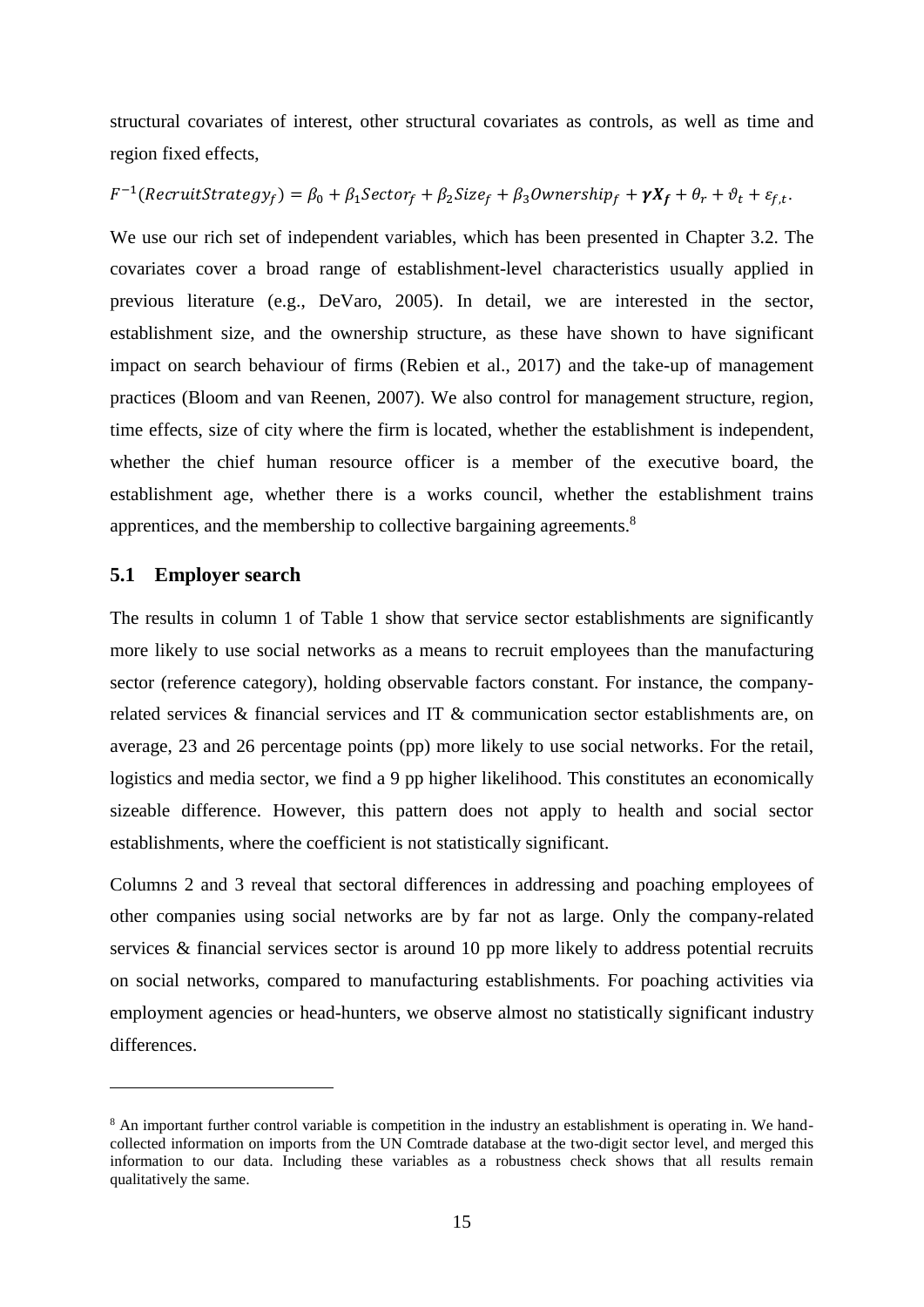structural covariates of interest, other structural covariates as controls, as well as time and region fixed effects,

$$F^{-1}(RecruitStrategy_f) = \beta_0 + \beta_1 Sector_f + \beta_2 Size_f + \beta_3 Ownership_f + \boldsymbol{\gamma X_f} + \theta_r + \vartheta_t + \varepsilon_{f,t}.$$

We use our rich set of independent variables, which has been presented in Chapter 3.2. The covariates cover a broad range of establishment-level characteristics usually applied in previous literature (e.g., DeVaro, 2005). In detail, we are interested in the sector, establishment size, and the ownership structure, as these have shown to have significant impact on search behaviour of firms (Rebien et al., 2017) and the take-up of management practices (Bloom and van Reenen, 2007). We also control for management structure, region, time effects, size of city where the firm is located, whether the establishment is independent, whether the chief human resource officer is a member of the executive board, the establishment age, whether there is a works council, whether the establishment trains apprentices, and the membership to collective bargaining agreements.[8]

## 5.1 Employer search

The results in column 1 of Table 1 show that service sector establishments are significantly more likely to use social networks as a means to recruit employees than the manufacturing sector (reference category), holding observable factors constant. For instance, the company-related services & financial services and IT & communication sector establishments are, on average, 23 and 26 percentage points (pp) more likely to use social networks. For the retail, logistics and media sector, we find a 9 pp higher likelihood. This constitutes an economically sizeable difference. However, this pattern does not apply to health and social sector establishments, where the coefficient is not statistically significant.

Columns 2 and 3 reveal that sectoral differences in addressing and poaching employees of other companies using social networks are by far not as large. Only the company-related services & financial services sector is around 10 pp more likely to address potential recruits on social networks, compared to manufacturing establishments. For poaching activities via employment agencies or head-hunters, we observe almost no statistically significant industry differences.

---

[8] An important further control variable is competition in the industry an establishment is operating in. We hand-collected information on imports from the UN Comtrade database at the two-digit sector level, and merged this information to our data. Including these variables as a robustness check shows that all results remain qualitatively the same.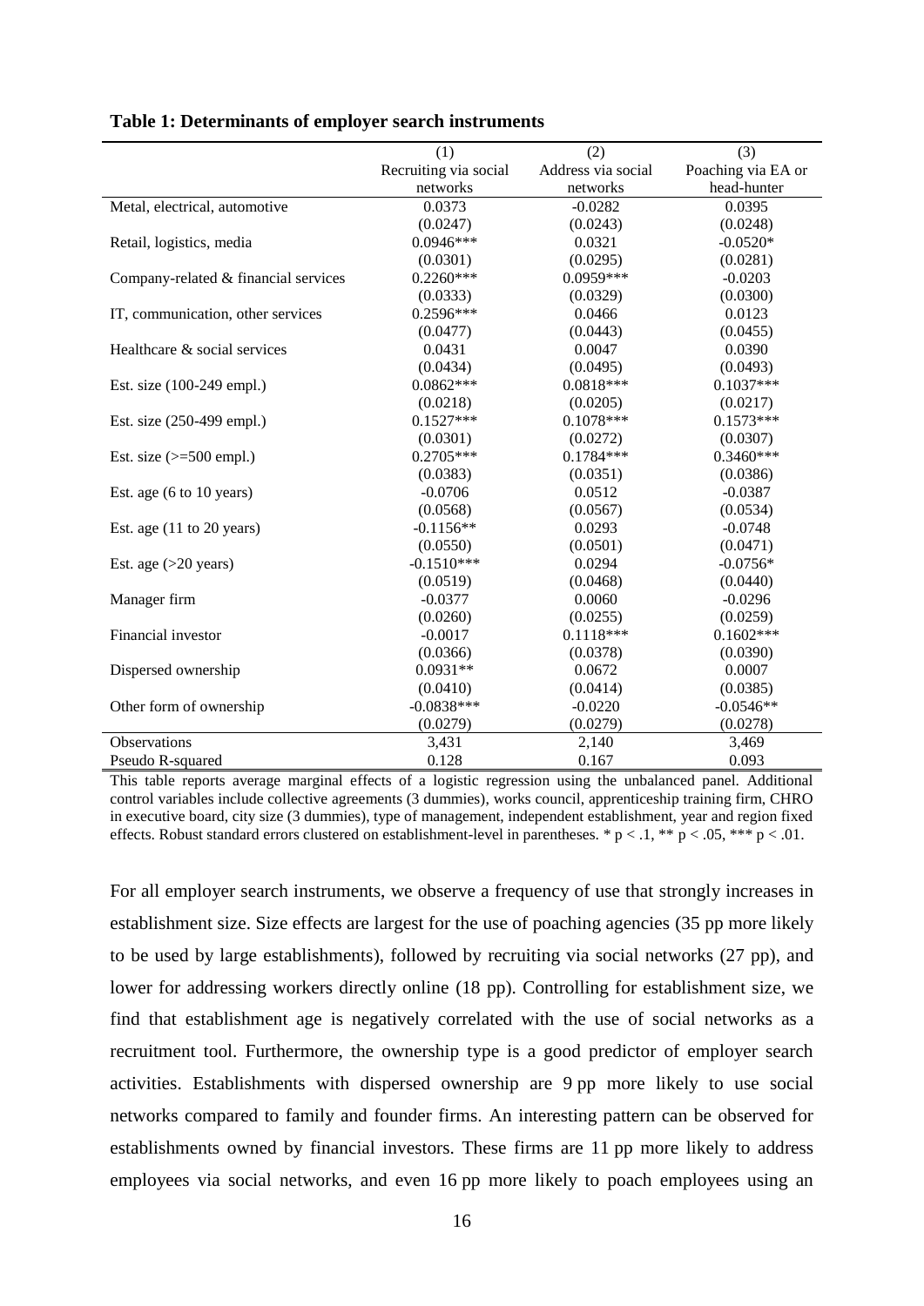**Table 1: Determinants of employer search instruments**

| | (1) | (2) | (3) |
|---|---|---|---|
| | Recruiting via social networks | Address via social networks | Poaching via EA or head-hunter |
| Metal, electrical, automotive | 0.0373 | -0.0282 | 0.0395 |
| | (0.0247) | (0.0243) | (0.0248) |
| Retail, logistics, media | 0.0946*** | 0.0321 | -0.0520* |
| | (0.0301) | (0.0295) | (0.0281) |
| Company-related & financial services | 0.2260*** | 0.0959*** | -0.0203 |
| | (0.0333) | (0.0329) | (0.0300) |
| IT, communication, other services | 0.2596*** | 0.0466 | 0.0123 |
| | (0.0477) | (0.0443) | (0.0455) |
| Healthcare & social services | 0.0431 | 0.0047 | 0.0390 |
| | (0.0434) | (0.0495) | (0.0493) |
| Est. size (100-249 empl.) | 0.0862*** | 0.0818*** | 0.1037*** |
| | (0.0218) | (0.0205) | (0.0217) |
| Est. size (250-499 empl.) | 0.1527*** | 0.1078*** | 0.1573*** |
| | (0.0301) | (0.0272) | (0.0307) |
| Est. size (>=500 empl.) | 0.2705*** | 0.1784*** | 0.3460*** |
| | (0.0383) | (0.0351) | (0.0386) |
| Est. age (6 to 10 years) | -0.0706 | 0.0512 | -0.0387 |
| | (0.0568) | (0.0567) | (0.0534) |
| Est. age (11 to 20 years) | -0.1156** | 0.0293 | -0.0748 |
| | (0.0550) | (0.0501) | (0.0471) |
| Est. age (>20 years) | -0.1510*** | 0.0294 | -0.0756* |
| | (0.0519) | (0.0468) | (0.0440) |
| Manager firm | -0.0377 | 0.0060 | -0.0296 |
| | (0.0260) | (0.0255) | (0.0259) |
| Financial investor | -0.0017 | 0.1118*** | 0.1602*** |
| | (0.0366) | (0.0378) | (0.0390) |
| Dispersed ownership | 0.0931** | 0.0672 | 0.0007 |
| | (0.0410) | (0.0414) | (0.0385) |
| Other form of ownership | -0.0838*** | -0.0220 | -0.0546** |
| | (0.0279) | (0.0279) | (0.0278) |
| Observations | 3,431 | 2,140 | 3,469 |
| Pseudo R-squared | 0.128 | 0.167 | 0.093 |

This table reports average marginal effects of a logistic regression using the unbalanced panel. Additional control variables include collective agreements (3 dummies), works council, apprenticeship training firm, CHRO in executive board, city size (3 dummies), type of management, independent establishment, year and region fixed effects. Robust standard errors clustered on establishment-level in parentheses. * $p < .1$, ** $p < .05$, *** $p < .01$.

For all employer search instruments, we observe a frequency of use that strongly increases in establishment size. Size effects are largest for the use of poaching agencies (35 pp more likely to be used by large establishments), followed by recruiting via social networks (27 pp), and lower for addressing workers directly online (18 pp). Controlling for establishment size, we find that establishment age is negatively correlated with the use of social networks as a recruitment tool. Furthermore, the ownership type is a good predictor of employer search activities. Establishments with dispersed ownership are 9 pp more likely to use social networks compared to family and founder firms. An interesting pattern can be observed for establishments owned by financial investors. These firms are 11 pp more likely to address employees via social networks, and even 16 pp more likely to poach employees using an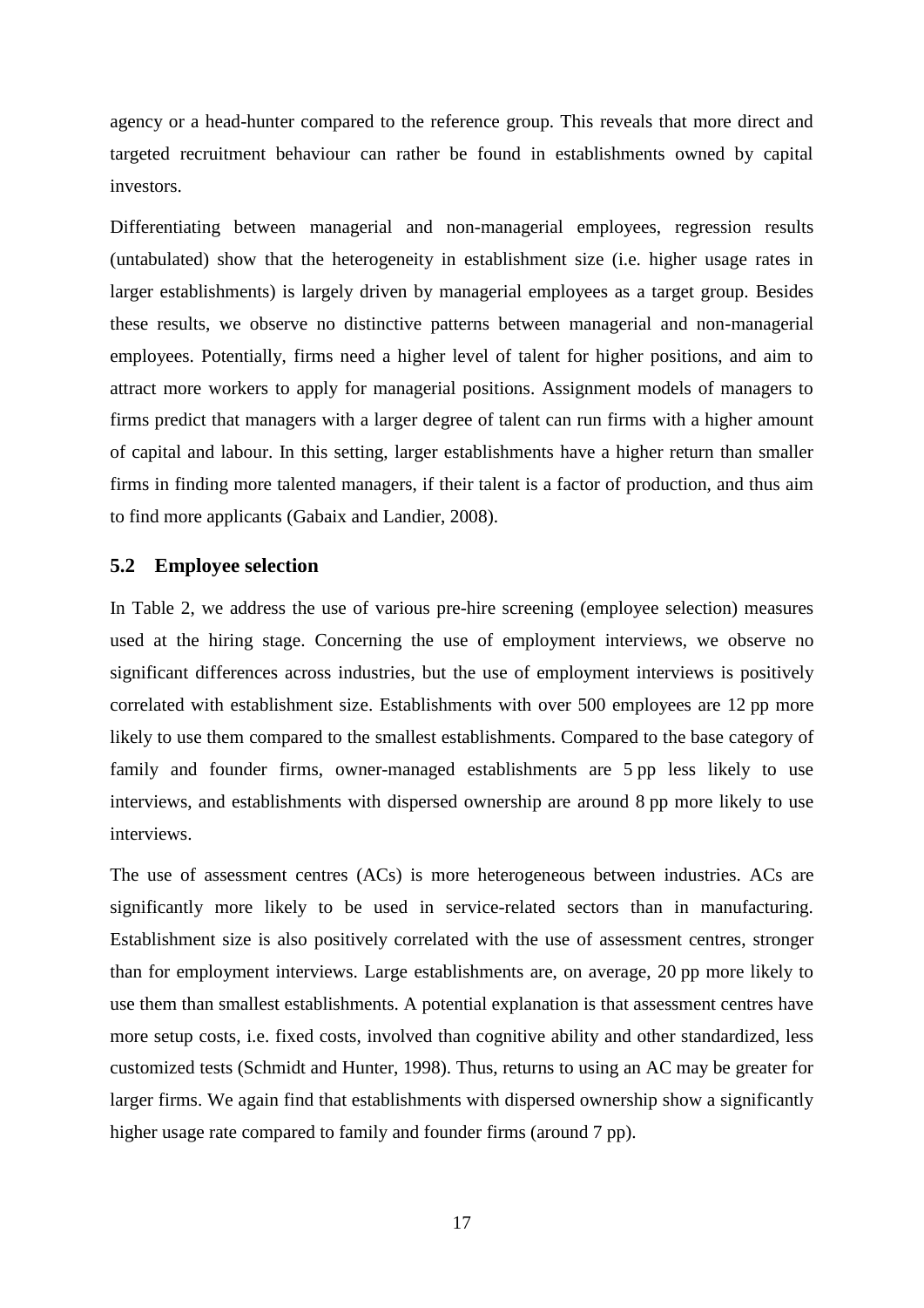agency or a head-hunter compared to the reference group. This reveals that more direct and targeted recruitment behaviour can rather be found in establishments owned by capital investors.

Differentiating between managerial and non-managerial employees, regression results (untabulated) show that the heterogeneity in establishment size (i.e. higher usage rates in larger establishments) is largely driven by managerial employees as a target group. Besides these results, we observe no distinctive patterns between managerial and non-managerial employees. Potentially, firms need a higher level of talent for higher positions, and aim to attract more workers to apply for managerial positions. Assignment models of managers to firms predict that managers with a larger degree of talent can run firms with a higher amount of capital and labour. In this setting, larger establishments have a higher return than smaller firms in finding more talented managers, if their talent is a factor of production, and thus aim to find more applicants (Gabaix and Landier, 2008).

### 5.2 Employee selection

In Table 2, we address the use of various pre-hire screening (employee selection) measures used at the hiring stage. Concerning the use of employment interviews, we observe no significant differences across industries, but the use of employment interviews is positively correlated with establishment size. Establishments with over 500 employees are 12 pp more likely to use them compared to the smallest establishments. Compared to the base category of family and founder firms, owner-managed establishments are 5 pp less likely to use interviews, and establishments with dispersed ownership are around 8 pp more likely to use interviews.

The use of assessment centres (ACs) is more heterogeneous between industries. ACs are significantly more likely to be used in service-related sectors than in manufacturing. Establishment size is also positively correlated with the use of assessment centres, stronger than for employment interviews. Large establishments are, on average, 20 pp more likely to use them than smallest establishments. A potential explanation is that assessment centres have more setup costs, i.e. fixed costs, involved than cognitive ability and other standardized, less customized tests (Schmidt and Hunter, 1998). Thus, returns to using an AC may be greater for larger firms. We again find that establishments with dispersed ownership show a significantly higher usage rate compared to family and founder firms (around 7 pp).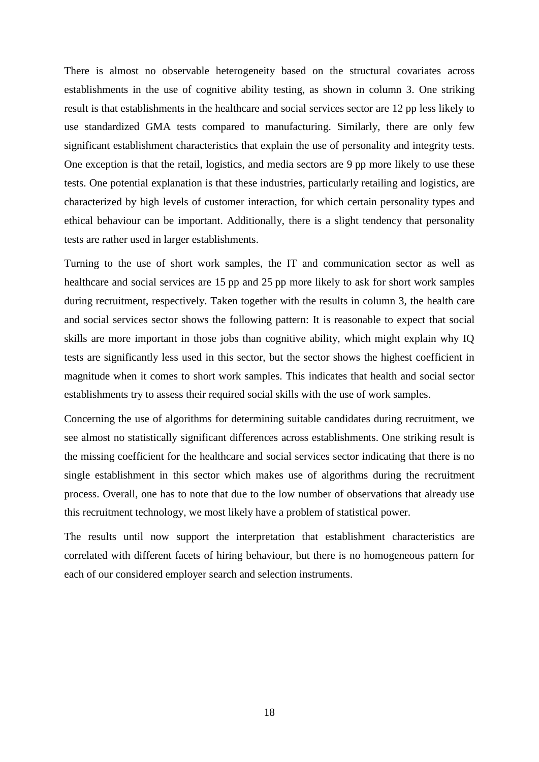There is almost no observable heterogeneity based on the structural covariates across establishments in the use of cognitive ability testing, as shown in column 3. One striking result is that establishments in the healthcare and social services sector are 12 pp less likely to use standardized GMA tests compared to manufacturing. Similarly, there are only few significant establishment characteristics that explain the use of personality and integrity tests. One exception is that the retail, logistics, and media sectors are 9 pp more likely to use these tests. One potential explanation is that these industries, particularly retailing and logistics, are characterized by high levels of customer interaction, for which certain personality types and ethical behaviour can be important. Additionally, there is a slight tendency that personality tests are rather used in larger establishments.

Turning to the use of short work samples, the IT and communication sector as well as healthcare and social services are 15 pp and 25 pp more likely to ask for short work samples during recruitment, respectively. Taken together with the results in column 3, the health care and social services sector shows the following pattern: It is reasonable to expect that social skills are more important in those jobs than cognitive ability, which might explain why IQ tests are significantly less used in this sector, but the sector shows the highest coefficient in magnitude when it comes to short work samples. This indicates that health and social sector establishments try to assess their required social skills with the use of work samples.

Concerning the use of algorithms for determining suitable candidates during recruitment, we see almost no statistically significant differences across establishments. One striking result is the missing coefficient for the healthcare and social services sector indicating that there is no single establishment in this sector which makes use of algorithms during the recruitment process. Overall, one has to note that due to the low number of observations that already use this recruitment technology, we most likely have a problem of statistical power.

The results until now support the interpretation that establishment characteristics are correlated with different facets of hiring behaviour, but there is no homogeneous pattern for each of our considered employer search and selection instruments.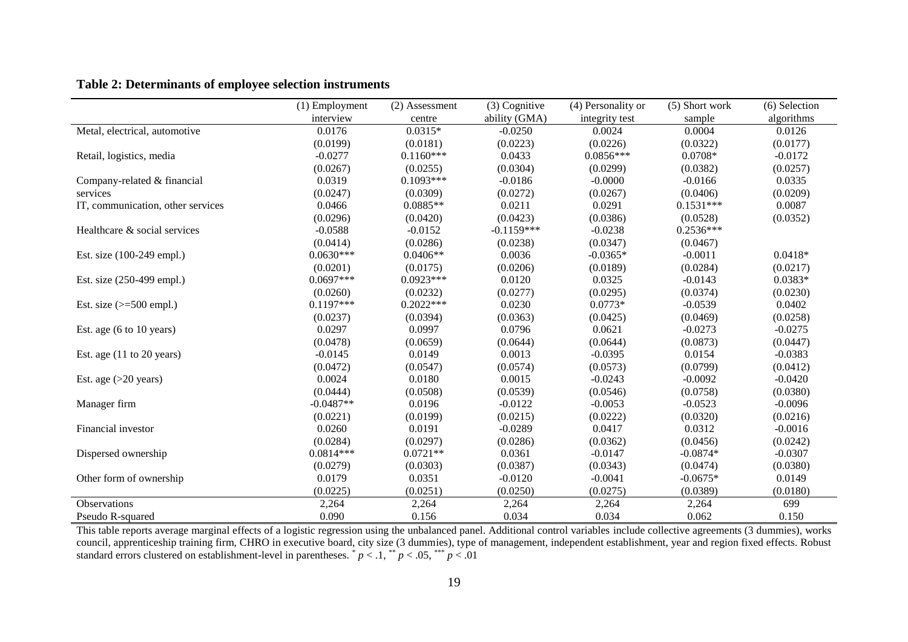**Table 2: Determinants of employee selection instruments**

| | (1) Employment interview | (2) Assessment centre | (3) Cognitive ability (GMA) | (4) Personality or integrity test | (5) Short work sample | (6) Selection algorithms |
|---|---|---|---|---|---|---|
| Metal, electrical, automotive | 0.0176 | 0.0315* | -0.0250 | 0.0024 | 0.0004 | 0.0126 |
| | (0.0199) | (0.0181) | (0.0223) | (0.0226) | (0.0322) | (0.0177) |
| Retail, logistics, media | -0.0277 | 0.1160*** | 0.0433 | 0.0856*** | 0.0708* | -0.0172 |
| | (0.0267) | (0.0255) | (0.0304) | (0.0299) | (0.0382) | (0.0257) |
| Company-related & financial services | 0.0319 | 0.1093*** | -0.0186 | -0.0000 | -0.0166 | 0.0335 |
| | (0.0247) | (0.0309) | (0.0272) | (0.0267) | (0.0406) | (0.0209) |
| IT, communication, other services | 0.0466 | 0.0885** | 0.0211 | 0.0291 | 0.1531*** | 0.0087 |
| | (0.0296) | (0.0420) | (0.0423) | (0.0386) | (0.0528) | (0.0352) |
| Healthcare & social services | -0.0588 | -0.0152 | -0.1159*** | -0.0238 | 0.2536*** | |
| | (0.0414) | (0.0286) | (0.0238) | (0.0347) | (0.0467) | |
| Est. size (100-249 empl.) | 0.0630*** | 0.0406** | 0.0036 | -0.0365* | -0.0011 | 0.0418* |
| | (0.0201) | (0.0175) | (0.0206) | (0.0189) | (0.0284) | (0.0217) |
| Est. size (250-499 empl.) | 0.0697*** | 0.0923*** | 0.0120 | 0.0325 | -0.0143 | 0.0383* |
| | (0.0260) | (0.0232) | (0.0277) | (0.0295) | (0.0374) | (0.0230) |
| Est. size (>=500 empl.) | 0.1197*** | 0.2022*** | 0.0230 | 0.0773* | -0.0539 | 0.0402 |
| | (0.0237) | (0.0394) | (0.0363) | (0.0425) | (0.0469) | (0.0258) |
| Est. age (6 to 10 years) | 0.0297 | 0.0997 | 0.0796 | 0.0621 | -0.0273 | -0.0275 |
| | (0.0478) | (0.0659) | (0.0644) | (0.0644) | (0.0873) | (0.0447) |
| Est. age (11 to 20 years) | -0.0145 | 0.0149 | 0.0013 | -0.0395 | 0.0154 | -0.0383 |
| | (0.0472) | (0.0547) | (0.0574) | (0.0573) | (0.0799) | (0.0412) |
| Est. age (>20 years) | 0.0024 | 0.0180 | 0.0015 | -0.0243 | -0.0092 | -0.0420 |
| | (0.0444) | (0.0508) | (0.0539) | (0.0546) | (0.0758) | (0.0380) |
| Manager firm | -0.0487** | 0.0196 | -0.0122 | -0.0053 | -0.0523 | -0.0096 |
| | (0.0221) | (0.0199) | (0.0215) | (0.0222) | (0.0320) | (0.0216) |
| Financial investor | 0.0260 | 0.0191 | -0.0289 | 0.0417 | 0.0312 | -0.0016 |
| | (0.0284) | (0.0297) | (0.0286) | (0.0362) | (0.0456) | (0.0242) |
| Dispersed ownership | 0.0814*** | 0.0721** | 0.0361 | -0.0147 | -0.0874* | -0.0307 |
| | (0.0279) | (0.0303) | (0.0387) | (0.0343) | (0.0474) | (0.0380) |
| Other form of ownership | 0.0179 | 0.0351 | -0.0120 | -0.0041 | -0.0675* | 0.0149 |
| | (0.0225) | (0.0251) | (0.0250) | (0.0275) | (0.0389) | (0.0180) |
| Observations | 2,264 | 2,264 | 2,264 | 2,264 | 2,264 | 699 |
| Pseudo R-squared | 0.090 | 0.156 | 0.034 | 0.034 | 0.062 | 0.150 |

This table reports average marginal effects of a logistic regression using the unbalanced panel. Additional control variables include collective agreements (3 dummies), works council, apprenticeship training firm, CHRO in executive board, city size (3 dummies), type of management, independent establishment, year and region fixed effects. Robust standard errors clustered on establishment-level in parentheses. $^{*}$ $p < .1$, $^{**}$ $p < .05$, $^{***}$ $p < .01$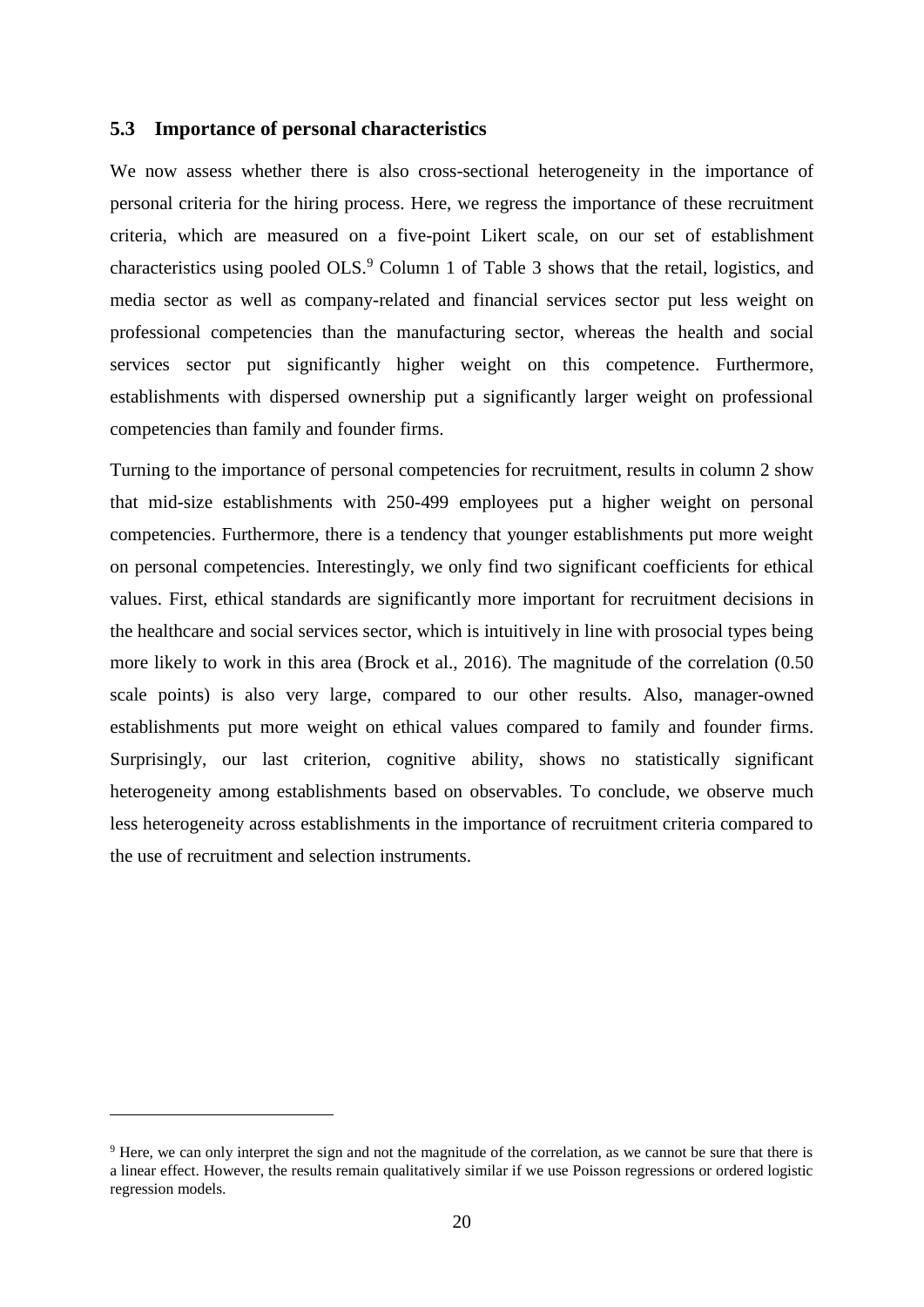### 5.3 Importance of personal characteristics

We now assess whether there is also cross-sectional heterogeneity in the importance of personal criteria for the hiring process. Here, we regress the importance of these recruitment criteria, which are measured on a five-point Likert scale, on our set of establishment characteristics using pooled OLS.[9] Column 1 of Table 3 shows that the retail, logistics, and media sector as well as company-related and financial services sector put less weight on professional competencies than the manufacturing sector, whereas the health and social services sector put significantly higher weight on this competence. Furthermore, establishments with dispersed ownership put a significantly larger weight on professional competencies than family and founder firms.

Turning to the importance of personal competencies for recruitment, results in column 2 show that mid-size establishments with 250-499 employees put a higher weight on personal competencies. Furthermore, there is a tendency that younger establishments put more weight on personal competencies. Interestingly, we only find two significant coefficients for ethical values. First, ethical standards are significantly more important for recruitment decisions in the healthcare and social services sector, which is intuitively in line with prosocial types being more likely to work in this area (Brock et al., 2016). The magnitude of the correlation (0.50 scale points) is also very large, compared to our other results. Also, manager-owned establishments put more weight on ethical values compared to family and founder firms. Surprisingly, our last criterion, cognitive ability, shows no statistically significant heterogeneity among establishments based on observables. To conclude, we observe much less heterogeneity across establishments in the importance of recruitment criteria compared to the use of recruitment and selection instruments.

---

[9] Here, we can only interpret the sign and not the magnitude of the correlation, as we cannot be sure that there is a linear effect. However, the results remain qualitatively similar if we use Poisson regressions or ordered logistic regression models.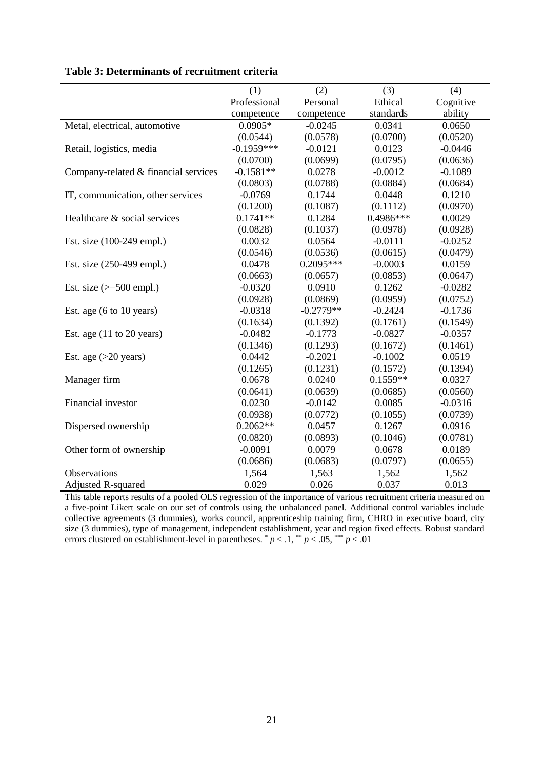**Table 3: Determinants of recruitment criteria**

| | (1) Professional competence | (2) Personal competence | (3) Ethical standards | (4) Cognitive ability |
|---|---|---|---|---|
| Metal, electrical, automotive | 0.0905* | -0.0245 | 0.0341 | 0.0650 |
| | (0.0544) | (0.0578) | (0.0700) | (0.0520) |
| Retail, logistics, media | -0.1959*** | -0.0121 | 0.0123 | -0.0446 |
| | (0.0700) | (0.0699) | (0.0795) | (0.0636) |
| Company-related & financial services | -0.1581** | 0.0278 | -0.0012 | -0.1089 |
| | (0.0803) | (0.0788) | (0.0884) | (0.0684) |
| IT, communication, other services | -0.0769 | 0.1744 | 0.0448 | 0.1210 |
| | (0.1200) | (0.1087) | (0.1112) | (0.0970) |
| Healthcare & social services | 0.1741** | 0.1284 | 0.4986*** | 0.0029 |
| | (0.0828) | (0.1037) | (0.0978) | (0.0928) |
| Est. size (100-249 empl.) | 0.0032 | 0.0564 | -0.0111 | -0.0252 |
| | (0.0546) | (0.0536) | (0.0615) | (0.0479) |
| Est. size (250-499 empl.) | 0.0478 | 0.2095*** | -0.0003 | 0.0159 |
| | (0.0663) | (0.0657) | (0.0853) | (0.0647) |
| Est. size (>=500 empl.) | -0.0320 | 0.0910 | 0.1262 | -0.0282 |
| | (0.0928) | (0.0869) | (0.0959) | (0.0752) |
| Est. age (6 to 10 years) | -0.0318 | -0.2779** | -0.2424 | -0.1736 |
| | (0.1634) | (0.1392) | (0.1761) | (0.1549) |
| Est. age (11 to 20 years) | -0.0482 | -0.1773 | -0.0827 | -0.0357 |
| | (0.1346) | (0.1293) | (0.1672) | (0.1461) |
| Est. age (>20 years) | 0.0442 | -0.2021 | -0.1002 | 0.0519 |
| | (0.1265) | (0.1231) | (0.1572) | (0.1394) |
| Manager firm | 0.0678 | 0.0240 | 0.1559** | 0.0327 |
| | (0.0641) | (0.0639) | (0.0685) | (0.0560) |
| Financial investor | 0.0230 | -0.0142 | 0.0085 | -0.0316 |
| | (0.0938) | (0.0772) | (0.1055) | (0.0739) |
| Dispersed ownership | 0.2062** | 0.0457 | 0.1267 | 0.0916 |
| | (0.0820) | (0.0893) | (0.1046) | (0.0781) |
| Other form of ownership | -0.0091 | 0.0079 | 0.0678 | 0.0189 |
| | (0.0686) | (0.0683) | (0.0797) | (0.0655) |
| Observations | 1,564 | 1,563 | 1,562 | 1,562 |
| Adjusted R-squared | 0.029 | 0.026 | 0.037 | 0.013 |

This table reports results of a pooled OLS regression of the importance of various recruitment criteria measured on a five-point Likert scale on our set of controls using the unbalanced panel. Additional control variables include collective agreements (3 dummies), works council, apprenticeship training firm, CHRO in executive board, city size (3 dummies), type of management, independent establishment, year and region fixed effects. Robust standard errors clustered on establishment-level in parentheses. $^{*}$ $p < .1$, $^{**}$ $p < .05$, $^{***}$ $p < .01$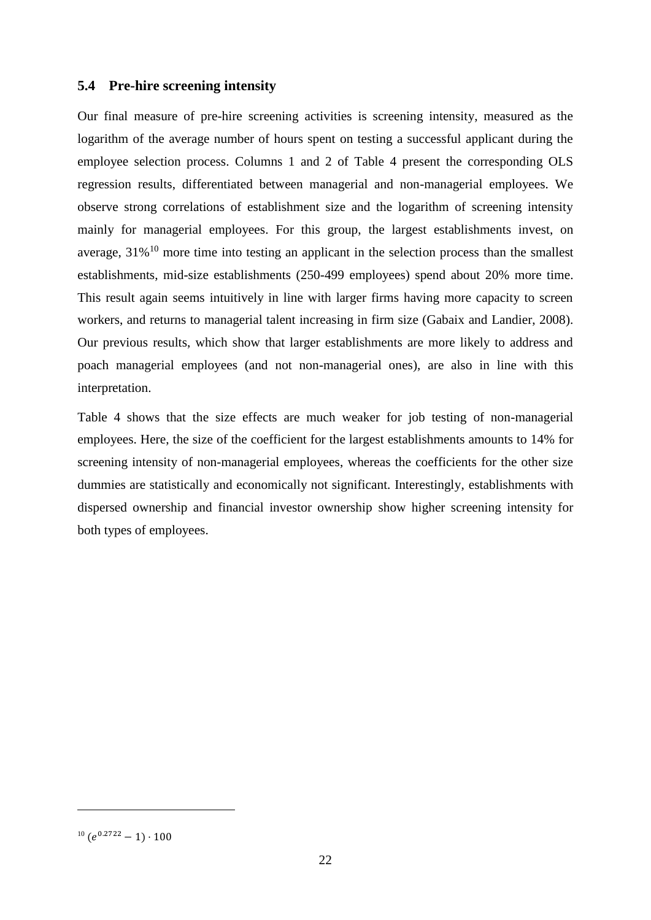### 5.4 Pre-hire screening intensity

Our final measure of pre-hire screening activities is screening intensity, measured as the logarithm of the average number of hours spent on testing a successful applicant during the employee selection process. Columns 1 and 2 of Table 4 present the corresponding OLS regression results, differentiated between managerial and non-managerial employees. We observe strong correlations of establishment size and the logarithm of screening intensity mainly for managerial employees. For this group, the largest establishments invest, on average, 31%[10] more time into testing an applicant in the selection process than the smallest establishments, mid-size establishments (250-499 employees) spend about 20% more time. This result again seems intuitively in line with larger firms having more capacity to screen workers, and returns to managerial talent increasing in firm size (Gabaix and Landier, 2008). Our previous results, which show that larger establishments are more likely to address and poach managerial employees (and not non-managerial ones), are also in line with this interpretation.

Table 4 shows that the size effects are much weaker for job testing of non-managerial employees. Here, the size of the coefficient for the largest establishments amounts to 14% for screening intensity of non-managerial employees, whereas the coefficients for the other size dummies are statistically and economically not significant. Interestingly, establishments with dispersed ownership and financial investor ownership show higher screening intensity for both types of employees.

[10] $(e^{0.2722} - 1) \cdot 100$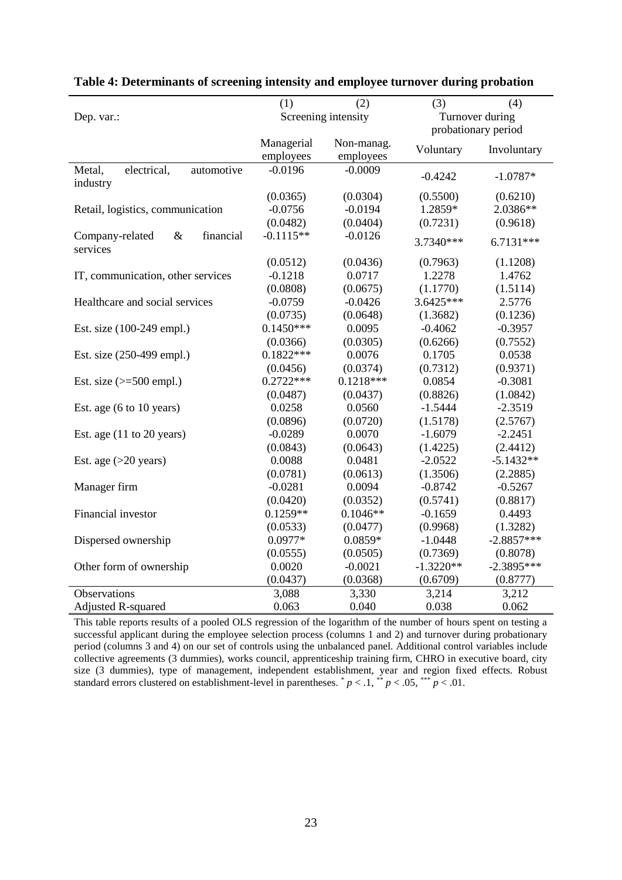**Table 4: Determinants of screening intensity and employee turnover during probation**

| | (1) | (2) | (3) | (4) |
|---|---|---|---|---|
| Dep. var.: | Screening intensity | | Turnover during probationary period | |
| | Managerial employees | Non-manag. employees | Voluntary | Involuntary |
| Metal, electrical, automotive industry | -0.0196 | -0.0009 | -0.4242 | -1.0787* |
| | (0.0365) | (0.0304) | (0.5500) | (0.6210) |
| Retail, logistics, communication | -0.0756 | -0.0194 | 1.2859* | 2.0386** |
| | (0.0482) | (0.0404) | (0.7231) | (0.9618) |
| Company-related & financial services | -0.1115** | -0.0126 | 3.7340*** | 6.7131*** |
| | (0.0512) | (0.0436) | (0.7963) | (1.1208) |
| IT, communication, other services | -0.1218 | 0.0717 | 1.2278 | 1.4762 |
| | (0.0808) | (0.0675) | (1.1770) | (1.5114) |
| Healthcare and social services | -0.0759 | -0.0426 | 3.6425*** | 2.5776 |
| | (0.0735) | (0.0648) | (1.3682) | (0.1236) |
| Est. size (100-249 empl.) | 0.1450*** | 0.0095 | -0.4062 | -0.3957 |
| | (0.0366) | (0.0305) | (0.6266) | (0.7552) |
| Est. size (250-499 empl.) | 0.1822*** | 0.0076 | 0.1705 | 0.0538 |
| | (0.0456) | (0.0374) | (0.7312) | (0.9371) |
| Est. size (>=500 empl.) | 0.2722*** | 0.1218*** | 0.0854 | -0.3081 |
| | (0.0487) | (0.0437) | (0.8826) | (1.0842) |
| Est. age (6 to 10 years) | 0.0258 | 0.0560 | -1.5444 | -2.3519 |
| | (0.0896) | (0.0720) | (1.5178) | (2.5767) |
| Est. age (11 to 20 years) | -0.0289 | 0.0070 | -1.6079 | -2.2451 |
| | (0.0843) | (0.0643) | (1.4225) | (2.4412) |
| Est. age (>20 years) | 0.0088 | 0.0481 | -2.0522 | -5.1432** |
| | (0.0781) | (0.0613) | (1.3506) | (2.2885) |
| Manager firm | -0.0281 | 0.0094 | -0.8742 | -0.5267 |
| | (0.0420) | (0.0352) | (0.5741) | (0.8817) |
| Financial investor | 0.1259** | 0.1046** | -0.1659 | 0.4493 |
| | (0.0533) | (0.0477) | (0.9968) | (1.3282) |
| Dispersed ownership | 0.0977* | 0.0859* | -1.0448 | -2.8857*** |
| | (0.0555) | (0.0505) | (0.7369) | (0.8078) |
| Other form of ownership | 0.0020 | -0.0021 | -1.3220** | -2.3895*** |
| | (0.0437) | (0.0368) | (0.6709) | (0.8777) |
| Observations | 3,088 | 3,330 | 3,214 | 3,212 |
| Adjusted R-squared | 0.063 | 0.040 | 0.038 | 0.062 |

This table reports results of a pooled OLS regression of the logarithm of the number of hours spent on testing a successful applicant during the employee selection process (columns 1 and 2) and turnover during probationary period (columns 3 and 4) on our set of controls using the unbalanced panel. Additional control variables include collective agreements (3 dummies), works council, apprenticeship training firm, CHRO in executive board, city size (3 dummies), type of management, independent establishment, year and region fixed effects. Robust standard errors clustered on establishment-level in parentheses. * $p < .1$, ** $p < .05$, *** $p < .01$.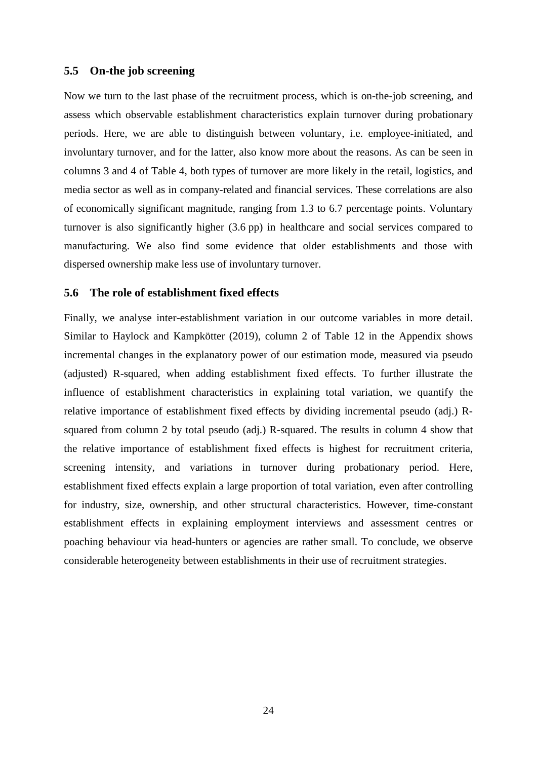### 5.5 On-the job screening

Now we turn to the last phase of the recruitment process, which is on-the-job screening, and assess which observable establishment characteristics explain turnover during probationary periods. Here, we are able to distinguish between voluntary, i.e. employee-initiated, and involuntary turnover, and for the latter, also know more about the reasons. As can be seen in columns 3 and 4 of Table 4, both types of turnover are more likely in the retail, logistics, and media sector as well as in company-related and financial services. These correlations are also of economically significant magnitude, ranging from 1.3 to 6.7 percentage points. Voluntary turnover is also significantly higher (3.6 pp) in healthcare and social services compared to manufacturing. We also find some evidence that older establishments and those with dispersed ownership make less use of involuntary turnover.

### 5.6 The role of establishment fixed effects

Finally, we analyse inter-establishment variation in our outcome variables in more detail. Similar to Haylock and Kampkötter (2019), column 2 of Table 12 in the Appendix shows incremental changes in the explanatory power of our estimation mode, measured via pseudo (adjusted) R-squared, when adding establishment fixed effects. To further illustrate the influence of establishment characteristics in explaining total variation, we quantify the relative importance of establishment fixed effects by dividing incremental pseudo (adj.) R-squared from column 2 by total pseudo (adj.) R-squared. The results in column 4 show that the relative importance of establishment fixed effects is highest for recruitment criteria, screening intensity, and variations in turnover during probationary period. Here, establishment fixed effects explain a large proportion of total variation, even after controlling for industry, size, ownership, and other structural characteristics. However, time-constant establishment effects in explaining employment interviews and assessment centres or poaching behaviour via head-hunters or agencies are rather small. To conclude, we observe considerable heterogeneity between establishments in their use of recruitment strategies.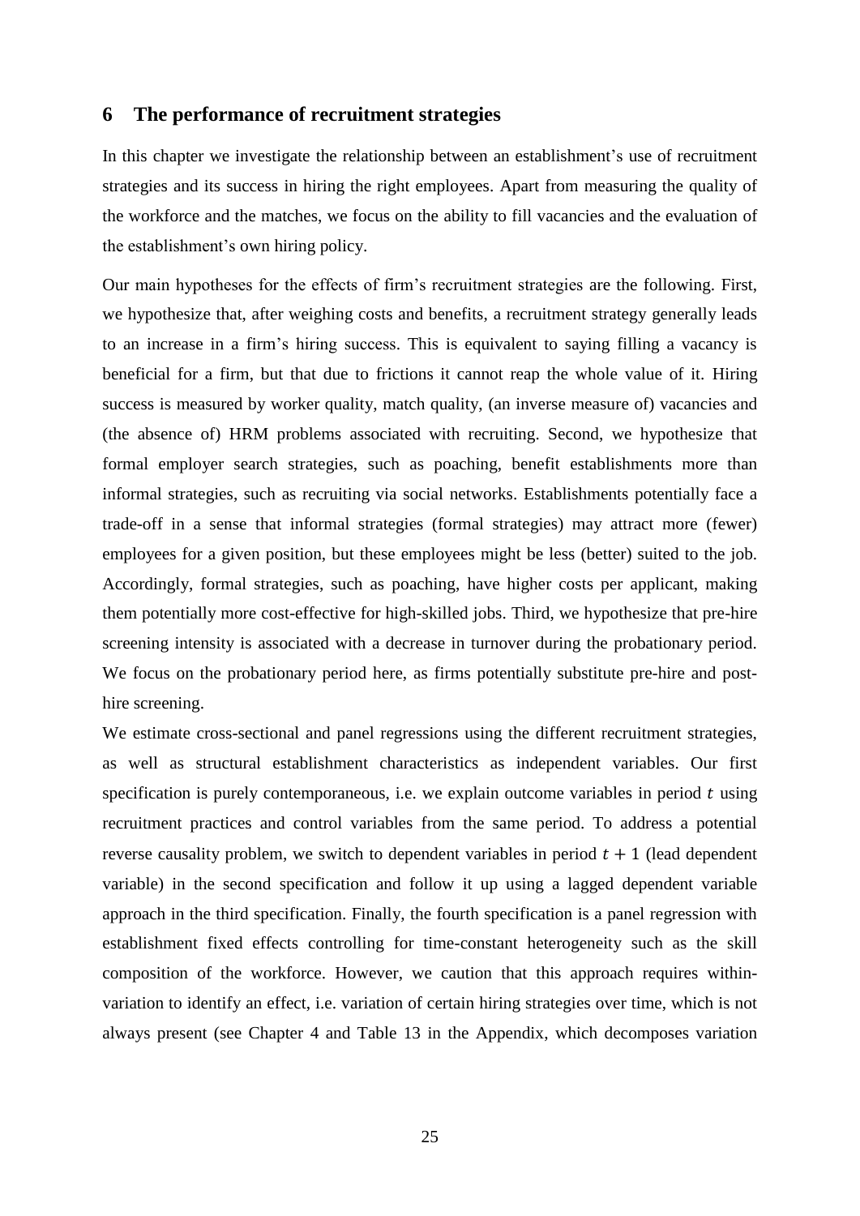## 6 The performance of recruitment strategies

In this chapter we investigate the relationship between an establishment's use of recruitment strategies and its success in hiring the right employees. Apart from measuring the quality of the workforce and the matches, we focus on the ability to fill vacancies and the evaluation of the establishment's own hiring policy.

Our main hypotheses for the effects of firm's recruitment strategies are the following. First, we hypothesize that, after weighing costs and benefits, a recruitment strategy generally leads to an increase in a firm's hiring success. This is equivalent to saying filling a vacancy is beneficial for a firm, but that due to frictions it cannot reap the whole value of it. Hiring success is measured by worker quality, match quality, (an inverse measure of) vacancies and (the absence of) HRM problems associated with recruiting. Second, we hypothesize that formal employer search strategies, such as poaching, benefit establishments more than informal strategies, such as recruiting via social networks. Establishments potentially face a trade-off in a sense that informal strategies (formal strategies) may attract more (fewer) employees for a given position, but these employees might be less (better) suited to the job. Accordingly, formal strategies, such as poaching, have higher costs per applicant, making them potentially more cost-effective for high-skilled jobs. Third, we hypothesize that pre-hire screening intensity is associated with a decrease in turnover during the probationary period. We focus on the probationary period here, as firms potentially substitute pre-hire and post-hire screening.

We estimate cross-sectional and panel regressions using the different recruitment strategies, as well as structural establishment characteristics as independent variables. Our first specification is purely contemporaneous, i.e. we explain outcome variables in period $t$ using recruitment practices and control variables from the same period. To address a potential reverse causality problem, we switch to dependent variables in period $t + 1$ (lead dependent variable) in the second specification and follow it up using a lagged dependent variable approach in the third specification. Finally, the fourth specification is a panel regression with establishment fixed effects controlling for time-constant heterogeneity such as the skill composition of the workforce. However, we caution that this approach requires within-variation to identify an effect, i.e. variation of certain hiring strategies over time, which is not always present (see Chapter 4 and Table 13 in the Appendix, which decomposes variation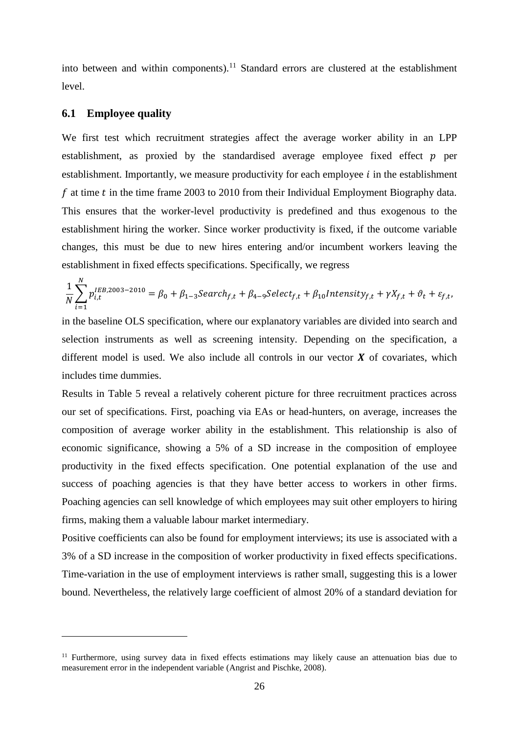into between and within components).[11] Standard errors are clustered at the establishment level.

## 6.1 Employee quality

We first test which recruitment strategies affect the average worker ability in an LPP establishment, as proxied by the standardised average employee fixed effect $p$ per establishment. Importantly, we measure productivity for each employee $i$ in the establishment $f$ at time $t$ in the time frame 2003 to 2010 from their Individual Employment Biography data. This ensures that the worker-level productivity is predefined and thus exogenous to the establishment hiring the worker. Since worker productivity is fixed, if the outcome variable changes, this must be due to new hires entering and/or incumbent workers leaving the establishment in fixed effects specifications. Specifically, we regress

$$\frac{1}{N}\sum_{i=1}^{N} p_{i,t}^{IEB,2003-2010} = \beta_0 + \beta_{1-3}Search_{f,t} + \beta_{4-9}Select_{f,t} + \beta_{10}Intensity_{f,t} + \gamma X_{f,t} + \vartheta_t + \varepsilon_{f,t},$$

in the baseline OLS specification, where our explanatory variables are divided into search and selection instruments as well as screening intensity. Depending on the specification, a different model is used. We also include all controls in our vector $\boldsymbol{X}$ of covariates, which includes time dummies.

Results in Table 5 reveal a relatively coherent picture for three recruitment practices across our set of specifications. First, poaching via EAs or head-hunters, on average, increases the composition of average worker ability in the establishment. This relationship is also of economic significance, showing a 5% of a SD increase in the composition of employee productivity in the fixed effects specification. One potential explanation of the use and success of poaching agencies is that they have better access to workers in other firms. Poaching agencies can sell knowledge of which employees may suit other employers to hiring firms, making them a valuable labour market intermediary.

Positive coefficients can also be found for employment interviews; its use is associated with a 3% of a SD increase in the composition of worker productivity in fixed effects specifications. Time-variation in the use of employment interviews is rather small, suggesting this is a lower bound. Nevertheless, the relatively large coefficient of almost 20% of a standard deviation for

[11] Furthermore, using survey data in fixed effects estimations may likely cause an attenuation bias due to measurement error in the independent variable (Angrist and Pischke, 2008).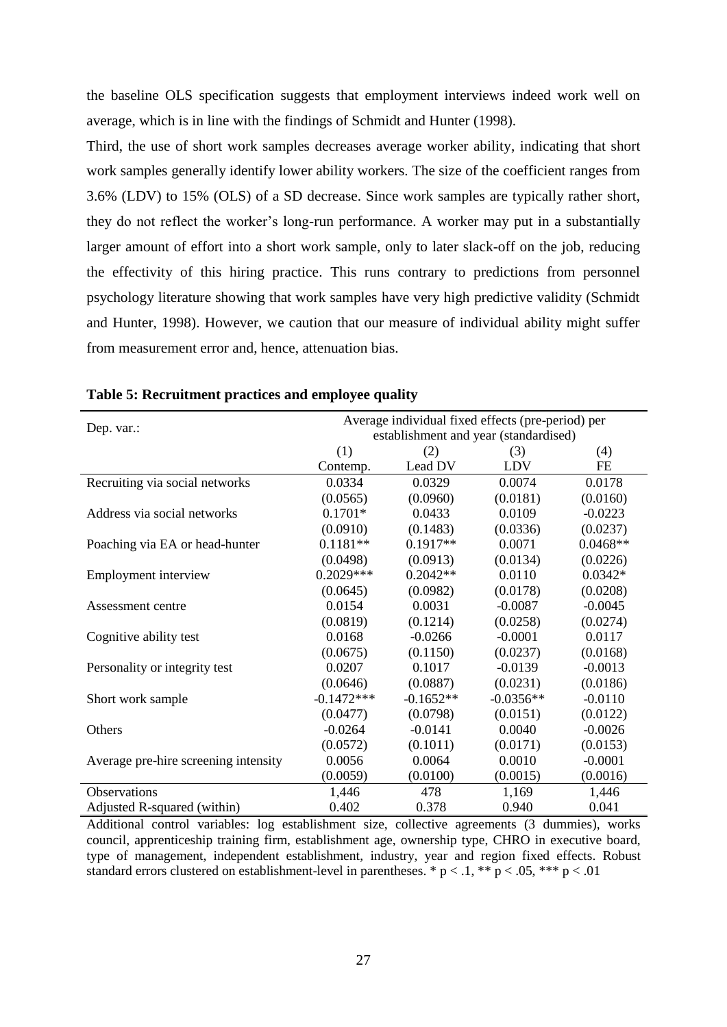the baseline OLS specification suggests that employment interviews indeed work well on average, which is in line with the findings of Schmidt and Hunter (1998).

Third, the use of short work samples decreases average worker ability, indicating that short work samples generally identify lower ability workers. The size of the coefficient ranges from 3.6% (LDV) to 15% (OLS) of a SD decrease. Since work samples are typically rather short, they do not reflect the worker's long-run performance. A worker may put in a substantially larger amount of effort into a short work sample, only to later slack-off on the job, reducing the effectivity of this hiring practice. This runs contrary to predictions from personnel psychology literature showing that work samples have very high predictive validity (Schmidt and Hunter, 1998). However, we caution that our measure of individual ability might suffer from measurement error and, hence, attenuation bias.

**Table 5: Recruitment practices and employee quality**

| Dep. var.: | Average individual fixed effects (pre-period) per establishment and year (standardised) | | | |
|---|---|---|---|---|
| | (1) | (2) | (3) | (4) |
| | Contemp. | Lead DV | LDV | FE |
| Recruiting via social networks | 0.0334 | 0.0329 | 0.0074 | 0.0178 |
| | (0.0565) | (0.0960) | (0.0181) | (0.0160) |
| Address via social networks | 0.1701* | 0.0433 | 0.0109 | -0.0223 |
| | (0.0910) | (0.1483) | (0.0336) | (0.0237) |
| Poaching via EA or head-hunter | 0.1181** | 0.1917** | 0.0071 | 0.0468** |
| | (0.0498) | (0.0913) | (0.0134) | (0.0226) |
| Employment interview | 0.2029*** | 0.2042** | 0.0110 | 0.0342* |
| | (0.0645) | (0.0982) | (0.0178) | (0.0208) |
| Assessment centre | 0.0154 | 0.0031 | -0.0087 | -0.0045 |
| | (0.0819) | (0.1214) | (0.0258) | (0.0274) |
| Cognitive ability test | 0.0168 | -0.0266 | -0.0001 | 0.0117 |
| | (0.0675) | (0.1150) | (0.0237) | (0.0168) |
| Personality or integrity test | 0.0207 | 0.1017 | -0.0139 | -0.0013 |
| | (0.0646) | (0.0887) | (0.0231) | (0.0186) |
| Short work sample | -0.1472*** | -0.1652** | -0.0356** | -0.0110 |
| | (0.0477) | (0.0798) | (0.0151) | (0.0122) |
| Others | -0.0264 | -0.0141 | 0.0040 | -0.0026 |
| | (0.0572) | (0.1011) | (0.0171) | (0.0153) |
| Average pre-hire screening intensity | 0.0056 | 0.0064 | 0.0010 | -0.0001 |
| | (0.0059) | (0.0100) | (0.0015) | (0.0016) |
| Observations | 1,446 | 478 | 1,169 | 1,446 |
| Adjusted R-squared (within) | 0.402 | 0.378 | 0.940 | 0.041 |

Additional control variables: log establishment size, collective agreements (3 dummies), works council, apprenticeship training firm, establishment age, ownership type, CHRO in executive board, type of management, independent establishment, industry, year and region fixed effects. Robust standard errors clustered on establishment-level in parentheses. * $p < .1$, ** $p < .05$, *** $p < .01$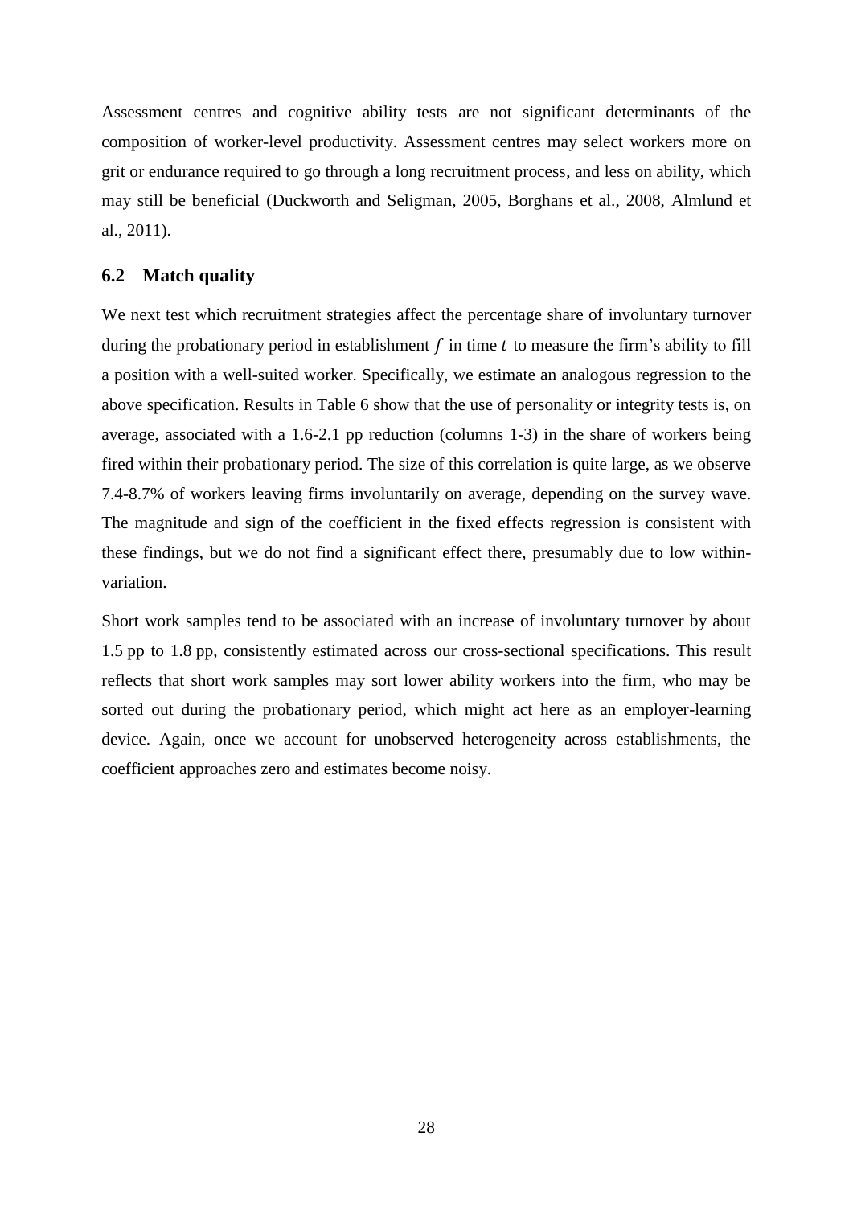Assessment centres and cognitive ability tests are not significant determinants of the composition of worker-level productivity. Assessment centres may select workers more on grit or endurance required to go through a long recruitment process, and less on ability, which may still be beneficial (Duckworth and Seligman, 2005, Borghans et al., 2008, Almlund et al., 2011).

### 6.2 Match quality

We next test which recruitment strategies affect the percentage share of involuntary turnover during the probationary period in establishment $f$ in time $t$ to measure the firm's ability to fill a position with a well-suited worker. Specifically, we estimate an analogous regression to the above specification. Results in Table 6 show that the use of personality or integrity tests is, on average, associated with a 1.6-2.1 pp reduction (columns 1-3) in the share of workers being fired within their probationary period. The size of this correlation is quite large, as we observe 7.4-8.7% of workers leaving firms involuntarily on average, depending on the survey wave. The magnitude and sign of the coefficient in the fixed effects regression is consistent with these findings, but we do not find a significant effect there, presumably due to low within-variation.

Short work samples tend to be associated with an increase of involuntary turnover by about 1.5 pp to 1.8 pp, consistently estimated across our cross-sectional specifications. This result reflects that short work samples may sort lower ability workers into the firm, who may be sorted out during the probationary period, which might act here as an employer-learning device. Again, once we account for unobserved heterogeneity across establishments, the coefficient approaches zero and estimates become noisy.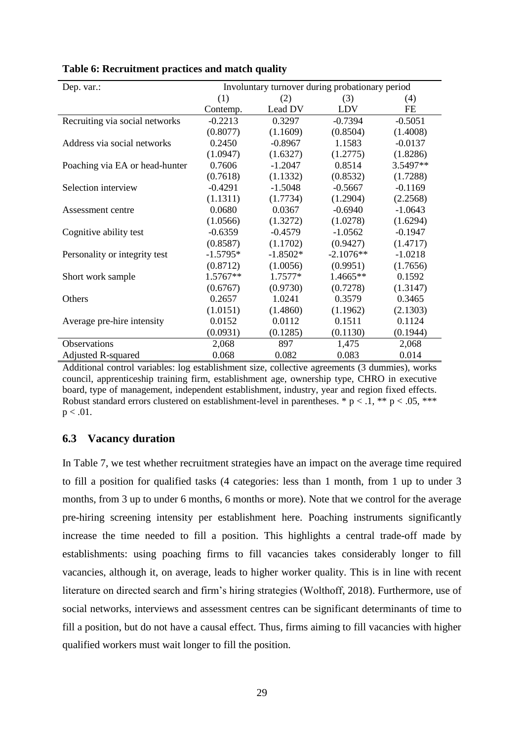**Table 6: Recruitment practices and match quality**

| Dep. var.: | Involuntary turnover during probationary period | | | |
|---|---|---|---|---|
| | (1) | (2) | (3) | (4) |
| | Contemp. | Lead DV | LDV | FE |
| Recruiting via social networks | -0.2213 | 0.3297 | -0.7394 | -0.5051 |
| | (0.8077) | (1.1609) | (0.8504) | (1.4008) |
| Address via social networks | 0.2450 | -0.8967 | 1.1583 | -0.0137 |
| | (1.0947) | (1.6327) | (1.2775) | (1.8286) |
| Poaching via EA or head-hunter | 0.7606 | -1.2047 | 0.8514 | 3.5497** |
| | (0.7618) | (1.1332) | (0.8532) | (1.7288) |
| Selection interview | -0.4291 | -1.5048 | -0.5667 | -0.1169 |
| | (1.1311) | (1.7734) | (1.2904) | (2.2568) |
| Assessment centre | 0.0680 | 0.0367 | -0.6940 | -1.0643 |
| | (1.0566) | (1.3272) | (1.0278) | (1.6294) |
| Cognitive ability test | -0.6359 | -0.4579 | -1.0562 | -0.1947 |
| | (0.8587) | (1.1702) | (0.9427) | (1.4717) |
| Personality or integrity test | -1.5795* | -1.8502* | -2.1076** | -1.0218 |
| | (0.8712) | (1.0056) | (0.9951) | (1.7656) |
| Short work sample | 1.5767** | 1.7577* | 1.4665** | 0.1592 |
| | (0.6767) | (0.9730) | (0.7278) | (1.3147) |
| Others | 0.2657 | 1.0241 | 0.3579 | 0.3465 |
| | (1.0151) | (1.4860) | (1.1962) | (2.1303) |
| Average pre-hire intensity | 0.0152 | 0.0112 | 0.1511 | 0.1124 |
| | (0.0931) | (0.1285) | (0.1130) | (0.1944) |
| Observations | 2,068 | 897 | 1,475 | 2,068 |
| Adjusted R-squared | 0.068 | 0.082 | 0.083 | 0.014 |

Additional control variables: log establishment size, collective agreements (3 dummies), works council, apprenticeship training firm, establishment age, ownership type, CHRO in executive board, type of management, independent establishment, industry, year and region fixed effects. Robust standard errors clustered on establishment-level in parentheses. * $p < .1$, ** $p < .05$, *** $p < .01$.

## 6.3 Vacancy duration

In Table 7, we test whether recruitment strategies have an impact on the average time required to fill a position for qualified tasks (4 categories: less than 1 month, from 1 up to under 3 months, from 3 up to under 6 months, 6 months or more). Note that we control for the average pre-hiring screening intensity per establishment here. Poaching instruments significantly increase the time needed to fill a position. This highlights a central trade-off made by establishments: using poaching firms to fill vacancies takes considerably longer to fill vacancies, although it, on average, leads to higher worker quality. This is in line with recent literature on directed search and firm's hiring strategies (Wolthoff, 2018). Furthermore, use of social networks, interviews and assessment centres can be significant determinants of time to fill a position, but do not have a causal effect. Thus, firms aiming to fill vacancies with higher qualified workers must wait longer to fill the position.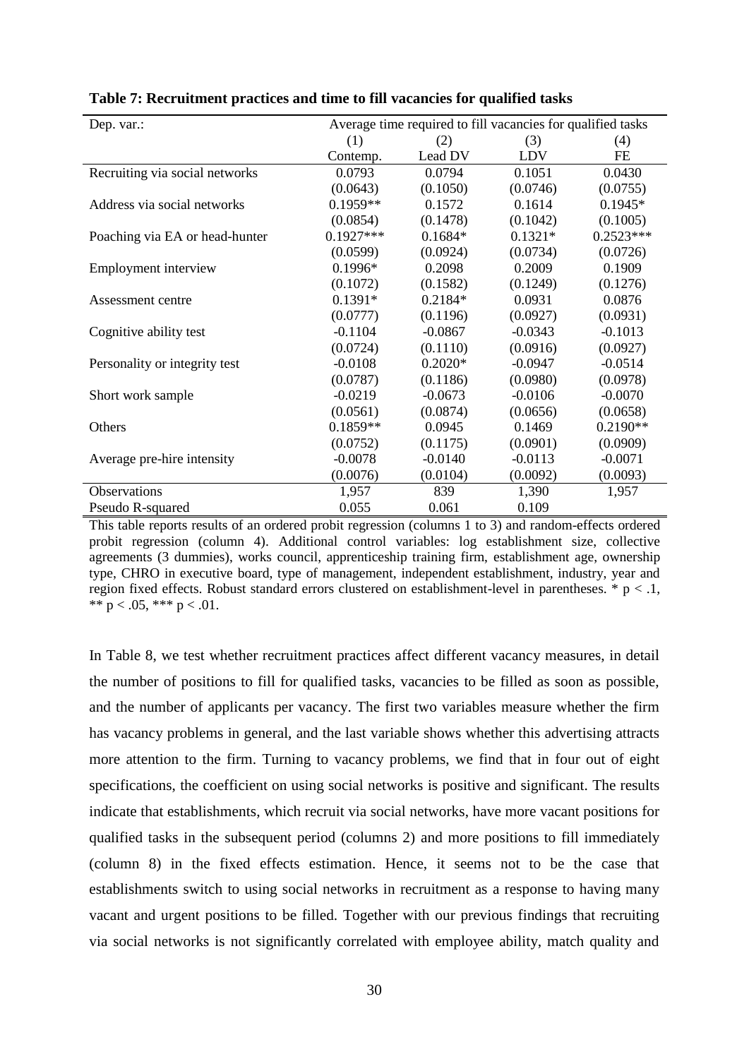**Table 7: Recruitment practices and time to fill vacancies for qualified tasks**

| Dep. var.: | Average time required to fill vacancies for qualified tasks | | | |
|---|---|---|---|---|
| | (1) | (2) | (3) | (4) |
| | Contemp. | Lead DV | LDV | FE |
| Recruiting via social networks | 0.0793 | 0.0794 | 0.1051 | 0.0430 |
| | (0.0643) | (0.1050) | (0.0746) | (0.0755) |
| Address via social networks | 0.1959** | 0.1572 | 0.1614 | 0.1945* |
| | (0.0854) | (0.1478) | (0.1042) | (0.1005) |
| Poaching via EA or head-hunter | 0.1927*** | 0.1684* | 0.1321* | 0.2523*** |
| | (0.0599) | (0.0924) | (0.0734) | (0.0726) |
| Employment interview | 0.1996* | 0.2098 | 0.2009 | 0.1909 |
| | (0.1072) | (0.1582) | (0.1249) | (0.1276) |
| Assessment centre | 0.1391* | 0.2184* | 0.0931 | 0.0876 |
| | (0.0777) | (0.1196) | (0.0927) | (0.0931) |
| Cognitive ability test | -0.1104 | -0.0867 | -0.0343 | -0.1013 |
| | (0.0724) | (0.1110) | (0.0916) | (0.0927) |
| Personality or integrity test | -0.0108 | 0.2020* | -0.0947 | -0.0514 |
| | (0.0787) | (0.1186) | (0.0980) | (0.0978) |
| Short work sample | -0.0219 | -0.0673 | -0.0106 | -0.0070 |
| | (0.0561) | (0.0874) | (0.0656) | (0.0658) |
| Others | 0.1859** | 0.0945 | 0.1469 | 0.2190** |
| | (0.0752) | (0.1175) | (0.0901) | (0.0909) |
| Average pre-hire intensity | -0.0078 | -0.0140 | -0.0113 | -0.0071 |
| | (0.0076) | (0.0104) | (0.0092) | (0.0093) |
| Observations | 1,957 | 839 | 1,390 | 1,957 |
| Pseudo R-squared | 0.055 | 0.061 | 0.109 | |

This table reports results of an ordered probit regression (columns 1 to 3) and random-effects ordered probit regression (column 4). Additional control variables: log establishment size, collective agreements (3 dummies), works council, apprenticeship training firm, establishment age, ownership type, CHRO in executive board, type of management, independent establishment, industry, year and region fixed effects. Robust standard errors clustered on establishment-level in parentheses. * $p < .1$, ** $p < .05$, *** $p < .01$.

In Table 8, we test whether recruitment practices affect different vacancy measures, in detail the number of positions to fill for qualified tasks, vacancies to be filled as soon as possible, and the number of applicants per vacancy. The first two variables measure whether the firm has vacancy problems in general, and the last variable shows whether this advertising attracts more attention to the firm. Turning to vacancy problems, we find that in four out of eight specifications, the coefficient on using social networks is positive and significant. The results indicate that establishments, which recruit via social networks, have more vacant positions for qualified tasks in the subsequent period (columns 2) and more positions to fill immediately (column 8) in the fixed effects estimation. Hence, it seems not to be the case that establishments switch to using social networks in recruitment as a response to having many vacant and urgent positions to be filled. Together with our previous findings that recruiting via social networks is not significantly correlated with employee ability, match quality and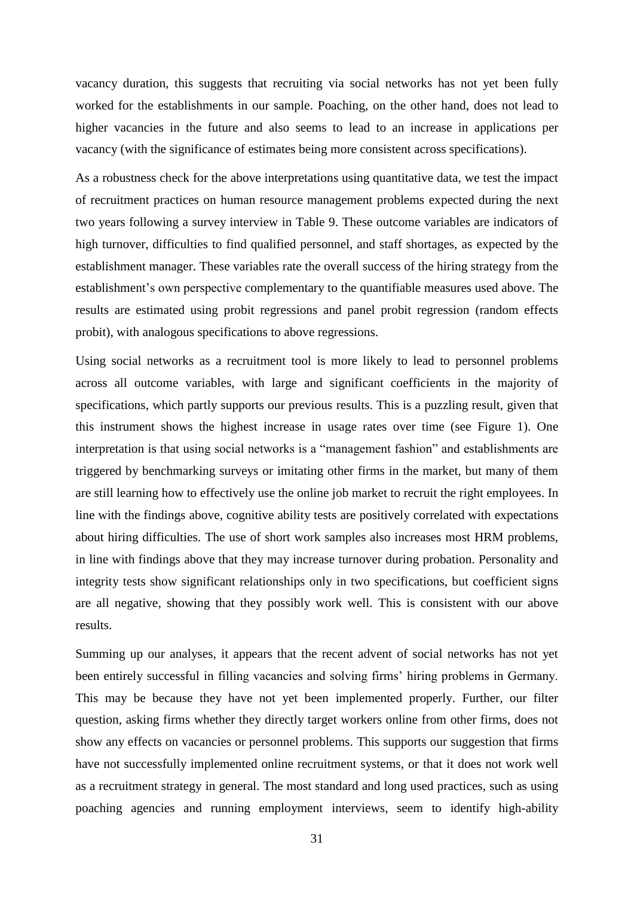vacancy duration, this suggests that recruiting via social networks has not yet been fully worked for the establishments in our sample. Poaching, on the other hand, does not lead to higher vacancies in the future and also seems to lead to an increase in applications per vacancy (with the significance of estimates being more consistent across specifications).

As a robustness check for the above interpretations using quantitative data, we test the impact of recruitment practices on human resource management problems expected during the next two years following a survey interview in Table 9. These outcome variables are indicators of high turnover, difficulties to find qualified personnel, and staff shortages, as expected by the establishment manager. These variables rate the overall success of the hiring strategy from the establishment's own perspective complementary to the quantifiable measures used above. The results are estimated using probit regressions and panel probit regression (random effects probit), with analogous specifications to above regressions.

Using social networks as a recruitment tool is more likely to lead to personnel problems across all outcome variables, with large and significant coefficients in the majority of specifications, which partly supports our previous results. This is a puzzling result, given that this instrument shows the highest increase in usage rates over time (see Figure 1). One interpretation is that using social networks is a "management fashion" and establishments are triggered by benchmarking surveys or imitating other firms in the market, but many of them are still learning how to effectively use the online job market to recruit the right employees. In line with the findings above, cognitive ability tests are positively correlated with expectations about hiring difficulties. The use of short work samples also increases most HRM problems, in line with findings above that they may increase turnover during probation. Personality and integrity tests show significant relationships only in two specifications, but coefficient signs are all negative, showing that they possibly work well. This is consistent with our above results.

Summing up our analyses, it appears that the recent advent of social networks has not yet been entirely successful in filling vacancies and solving firms' hiring problems in Germany. This may be because they have not yet been implemented properly. Further, our filter question, asking firms whether they directly target workers online from other firms, does not show any effects on vacancies or personnel problems. This supports our suggestion that firms have not successfully implemented online recruitment systems, or that it does not work well as a recruitment strategy in general. The most standard and long used practices, such as using poaching agencies and running employment interviews, seem to identify high-ability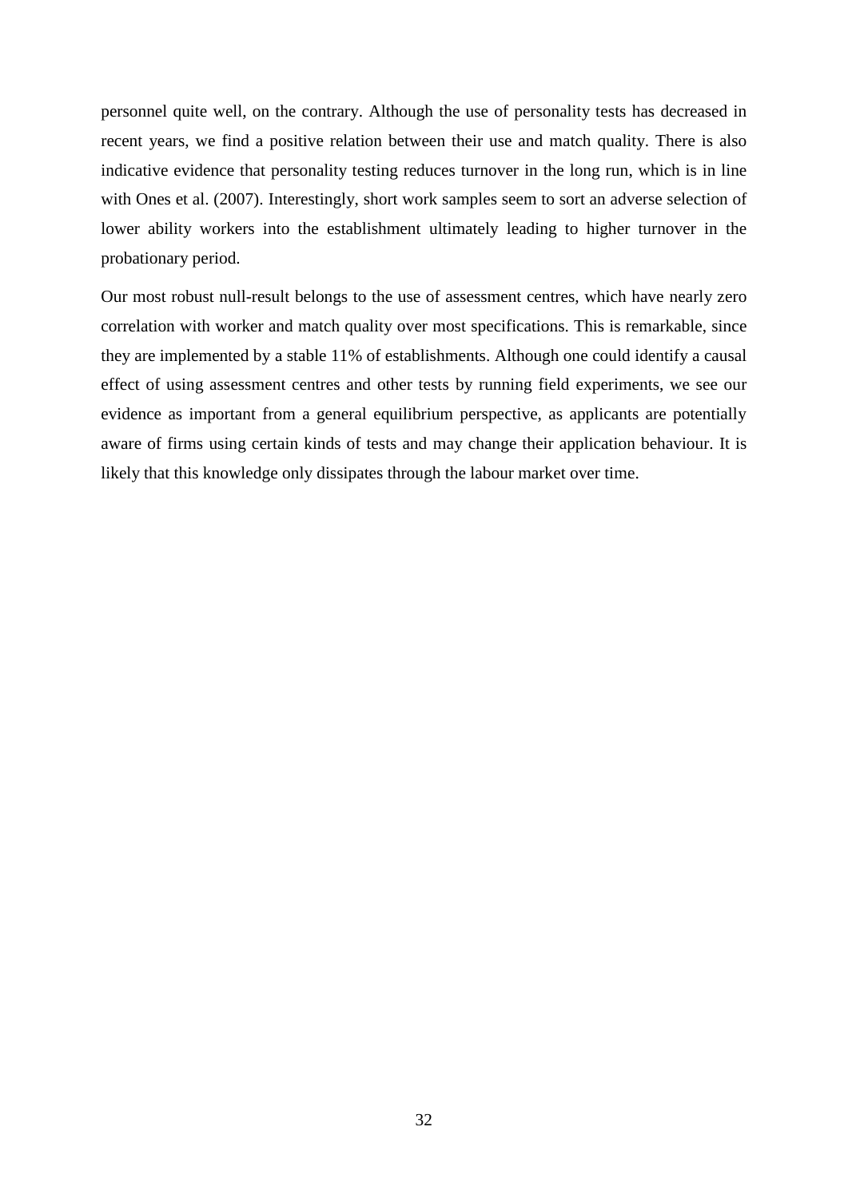personnel quite well, on the contrary. Although the use of personality tests has decreased in recent years, we find a positive relation between their use and match quality. There is also indicative evidence that personality testing reduces turnover in the long run, which is in line with Ones et al. (2007). Interestingly, short work samples seem to sort an adverse selection of lower ability workers into the establishment ultimately leading to higher turnover in the probationary period.

Our most robust null-result belongs to the use of assessment centres, which have nearly zero correlation with worker and match quality over most specifications. This is remarkable, since they are implemented by a stable 11% of establishments. Although one could identify a causal effect of using assessment centres and other tests by running field experiments, we see our evidence as important from a general equilibrium perspective, as applicants are potentially aware of firms using certain kinds of tests and may change their application behaviour. It is likely that this knowledge only dissipates through the labour market over time.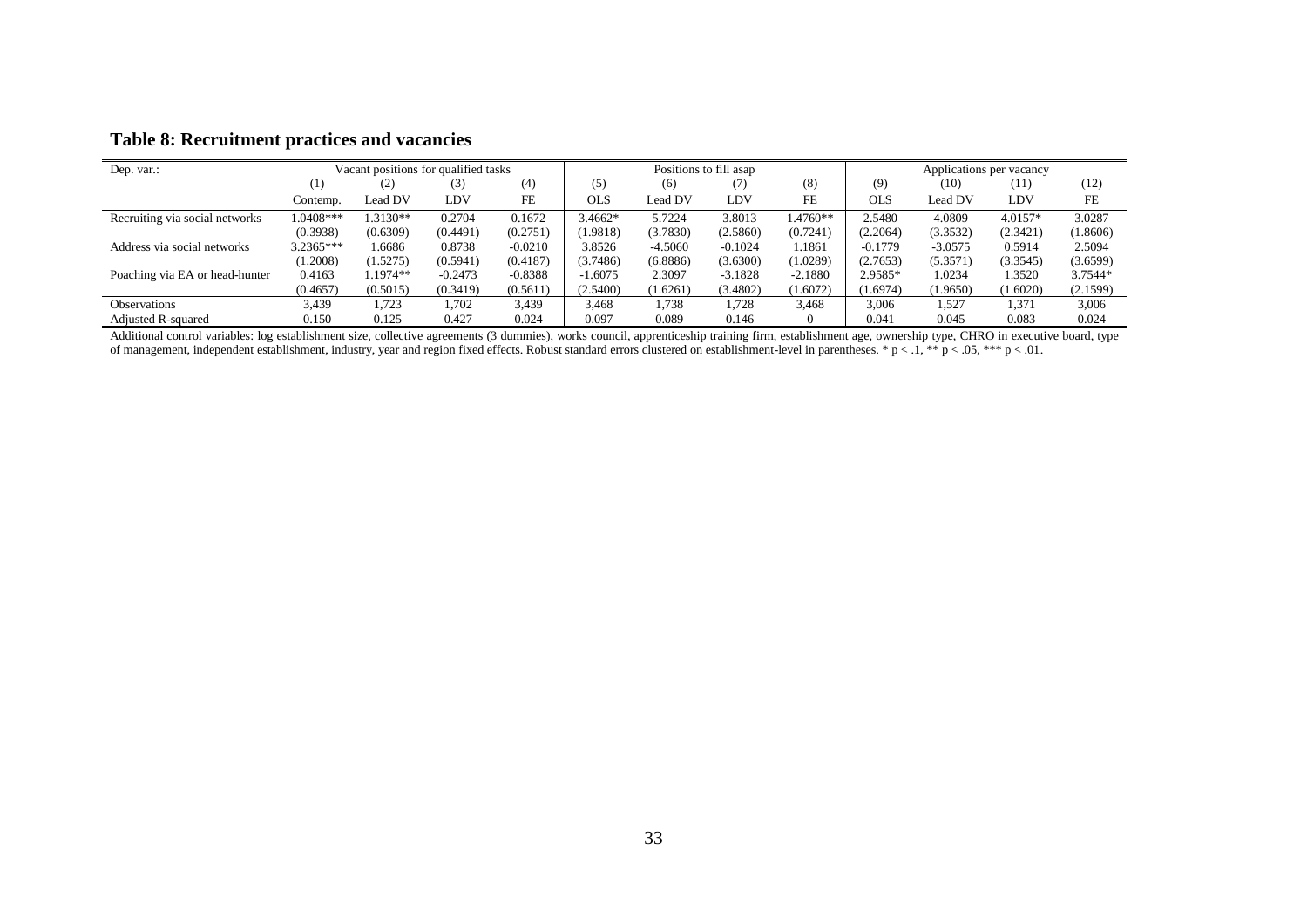## Table 8: Recruitment practices and vacancies

| Dep. var.: | Vacant positions for qualified tasks | | | | Positions to fill asap | | | | Applications per vacancy | | | |
|---|---|---|---|---|---|---|---|---|---|---|---|---|
| | (1) | (2) | (3) | (4) | (5) | (6) | (7) | (8) | (9) | (10) | (11) | (12) |
| | Contemp. | Lead DV | LDV | FE | OLS | Lead DV | LDV | FE | OLS | Lead DV | LDV | FE |
| Recruiting via social networks | 1.0408*** | 1.3130** | 0.2704 | 0.1672 | 3.4662* | 5.7224 | 3.8013 | 1.4760** | 2.5480 | 4.0809 | 4.0157* | 3.0287 |
| | (0.3938) | (0.6309) | (0.4491) | (0.2751) | (1.9818) | (3.7830) | (2.5860) | (0.7241) | (2.2064) | (3.3532) | (2.3421) | (1.8606) |
| Address via social networks | 3.2365*** | 1.6686 | 0.8738 | -0.0210 | 3.8526 | -4.5060 | -0.1024 | 1.1861 | -0.1779 | -3.0575 | 0.5914 | 2.5094 |
| | (1.2008) | (1.5275) | (0.5941) | (0.4187) | (3.7486) | (6.8886) | (3.6300) | (1.0289) | (2.7653) | (5.3571) | (3.3545) | (3.6599) |
| Poaching via EA or head-hunter | 0.4163 | 1.1974** | -0.2473 | -0.8388 | -1.6075 | 2.3097 | -3.1828 | -2.1880 | 2.9585* | 1.0234 | 1.3520 | 3.7544* |
| | (0.4657) | (0.5015) | (0.3419) | (0.5611) | (2.5400) | (1.6261) | (3.4802) | (1.6072) | (1.6974) | (1.9650) | (1.6020) | (2.1599) |
| Observations | 3,439 | 1,723 | 1,702 | 3,439 | 3,468 | 1,738 | 1,728 | 3,468 | 3,006 | 1,527 | 1,371 | 3,006 |
| Adjusted R-squared | 0.150 | 0.125 | 0.427 | 0.024 | 0.097 | 0.089 | 0.146 | 0 | 0.041 | 0.045 | 0.083 | 0.024 |

Additional control variables: log establishment size, collective agreements (3 dummies), works council, apprenticeship training firm, establishment age, ownership type, CHRO in executive board, type of management, independent establishment, industry, year and region fixed effects. Robust standard errors clustered on establishment-level in parentheses. * $p < .1$, ** $p < .05$, *** $p < .01$.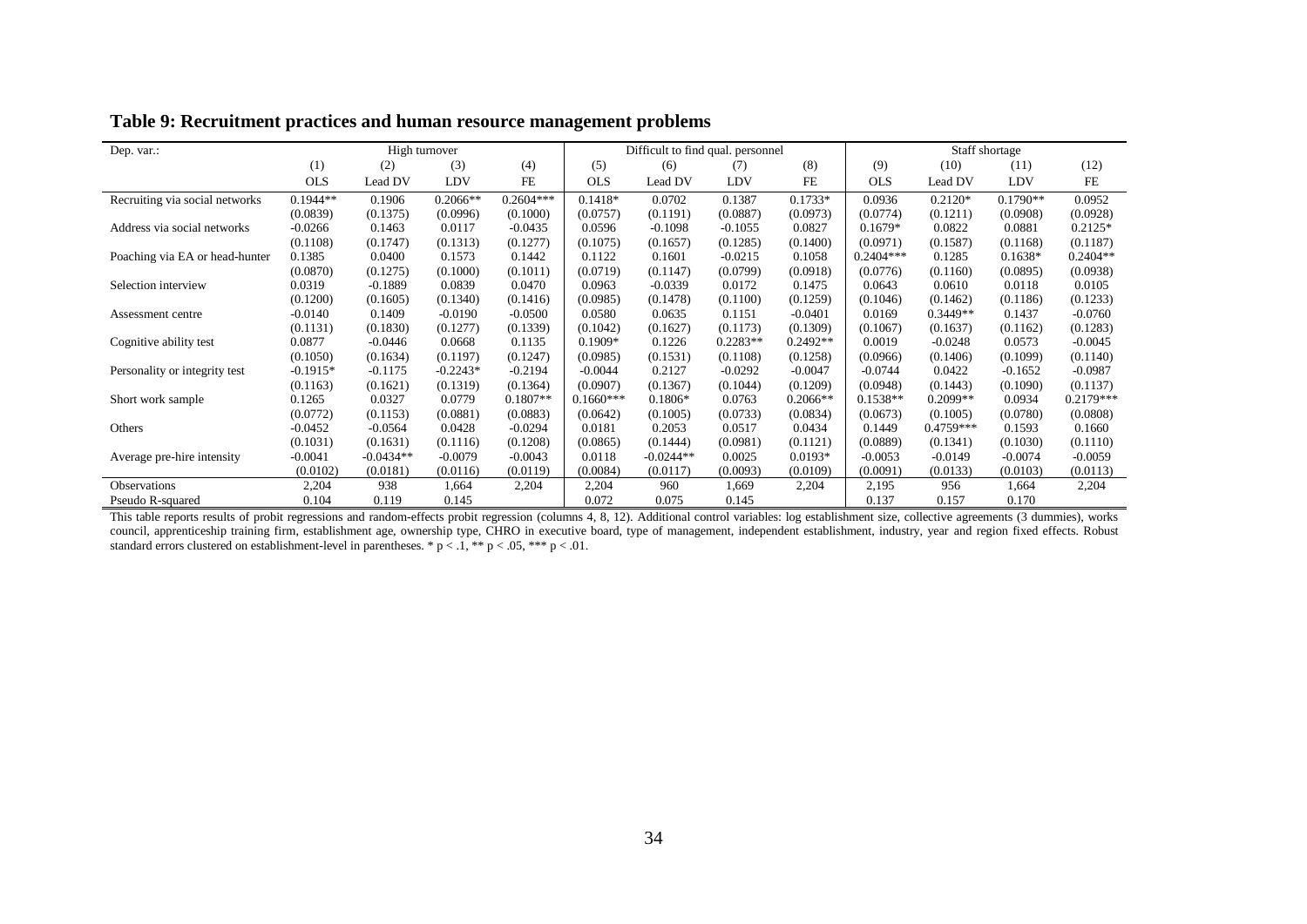**Table 9: Recruitment practices and human resource management problems**

| Dep. var.: | High turnover | | | | Difficult to find qual. personnel | | | | Staff shortage | | | |
|---|---|---|---|---|---|---|---|---|---|---|---|---|
| | (1) | (2) | (3) | (4) | (5) | (6) | (7) | (8) | (9) | (10) | (11) | (12) |
| | OLS | Lead DV | LDV | FE | OLS | Lead DV | LDV | FE | OLS | Lead DV | LDV | FE |
| Recruiting via social networks | 0.1944** | 0.1906 | 0.2066** | 0.2604*** | 0.1418* | 0.0702 | 0.1387 | 0.1733* | 0.0936 | 0.2120* | 0.1790** | 0.0952 |
| | (0.0839) | (0.1375) | (0.0996) | (0.1000) | (0.0757) | (0.1191) | (0.0887) | (0.0973) | (0.0774) | (0.1211) | (0.0908) | (0.0928) |
| Address via social networks | -0.0266 | 0.1463 | 0.0117 | -0.0435 | 0.0596 | -0.1098 | -0.1055 | 0.0827 | 0.1679* | 0.0822 | 0.0881 | 0.2125* |
| | (0.1108) | (0.1747) | (0.1313) | (0.1277) | (0.1075) | (0.1657) | (0.1285) | (0.1400) | (0.0971) | (0.1587) | (0.1168) | (0.1187) |
| Poaching via EA or head-hunter | 0.1385 | 0.0400 | 0.1573 | 0.1442 | 0.1122 | 0.1601 | -0.0215 | 0.1058 | 0.2404*** | 0.1285 | 0.1638* | 0.2404** |
| | (0.0870) | (0.1275) | (0.1000) | (0.1011) | (0.0719) | (0.1147) | (0.0799) | (0.0918) | (0.0776) | (0.1160) | (0.0895) | (0.0938) |
| Selection interview | 0.0319 | -0.1889 | 0.0839 | 0.0470 | 0.0963 | -0.0339 | 0.0172 | 0.1475 | 0.0643 | 0.0610 | 0.0118 | 0.0105 |
| | (0.1200) | (0.1605) | (0.1340) | (0.1416) | (0.0985) | (0.1478) | (0.1100) | (0.1259) | (0.1046) | (0.1462) | (0.1186) | (0.1233) |
| Assessment centre | -0.0140 | 0.1409 | -0.0190 | -0.0500 | 0.0580 | 0.0635 | 0.1151 | -0.0401 | 0.0169 | 0.3449** | 0.1437 | -0.0760 |
| | (0.1131) | (0.1830) | (0.1277) | (0.1339) | (0.1042) | (0.1627) | (0.1173) | (0.1309) | (0.1067) | (0.1637) | (0.1162) | (0.1283) |
| Cognitive ability test | 0.0877 | -0.0446 | 0.0668 | 0.1135 | 0.1909* | 0.1226 | 0.2283** | 0.2492** | 0.0019 | -0.0248 | 0.0573 | -0.0045 |
| | (0.1050) | (0.1634) | (0.1197) | (0.1247) | (0.0985) | (0.1531) | (0.1108) | (0.1258) | (0.0966) | (0.1406) | (0.1099) | (0.1140) |
| Personality or integrity test | -0.1915* | -0.1175 | -0.2243* | -0.2194 | -0.0044 | 0.2127 | -0.0292 | -0.0047 | -0.0744 | 0.0422 | -0.1652 | -0.0987 |
| | (0.1163) | (0.1621) | (0.1319) | (0.1364) | (0.0907) | (0.1367) | (0.1044) | (0.1209) | (0.0948) | (0.1443) | (0.1090) | (0.1137) |
| Short work sample | 0.1265 | 0.0327 | 0.0779 | 0.1807** | 0.1660*** | 0.1806* | 0.0763 | 0.2066** | 0.1538** | 0.2099** | 0.0934 | 0.2179*** |
| | (0.0772) | (0.1153) | (0.0881) | (0.0883) | (0.0642) | (0.1005) | (0.0733) | (0.0834) | (0.0673) | (0.1005) | (0.0780) | (0.0808) |
| Others | -0.0452 | -0.0564 | 0.0428 | -0.0294 | 0.0181 | 0.2053 | 0.0517 | 0.0434 | 0.1449 | 0.4759*** | 0.1593 | 0.1660 |
| | (0.1031) | (0.1631) | (0.1116) | (0.1208) | (0.0865) | (0.1444) | (0.0981) | (0.1121) | (0.0889) | (0.1341) | (0.1030) | (0.1110) |
| Average pre-hire intensity | -0.0041 | -0.0434** | -0.0079 | -0.0043 | 0.0118 | -0.0244** | 0.0025 | 0.0193* | -0.0053 | -0.0149 | -0.0074 | -0.0059 |
| | (0.0102) | (0.0181) | (0.0116) | (0.0119) | (0.0084) | (0.0117) | (0.0093) | (0.0109) | (0.0091) | (0.0133) | (0.0103) | (0.0113) |
| Observations | 2,204 | 938 | 1,664 | 2,204 | 2,204 | 960 | 1,669 | 2,204 | 2,195 | 956 | 1,664 | 2,204 |
| Pseudo R-squared | 0.104 | 0.119 | 0.145 | | 0.072 | 0.075 | 0.145 | | 0.137 | 0.157 | 0.170 | |

This table reports results of probit regressions and random-effects probit regression (columns 4, 8, 12). Additional control variables: log establishment size, collective agreements (3 dummies), works council, apprenticeship training firm, establishment age, ownership type, CHRO in executive board, type of management, independent establishment, industry, year and region fixed effects. Robust standard errors clustered on establishment-level in parentheses. * $p < .1$, ** $p < .05$, *** $p < .01$.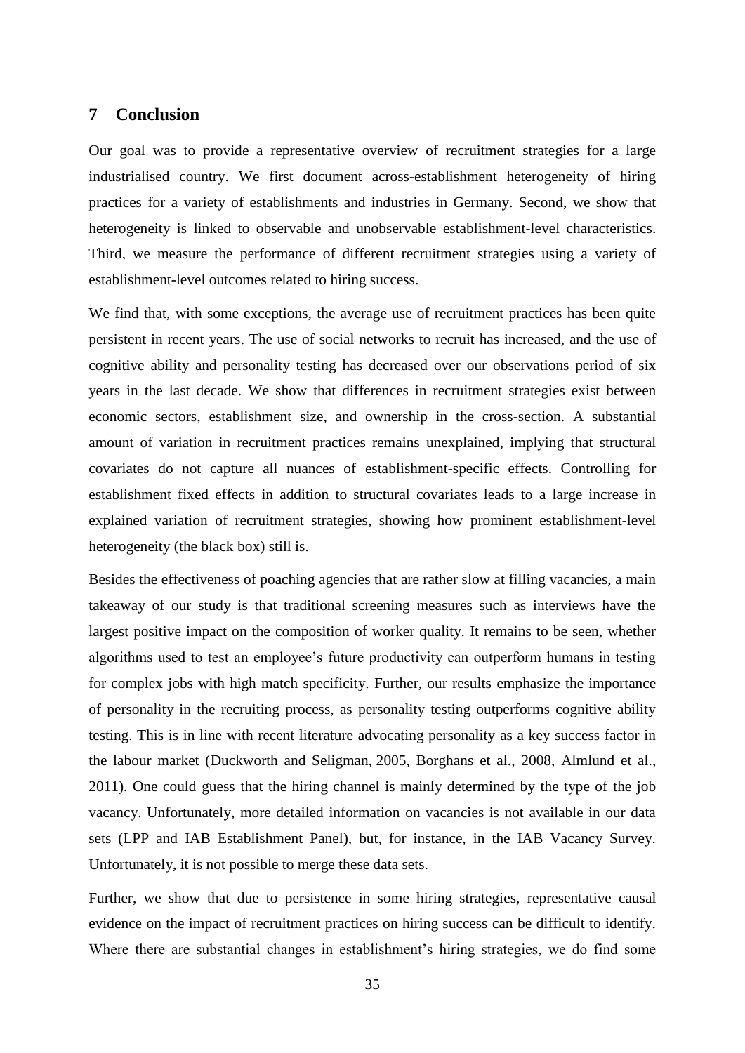## 7 Conclusion

Our goal was to provide a representative overview of recruitment strategies for a large industrialised country. We first document across-establishment heterogeneity of hiring practices for a variety of establishments and industries in Germany. Second, we show that heterogeneity is linked to observable and unobservable establishment-level characteristics. Third, we measure the performance of different recruitment strategies using a variety of establishment-level outcomes related to hiring success.

We find that, with some exceptions, the average use of recruitment practices has been quite persistent in recent years. The use of social networks to recruit has increased, and the use of cognitive ability and personality testing has decreased over our observations period of six years in the last decade. We show that differences in recruitment strategies exist between economic sectors, establishment size, and ownership in the cross-section. A substantial amount of variation in recruitment practices remains unexplained, implying that structural covariates do not capture all nuances of establishment-specific effects. Controlling for establishment fixed effects in addition to structural covariates leads to a large increase in explained variation of recruitment strategies, showing how prominent establishment-level heterogeneity (the black box) still is.

Besides the effectiveness of poaching agencies that are rather slow at filling vacancies, a main takeaway of our study is that traditional screening measures such as interviews have the largest positive impact on the composition of worker quality. It remains to be seen, whether algorithms used to test an employee's future productivity can outperform humans in testing for complex jobs with high match specificity. Further, our results emphasize the importance of personality in the recruiting process, as personality testing outperforms cognitive ability testing. This is in line with recent literature advocating personality as a key success factor in the labour market (Duckworth and Seligman, 2005, Borghans et al., 2008, Almlund et al., 2011). One could guess that the hiring channel is mainly determined by the type of the job vacancy. Unfortunately, more detailed information on vacancies is not available in our data sets (LPP and IAB Establishment Panel), but, for instance, in the IAB Vacancy Survey. Unfortunately, it is not possible to merge these data sets.

Further, we show that due to persistence in some hiring strategies, representative causal evidence on the impact of recruitment practices on hiring success can be difficult to identify. Where there are substantial changes in establishment's hiring strategies, we do find some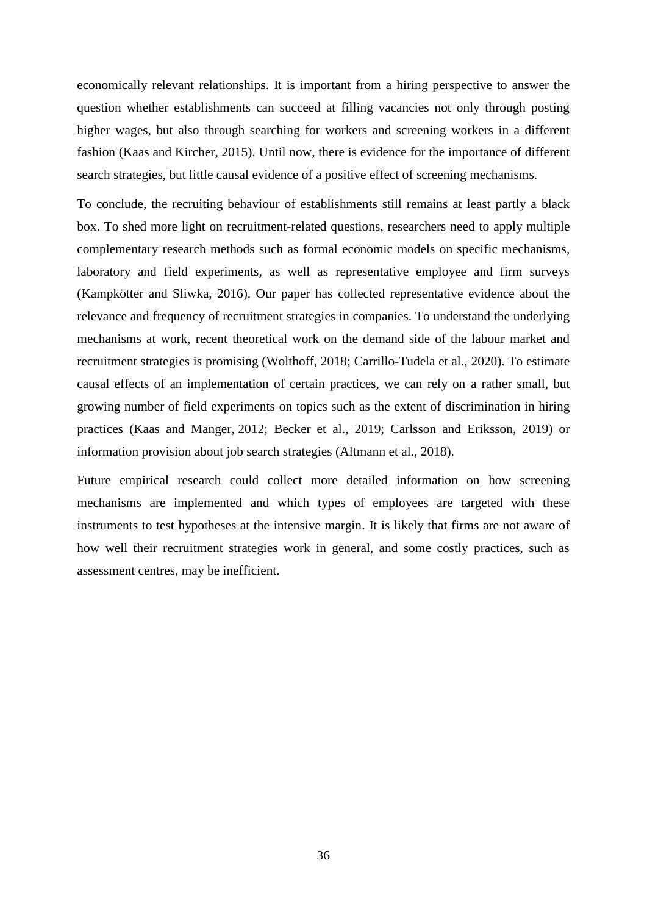economically relevant relationships. It is important from a hiring perspective to answer the question whether establishments can succeed at filling vacancies not only through posting higher wages, but also through searching for workers and screening workers in a different fashion (Kaas and Kircher, 2015). Until now, there is evidence for the importance of different search strategies, but little causal evidence of a positive effect of screening mechanisms.

To conclude, the recruiting behaviour of establishments still remains at least partly a black box. To shed more light on recruitment-related questions, researchers need to apply multiple complementary research methods such as formal economic models on specific mechanisms, laboratory and field experiments, as well as representative employee and firm surveys (Kampkötter and Sliwka, 2016). Our paper has collected representative evidence about the relevance and frequency of recruitment strategies in companies. To understand the underlying mechanisms at work, recent theoretical work on the demand side of the labour market and recruitment strategies is promising (Wolthoff, 2018; Carrillo-Tudela et al., 2020). To estimate causal effects of an implementation of certain practices, we can rely on a rather small, but growing number of field experiments on topics such as the extent of discrimination in hiring practices (Kaas and Manger, 2012; Becker et al., 2019; Carlsson and Eriksson, 2019) or information provision about job search strategies (Altmann et al., 2018).

Future empirical research could collect more detailed information on how screening mechanisms are implemented and which types of employees are targeted with these instruments to test hypotheses at the intensive margin. It is likely that firms are not aware of how well their recruitment strategies work in general, and some costly practices, such as assessment centres, may be inefficient.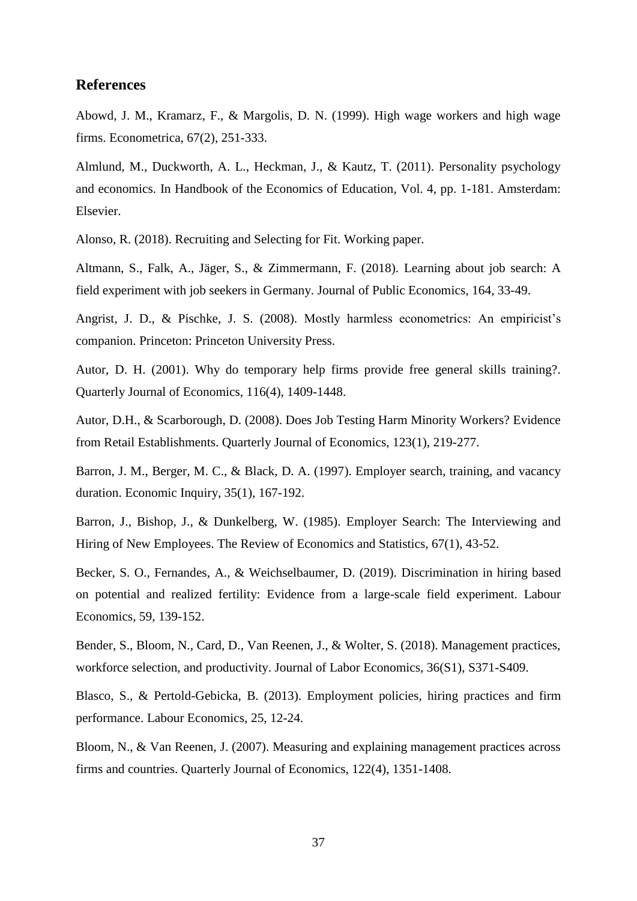## References

Abowd, J. M., Kramarz, F., & Margolis, D. N. (1999). High wage workers and high wage firms. Econometrica, 67(2), 251-333.

Almlund, M., Duckworth, A. L., Heckman, J., & Kautz, T. (2011). Personality psychology and economics. In Handbook of the Economics of Education, Vol. 4, pp. 1-181. Amsterdam: Elsevier.

Alonso, R. (2018). Recruiting and Selecting for Fit. Working paper.

Altmann, S., Falk, A., Jäger, S., & Zimmermann, F. (2018). Learning about job search: A field experiment with job seekers in Germany. Journal of Public Economics, 164, 33-49.

Angrist, J. D., & Pischke, J. S. (2008). Mostly harmless econometrics: An empiricist's companion. Princeton: Princeton University Press.

Autor, D. H. (2001). Why do temporary help firms provide free general skills training?. Quarterly Journal of Economics, 116(4), 1409-1448.

Autor, D.H., & Scarborough, D. (2008). Does Job Testing Harm Minority Workers? Evidence from Retail Establishments. Quarterly Journal of Economics, 123(1), 219-277.

Barron, J. M., Berger, M. C., & Black, D. A. (1997). Employer search, training, and vacancy duration. Economic Inquiry, 35(1), 167-192.

Barron, J., Bishop, J., & Dunkelberg, W. (1985). Employer Search: The Interviewing and Hiring of New Employees. The Review of Economics and Statistics, 67(1), 43-52.

Becker, S. O., Fernandes, A., & Weichselbaumer, D. (2019). Discrimination in hiring based on potential and realized fertility: Evidence from a large-scale field experiment. Labour Economics, 59, 139-152.

Bender, S., Bloom, N., Card, D., Van Reenen, J., & Wolter, S. (2018). Management practices, workforce selection, and productivity. Journal of Labor Economics, 36(S1), S371-S409.

Blasco, S., & Pertold-Gebicka, B. (2013). Employment policies, hiring practices and firm performance. Labour Economics, 25, 12-24.

Bloom, N., & Van Reenen, J. (2007). Measuring and explaining management practices across firms and countries. Quarterly Journal of Economics, 122(4), 1351-1408.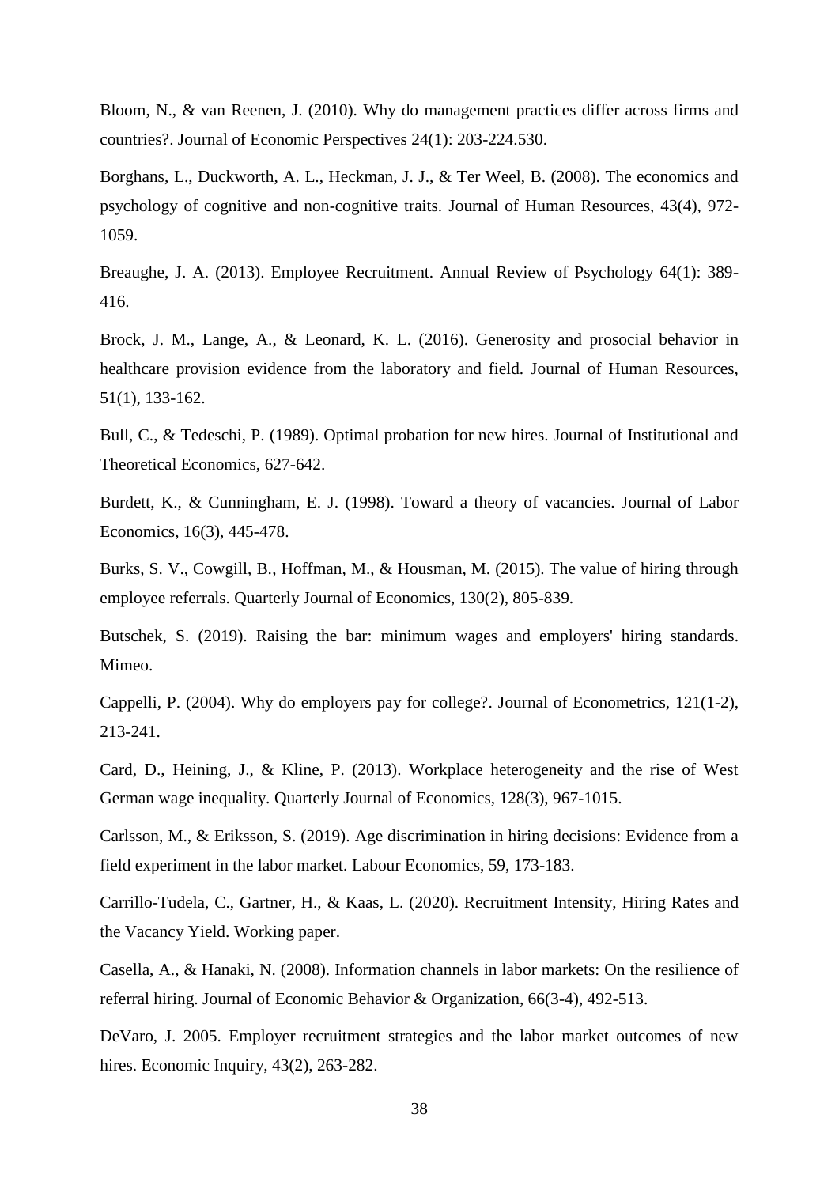Bloom, N., & van Reenen, J. (2010). Why do management practices differ across firms and countries?. Journal of Economic Perspectives 24(1): 203-224.530.

Borghans, L., Duckworth, A. L., Heckman, J. J., & Ter Weel, B. (2008). The economics and psychology of cognitive and non-cognitive traits. Journal of Human Resources, 43(4), 972-1059.

Breaughe, J. A. (2013). Employee Recruitment. Annual Review of Psychology 64(1): 389-416.

Brock, J. M., Lange, A., & Leonard, K. L. (2016). Generosity and prosocial behavior in healthcare provision evidence from the laboratory and field. Journal of Human Resources, 51(1), 133-162.

Bull, C., & Tedeschi, P. (1989). Optimal probation for new hires. Journal of Institutional and Theoretical Economics, 627-642.

Burdett, K., & Cunningham, E. J. (1998). Toward a theory of vacancies. Journal of Labor Economics, 16(3), 445-478.

Burks, S. V., Cowgill, B., Hoffman, M., & Housman, M. (2015). The value of hiring through employee referrals. Quarterly Journal of Economics, 130(2), 805-839.

Butschek, S. (2019). Raising the bar: minimum wages and employers' hiring standards. Mimeo.

Cappelli, P. (2004). Why do employers pay for college?. Journal of Econometrics, 121(1-2), 213-241.

Card, D., Heining, J., & Kline, P. (2013). Workplace heterogeneity and the rise of West German wage inequality. Quarterly Journal of Economics, 128(3), 967-1015.

Carlsson, M., & Eriksson, S. (2019). Age discrimination in hiring decisions: Evidence from a field experiment in the labor market. Labour Economics, 59, 173-183.

Carrillo-Tudela, C., Gartner, H., & Kaas, L. (2020). Recruitment Intensity, Hiring Rates and the Vacancy Yield. Working paper.

Casella, A., & Hanaki, N. (2008). Information channels in labor markets: On the resilience of referral hiring. Journal of Economic Behavior & Organization, 66(3-4), 492-513.

DeVaro, J. 2005. Employer recruitment strategies and the labor market outcomes of new hires. Economic Inquiry, 43(2), 263-282.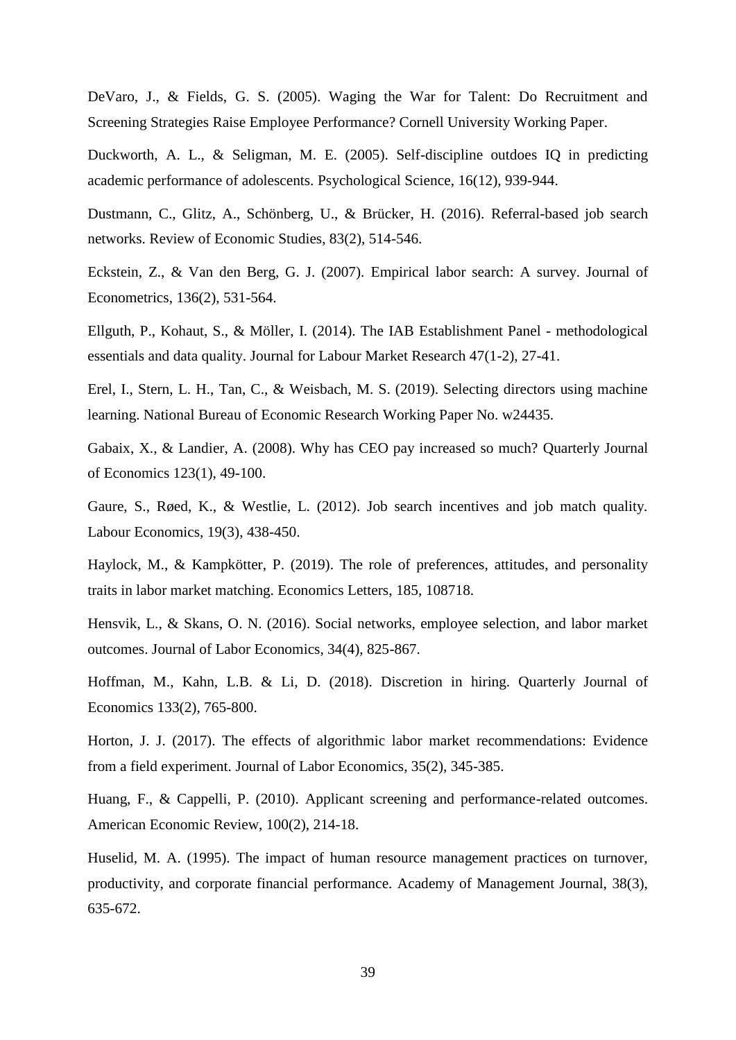DeVaro, J., & Fields, G. S. (2005). Waging the War for Talent: Do Recruitment and Screening Strategies Raise Employee Performance? Cornell University Working Paper.

Duckworth, A. L., & Seligman, M. E. (2005). Self-discipline outdoes IQ in predicting academic performance of adolescents. Psychological Science, 16(12), 939-944.

Dustmann, C., Glitz, A., Schönberg, U., & Brücker, H. (2016). Referral-based job search networks. Review of Economic Studies, 83(2), 514-546.

Eckstein, Z., & Van den Berg, G. J. (2007). Empirical labor search: A survey. Journal of Econometrics, 136(2), 531-564.

Ellguth, P., Kohaut, S., & Möller, I. (2014). The IAB Establishment Panel - methodological essentials and data quality. Journal for Labour Market Research 47(1-2), 27-41.

Erel, I., Stern, L. H., Tan, C., & Weisbach, M. S. (2019). Selecting directors using machine learning. National Bureau of Economic Research Working Paper No. w24435.

Gabaix, X., & Landier, A. (2008). Why has CEO pay increased so much? Quarterly Journal of Economics 123(1), 49-100.

Gaure, S., Røed, K., & Westlie, L. (2012). Job search incentives and job match quality. Labour Economics, 19(3), 438-450.

Haylock, M., & Kampkötter, P. (2019). The role of preferences, attitudes, and personality traits in labor market matching. Economics Letters, 185, 108718.

Hensvik, L., & Skans, O. N. (2016). Social networks, employee selection, and labor market outcomes. Journal of Labor Economics, 34(4), 825-867.

Hoffman, M., Kahn, L.B. & Li, D. (2018). Discretion in hiring. Quarterly Journal of Economics 133(2), 765-800.

Horton, J. J. (2017). The effects of algorithmic labor market recommendations: Evidence from a field experiment. Journal of Labor Economics, 35(2), 345-385.

Huang, F., & Cappelli, P. (2010). Applicant screening and performance-related outcomes. American Economic Review, 100(2), 214-18.

Huselid, M. A. (1995). The impact of human resource management practices on turnover, productivity, and corporate financial performance. Academy of Management Journal, 38(3), 635-672.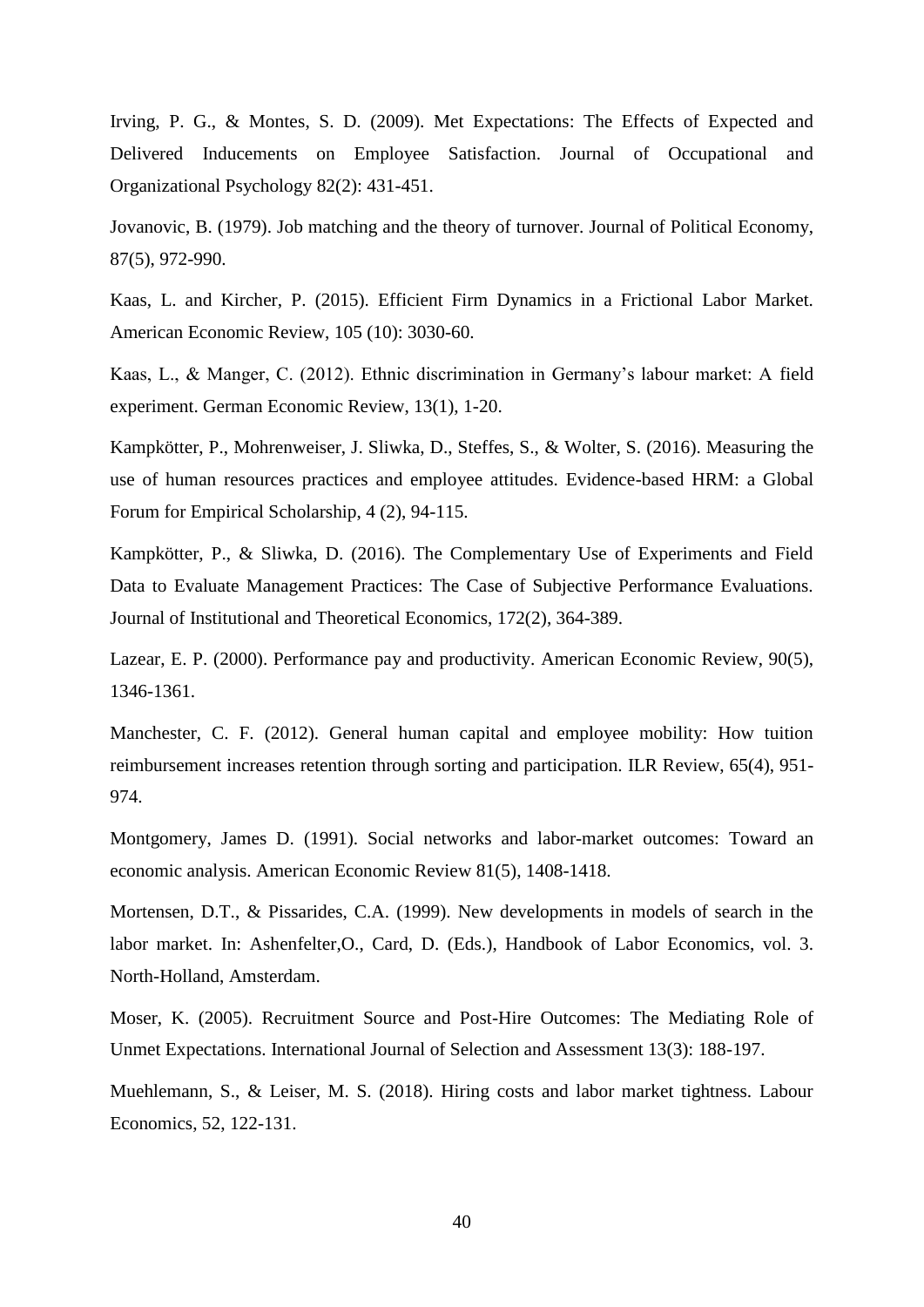Irving, P. G., & Montes, S. D. (2009). Met Expectations: The Effects of Expected and Delivered Inducements on Employee Satisfaction. Journal of Occupational and Organizational Psychology 82(2): 431-451.

Jovanovic, B. (1979). Job matching and the theory of turnover. Journal of Political Economy, 87(5), 972-990.

Kaas, L. and Kircher, P. (2015). Efficient Firm Dynamics in a Frictional Labor Market. American Economic Review, 105 (10): 3030-60.

Kaas, L., & Manger, C. (2012). Ethnic discrimination in Germany's labour market: A field experiment. German Economic Review, 13(1), 1-20.

Kampkötter, P., Mohrenweiser, J. Sliwka, D., Steffes, S., & Wolter, S. (2016). Measuring the use of human resources practices and employee attitudes. Evidence-based HRM: a Global Forum for Empirical Scholarship, 4 (2), 94-115.

Kampkötter, P., & Sliwka, D. (2016). The Complementary Use of Experiments and Field Data to Evaluate Management Practices: The Case of Subjective Performance Evaluations. Journal of Institutional and Theoretical Economics, 172(2), 364-389.

Lazear, E. P. (2000). Performance pay and productivity. American Economic Review, 90(5), 1346-1361.

Manchester, C. F. (2012). General human capital and employee mobility: How tuition reimbursement increases retention through sorting and participation. ILR Review, 65(4), 951-974.

Montgomery, James D. (1991). Social networks and labor-market outcomes: Toward an economic analysis. American Economic Review 81(5), 1408-1418.

Mortensen, D.T., & Pissarides, C.A. (1999). New developments in models of search in the labor market. In: Ashenfelter,O., Card, D. (Eds.), Handbook of Labor Economics, vol. 3. North-Holland, Amsterdam.

Moser, K. (2005). Recruitment Source and Post-Hire Outcomes: The Mediating Role of Unmet Expectations. International Journal of Selection and Assessment 13(3): 188-197.

Muehlemann, S., & Leiser, M. S. (2018). Hiring costs and labor market tightness. Labour Economics, 52, 122-131.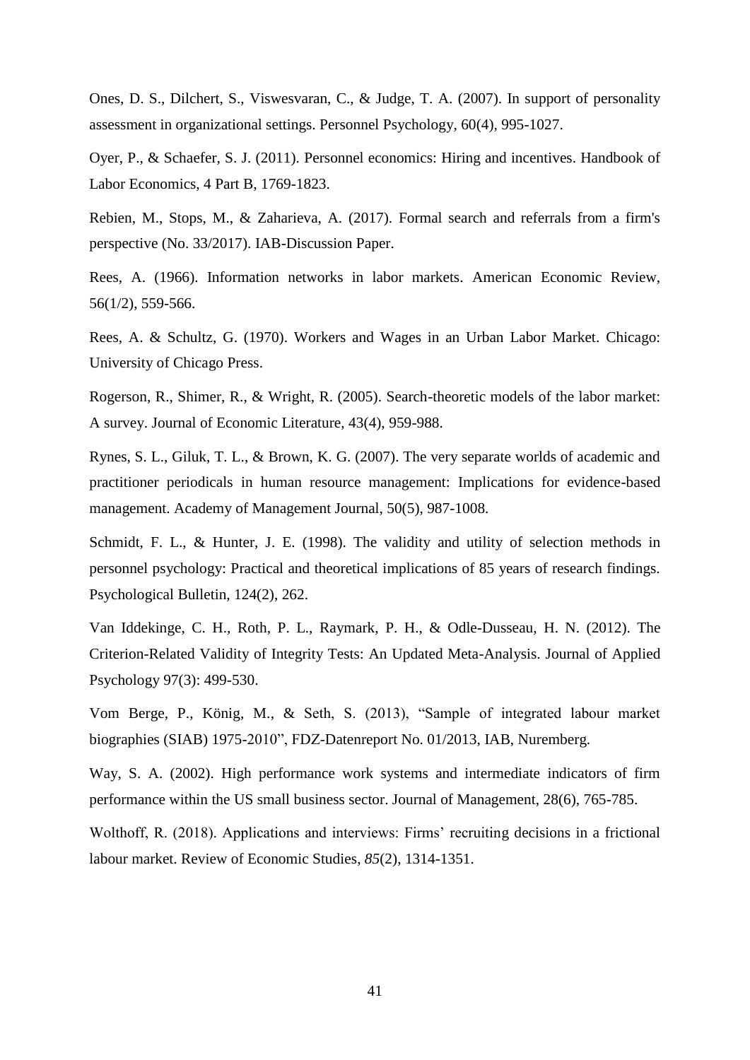Ones, D. S., Dilchert, S., Viswesvaran, C., & Judge, T. A. (2007). In support of personality assessment in organizational settings. Personnel Psychology, 60(4), 995-1027.

Oyer, P., & Schaefer, S. J. (2011). Personnel economics: Hiring and incentives. Handbook of Labor Economics, 4 Part B, 1769-1823.

Rebien, M., Stops, M., & Zaharieva, A. (2017). Formal search and referrals from a firm's perspective (No. 33/2017). IAB-Discussion Paper.

Rees, A. (1966). Information networks in labor markets. American Economic Review, 56(1/2), 559-566.

Rees, A. & Schultz, G. (1970). Workers and Wages in an Urban Labor Market. Chicago: University of Chicago Press.

Rogerson, R., Shimer, R., & Wright, R. (2005). Search-theoretic models of the labor market: A survey. Journal of Economic Literature, 43(4), 959-988.

Rynes, S. L., Giluk, T. L., & Brown, K. G. (2007). The very separate worlds of academic and practitioner periodicals in human resource management: Implications for evidence-based management. Academy of Management Journal, 50(5), 987-1008.

Schmidt, F. L., & Hunter, J. E. (1998). The validity and utility of selection methods in personnel psychology: Practical and theoretical implications of 85 years of research findings. Psychological Bulletin, 124(2), 262.

Van Iddekinge, C. H., Roth, P. L., Raymark, P. H., & Odle-Dusseau, H. N. (2012). The Criterion-Related Validity of Integrity Tests: An Updated Meta-Analysis. Journal of Applied Psychology 97(3): 499-530.

Vom Berge, P., König, M., & Seth, S. (2013), "Sample of integrated labour market biographies (SIAB) 1975-2010", FDZ-Datenreport No. 01/2013, IAB, Nuremberg.

Way, S. A. (2002). High performance work systems and intermediate indicators of firm performance within the US small business sector. Journal of Management, 28(6), 765-785.

Wolthoff, R. (2018). Applications and interviews: Firms' recruiting decisions in a frictional labour market. Review of Economic Studies, *85*(2), 1314-1351.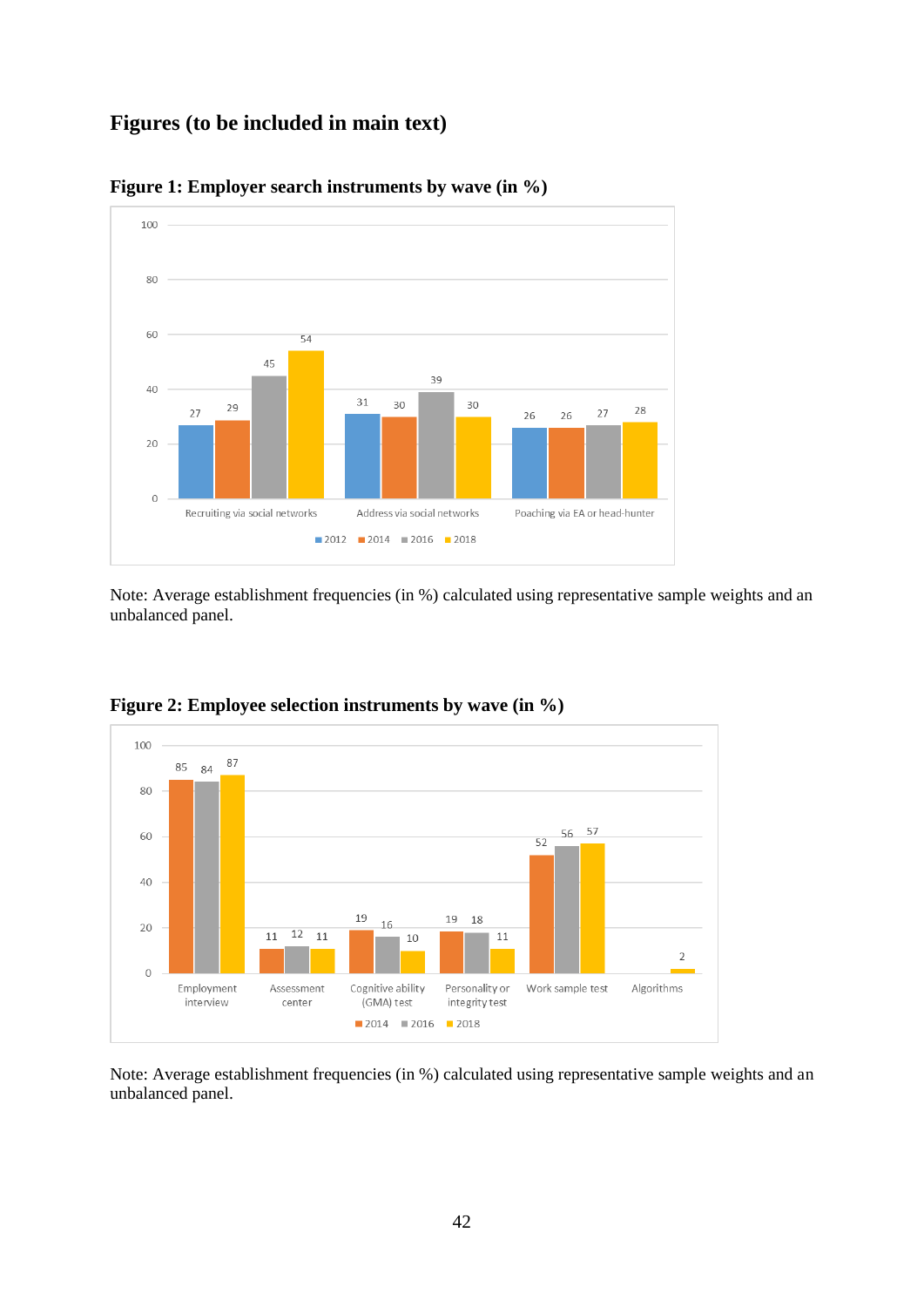## Figures (to be included in main text)

**Figure 1: Employer search instruments by wave (in %)**

| | 2012 | 2014 | 2016 | 2018 |
|---|---|---|---|---|
| Recruiting via social networks | 27 | 29 | 45 | 54 |
| Address via social networks | 31 | 30 | 39 | 30 |
| Poaching via EA or head-hunter | 26 | 26 | 27 | 28 |

Note: Average establishment frequencies (in %) calculated using representative sample weights and an unbalanced panel.

**Figure 2: Employee selection instruments by wave (in %)**

| | 2014 | 2016 | 2018 |
|---|---|---|---|
| Employment interview | 85 | 84 | 87 |
| Assessment center | 11 | 12 | 11 |
| Cognitive ability (GMA) test | 19 | 16 | 10 |
| Personality or integrity test | 19 | 18 | 11 |
| Work sample test | 52 | 56 | 57 |
| Algorithms | | | 2 |

Note: Average establishment frequencies (in %) calculated using representative sample weights and an unbalanced panel.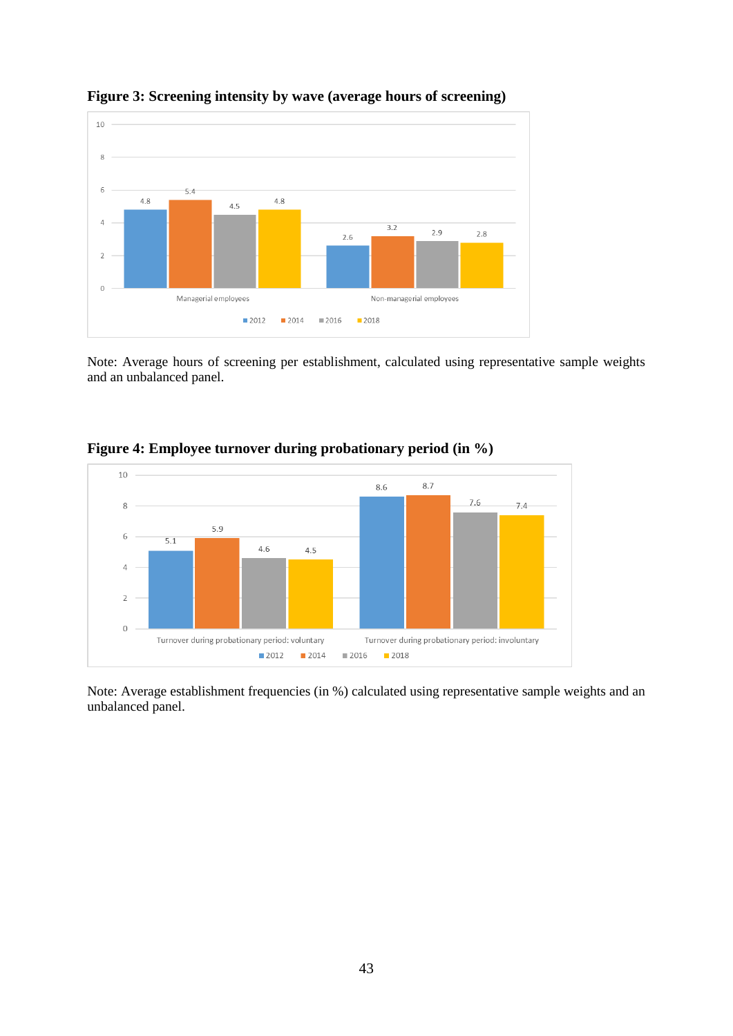**Figure 3: Screening intensity by wave (average hours of screening)**

| | 2012 | 2014 | 2016 | 2018 |
|---|---|---|---|---|
| Managerial employees | 4.8 | 5.4 | 4.5 | 4.8 |
| Non-managerial employees | 2.6 | 3.2 | 2.9 | 2.8 |

Note: Average hours of screening per establishment, calculated using representative sample weights and an unbalanced panel.

**Figure 4: Employee turnover during probationary period (in %)**

| | 2012 | 2014 | 2016 | 2018 |
|---|---|---|---|---|
| Turnover during probationary period: voluntary | 5.1 | 5.9 | 4.6 | 4.5 |
| Turnover during probationary period: involuntary | 8.6 | 8.7 | 7.6 | 7.4 |

Note: Average establishment frequencies (in %) calculated using representative sample weights and an unbalanced panel.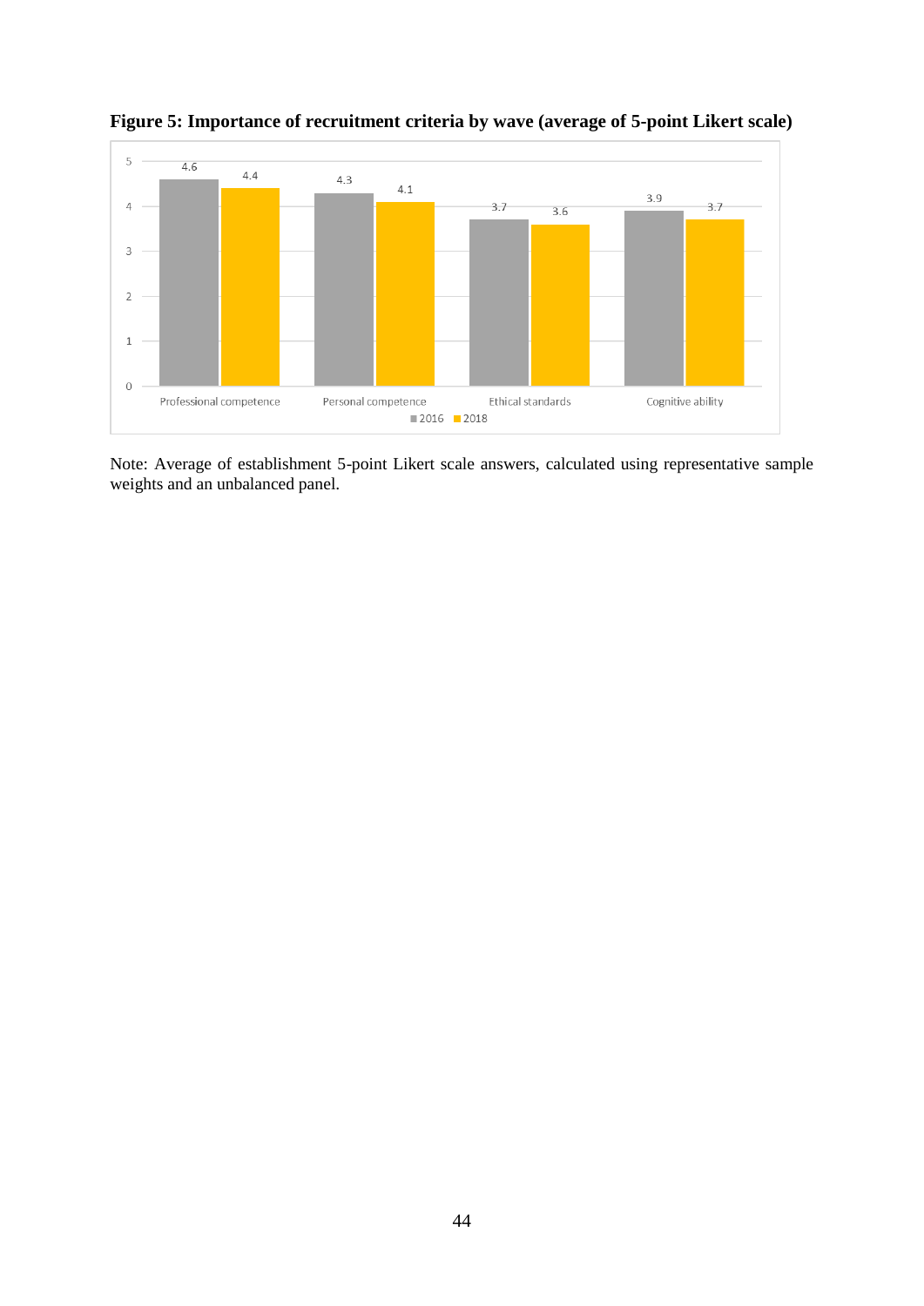**Figure 5: Importance of recruitment criteria by wave (average of 5-point Likert scale)**

| | 2016 | 2018 |
|---|---|---|
| Professional competence | 4.6 | 4.4 |
| Personal competence | 4.3 | 4.1 |
| Ethical standards | 3.7 | 3.6 |
| Cognitive ability | 3.9 | 3.7 |

Note: Average of establishment 5-point Likert scale answers, calculated using representative sample weights and an unbalanced panel.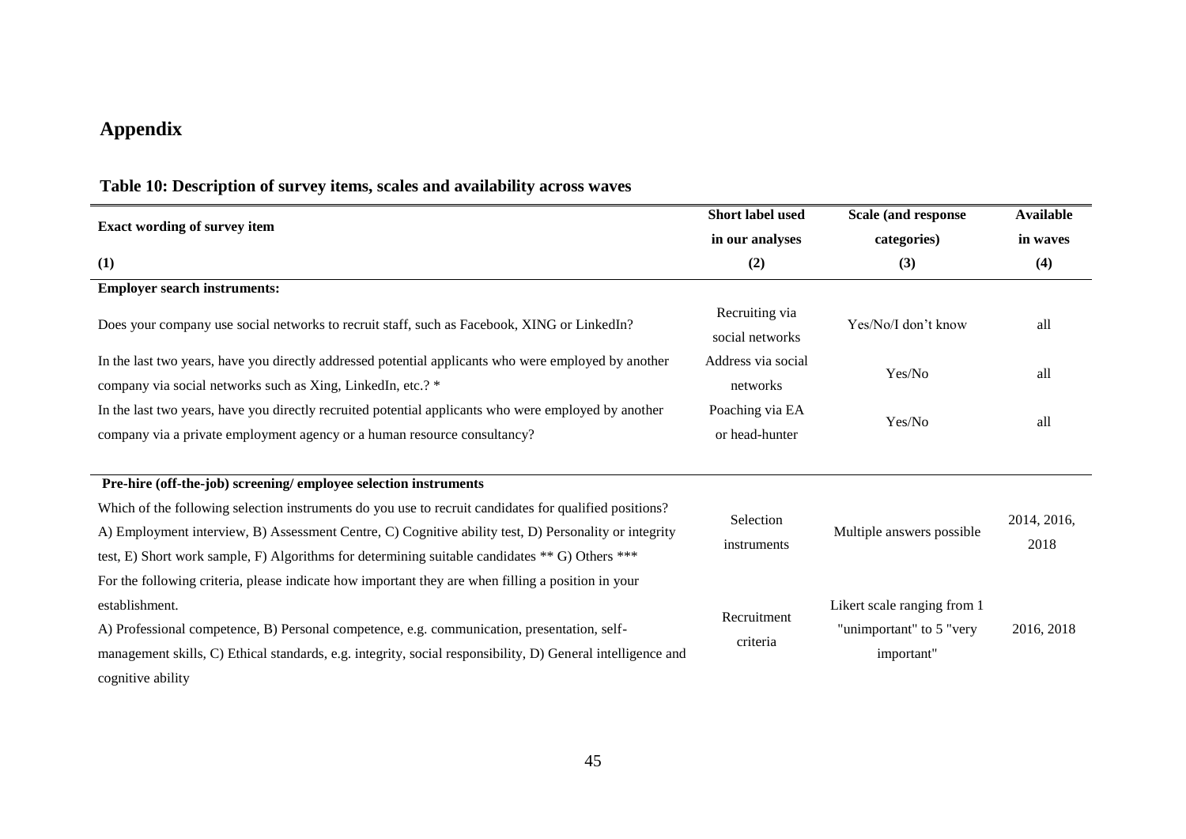# Appendix

### Table 10: Description of survey items, scales and availability across waves

| Exact wording of survey item (1) | Short label used in our analyses (2) | Scale (and response categories) (3) | Available in waves (4) |
|---|---|---|---|
| **Employer search instruments:** | | | |
| Does your company use social networks to recruit staff, such as Facebook, XING or LinkedIn? | Recruiting via social networks | Yes/No/I don't know | all |
| In the last two years, have you directly addressed potential applicants who were employed by another company via social networks such as Xing, LinkedIn, etc.? * | Address via social networks | Yes/No | all |
| In the last two years, have you directly recruited potential applicants who were employed by another company via a private employment agency or a human resource consultancy? | Poaching via EA or head-hunter | Yes/No | all |
| **Pre-hire (off-the-job) screening/ employee selection instruments** | | | |
| Which of the following selection instruments do you use to recruit candidates for qualified positions? A) Employment interview, B) Assessment Centre, C) Cognitive ability test, D) Personality or integrity test, E) Short work sample, F) Algorithms for determining suitable candidates ** G) Others *** | Selection instruments | Multiple answers possible | 2014, 2016, 2018 |
| For the following criteria, please indicate how important they are when filling a position in your establishment. A) Professional competence, B) Personal competence, e.g. communication, presentation, self-management skills, C) Ethical standards, e.g. integrity, social responsibility, D) General intelligence and cognitive ability | Recruitment criteria | Likert scale ranging from 1 "unimportant" to 5 "very important" | 2016, 2018 |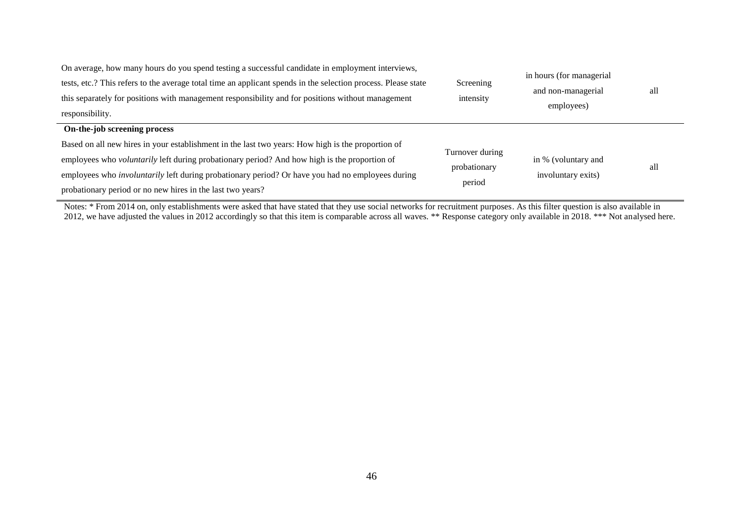| | | | |
|---|---|---|---|
| On average, how many hours do you spend testing a successful candidate in employment interviews, tests, etc.? This refers to the average total time an applicant spends in the selection process. Please state this separately for positions with management responsibility and for positions without management responsibility. | Screening intensity | in hours (for managerial and non-managerial employees) | all |
| **On-the-job screening process** | | | |
| Based on all new hires in your establishment in the last two years: How high is the proportion of employees who *voluntarily* left during probationary period? And how high is the proportion of employees who *involuntarily* left during probationary period? Or have you had no employees during probationary period or no new hires in the last two years? | Turnover during probationary period | in % (voluntary and involuntary exits) | all |

Notes: * From 2014 on, only establishments were asked that have stated that they use social networks for recruitment purposes. As this filter question is also available in 2012, we have adjusted the values in 2012 accordingly so that this item is comparable across all waves. ** Response category only available in 2018. *** Not analysed here.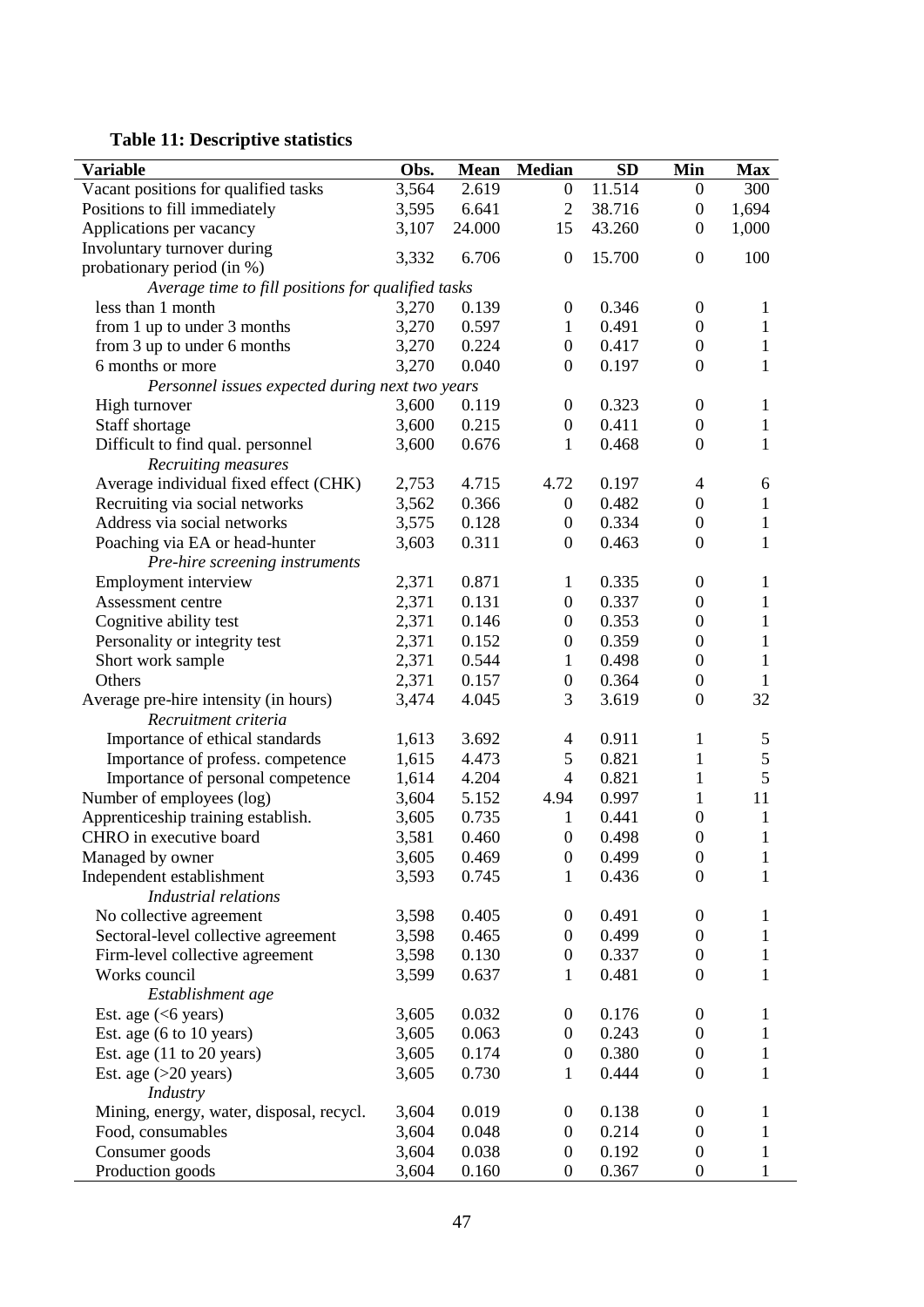**Table 11: Descriptive statistics**

| Variable | Obs. | Mean | Median | SD | Min | Max |
|---|---|---|---|---|---|---|
| Vacant positions for qualified tasks | 3,564 | 2.619 | 0 | 11.514 | 0 | 300 |
| Positions to fill immediately | 3,595 | 6.641 | 2 | 38.716 | 0 | 1,694 |
| Applications per vacancy | 3,107 | 24.000 | 15 | 43.260 | 0 | 1,000 |
| Involuntary turnover during probationary period (in %) | 3,332 | 6.706 | 0 | 15.700 | 0 | 100 |
| *Average time to fill positions for qualified tasks* | | | | | | |
| less than 1 month | 3,270 | 0.139 | 0 | 0.346 | 0 | 1 |
| from 1 up to under 3 months | 3,270 | 0.597 | 1 | 0.491 | 0 | 1 |
| from 3 up to under 6 months | 3,270 | 0.224 | 0 | 0.417 | 0 | 1 |
| 6 months or more | 3,270 | 0.040 | 0 | 0.197 | 0 | 1 |
| *Personnel issues expected during next two years* | | | | | | |
| High turnover | 3,600 | 0.119 | 0 | 0.323 | 0 | 1 |
| Staff shortage | 3,600 | 0.215 | 0 | 0.411 | 0 | 1 |
| Difficult to find qual. personnel | 3,600 | 0.676 | 1 | 0.468 | 0 | 1 |
| *Recruiting measures* | | | | | | |
| Average individual fixed effect (CHK) | 2,753 | 4.715 | 4.72 | 0.197 | 4 | 6 |
| Recruiting via social networks | 3,562 | 0.366 | 0 | 0.482 | 0 | 1 |
| Address via social networks | 3,575 | 0.128 | 0 | 0.334 | 0 | 1 |
| Poaching via EA or head-hunter | 3,603 | 0.311 | 0 | 0.463 | 0 | 1 |
| *Pre-hire screening instruments* | | | | | | |
| Employment interview | 2,371 | 0.871 | 1 | 0.335 | 0 | 1 |
| Assessment centre | 2,371 | 0.131 | 0 | 0.337 | 0 | 1 |
| Cognitive ability test | 2,371 | 0.146 | 0 | 0.353 | 0 | 1 |
| Personality or integrity test | 2,371 | 0.152 | 0 | 0.359 | 0 | 1 |
| Short work sample | 2,371 | 0.544 | 1 | 0.498 | 0 | 1 |
| Others | 2,371 | 0.157 | 0 | 0.364 | 0 | 1 |
| Average pre-hire intensity (in hours) | 3,474 | 4.045 | 3 | 3.619 | 0 | 32 |
| *Recruitment criteria* | | | | | | |
| Importance of ethical standards | 1,613 | 3.692 | 4 | 0.911 | 1 | 5 |
| Importance of profess. competence | 1,615 | 4.473 | 5 | 0.821 | 1 | 5 |
| Importance of personal competence | 1,614 | 4.204 | 4 | 0.821 | 1 | 5 |
| Number of employees (log) | 3,604 | 5.152 | 4.94 | 0.997 | 1 | 11 |
| Apprenticeship training establish. | 3,605 | 0.735 | 1 | 0.441 | 0 | 1 |
| CHRO in executive board | 3,581 | 0.460 | 0 | 0.498 | 0 | 1 |
| Managed by owner | 3,605 | 0.469 | 0 | 0.499 | 0 | 1 |
| Independent establishment | 3,593 | 0.745 | 1 | 0.436 | 0 | 1 |
| *Industrial relations* | | | | | | |
| No collective agreement | 3,598 | 0.405 | 0 | 0.491 | 0 | 1 |
| Sectoral-level collective agreement | 3,598 | 0.465 | 0 | 0.499 | 0 | 1 |
| Firm-level collective agreement | 3,598 | 0.130 | 0 | 0.337 | 0 | 1 |
| Works council | 3,599 | 0.637 | 1 | 0.481 | 0 | 1 |
| *Establishment age* | | | | | | |
| Est. age (<6 years) | 3,605 | 0.032 | 0 | 0.176 | 0 | 1 |
| Est. age (6 to 10 years) | 3,605 | 0.063 | 0 | 0.243 | 0 | 1 |
| Est. age (11 to 20 years) | 3,605 | 0.174 | 0 | 0.380 | 0 | 1 |
| Est. age (>20 years) | 3,605 | 0.730 | 1 | 0.444 | 0 | 1 |
| *Industry* | | | | | | |
| Mining, energy, water, disposal, recycl. | 3,604 | 0.019 | 0 | 0.138 | 0 | 1 |
| Food, consumables | 3,604 | 0.048 | 0 | 0.214 | 0 | 1 |
| Consumer goods | 3,604 | 0.038 | 0 | 0.192 | 0 | 1 |
| Production goods | 3,604 | 0.160 | 0 | 0.367 | 0 | 1 |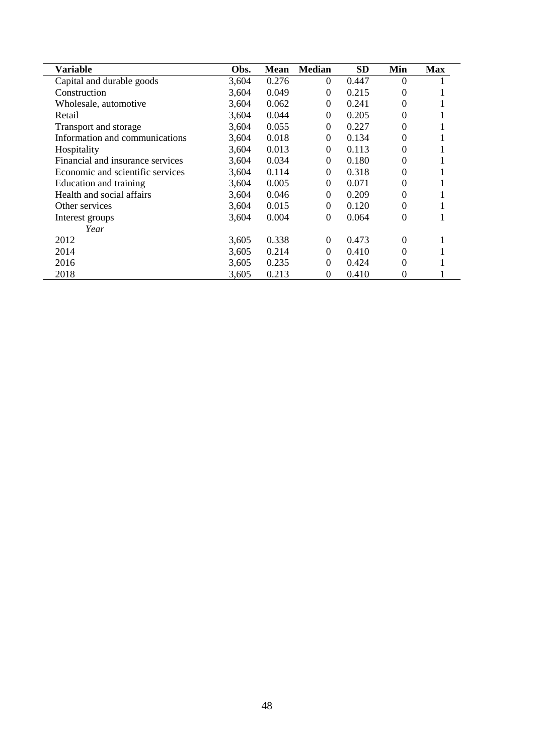| Variable | Obs. | Mean | Median | SD | Min | Max |
|---|---|---|---|---|---|---|
| Capital and durable goods | 3,604 | 0.276 | 0 | 0.447 | 0 | 1 |
| Construction | 3,604 | 0.049 | 0 | 0.215 | 0 | 1 |
| Wholesale, automotive | 3,604 | 0.062 | 0 | 0.241 | 0 | 1 |
| Retail | 3,604 | 0.044 | 0 | 0.205 | 0 | 1 |
| Transport and storage | 3,604 | 0.055 | 0 | 0.227 | 0 | 1 |
| Information and communications | 3,604 | 0.018 | 0 | 0.134 | 0 | 1 |
| Hospitality | 3,604 | 0.013 | 0 | 0.113 | 0 | 1 |
| Financial and insurance services | 3,604 | 0.034 | 0 | 0.180 | 0 | 1 |
| Economic and scientific services | 3,604 | 0.114 | 0 | 0.318 | 0 | 1 |
| Education and training | 3,604 | 0.005 | 0 | 0.071 | 0 | 1 |
| Health and social affairs | 3,604 | 0.046 | 0 | 0.209 | 0 | 1 |
| Other services | 3,604 | 0.015 | 0 | 0.120 | 0 | 1 |
| Interest groups | 3,604 | 0.004 | 0 | 0.064 | 0 | 1 |
| *Year* | | | | | | |
| 2012 | 3,605 | 0.338 | 0 | 0.473 | 0 | 1 |
| 2014 | 3,605 | 0.214 | 0 | 0.410 | 0 | 1 |
| 2016 | 3,605 | 0.235 | 0 | 0.424 | 0 | 1 |
| 2018 | 3,605 | 0.213 | 0 | 0.410 | 0 | 1 |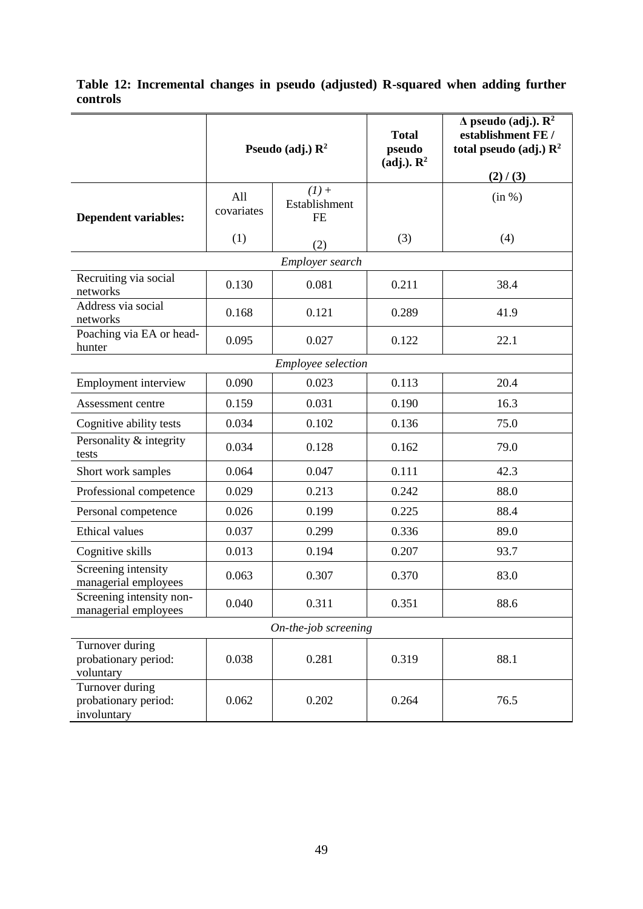**Table 12: Incremental changes in pseudo (adjusted) R-squared when adding further controls**

| | **Pseudo (adj.) $R^2$** | | **Total pseudo (adj.). $R^2$** | **Δ pseudo (adj.). $R^2$ establishment FE / total pseudo (adj.) $R^2$** (2) / (3) |
|---|---|---|---|---|
| **Dependent variables:** | All covariates | *(1)* + Establishment FE | | (in %) |
| | (1) | (2) | (3) | (4) |
| *Employer search* | | | | |
| Recruiting via social networks | 0.130 | 0.081 | 0.211 | 38.4 |
| Address via social networks | 0.168 | 0.121 | 0.289 | 41.9 |
| Poaching via EA or head-hunter | 0.095 | 0.027 | 0.122 | 22.1 |
| *Employee selection* | | | | |
| Employment interview | 0.090 | 0.023 | 0.113 | 20.4 |
| Assessment centre | 0.159 | 0.031 | 0.190 | 16.3 |
| Cognitive ability tests | 0.034 | 0.102 | 0.136 | 75.0 |
| Personality & integrity tests | 0.034 | 0.128 | 0.162 | 79.0 |
| Short work samples | 0.064 | 0.047 | 0.111 | 42.3 |
| Professional competence | 0.029 | 0.213 | 0.242 | 88.0 |
| Personal competence | 0.026 | 0.199 | 0.225 | 88.4 |
| Ethical values | 0.037 | 0.299 | 0.336 | 89.0 |
| Cognitive skills | 0.013 | 0.194 | 0.207 | 93.7 |
| Screening intensity managerial employees | 0.063 | 0.307 | 0.370 | 83.0 |
| Screening intensity non-managerial employees | 0.040 | 0.311 | 0.351 | 88.6 |
| *On-the-job screening* | | | | |
| Turnover during probationary period: voluntary | 0.038 | 0.281 | 0.319 | 88.1 |
| Turnover during probationary period: involuntary | 0.062 | 0.202 | 0.264 | 76.5 |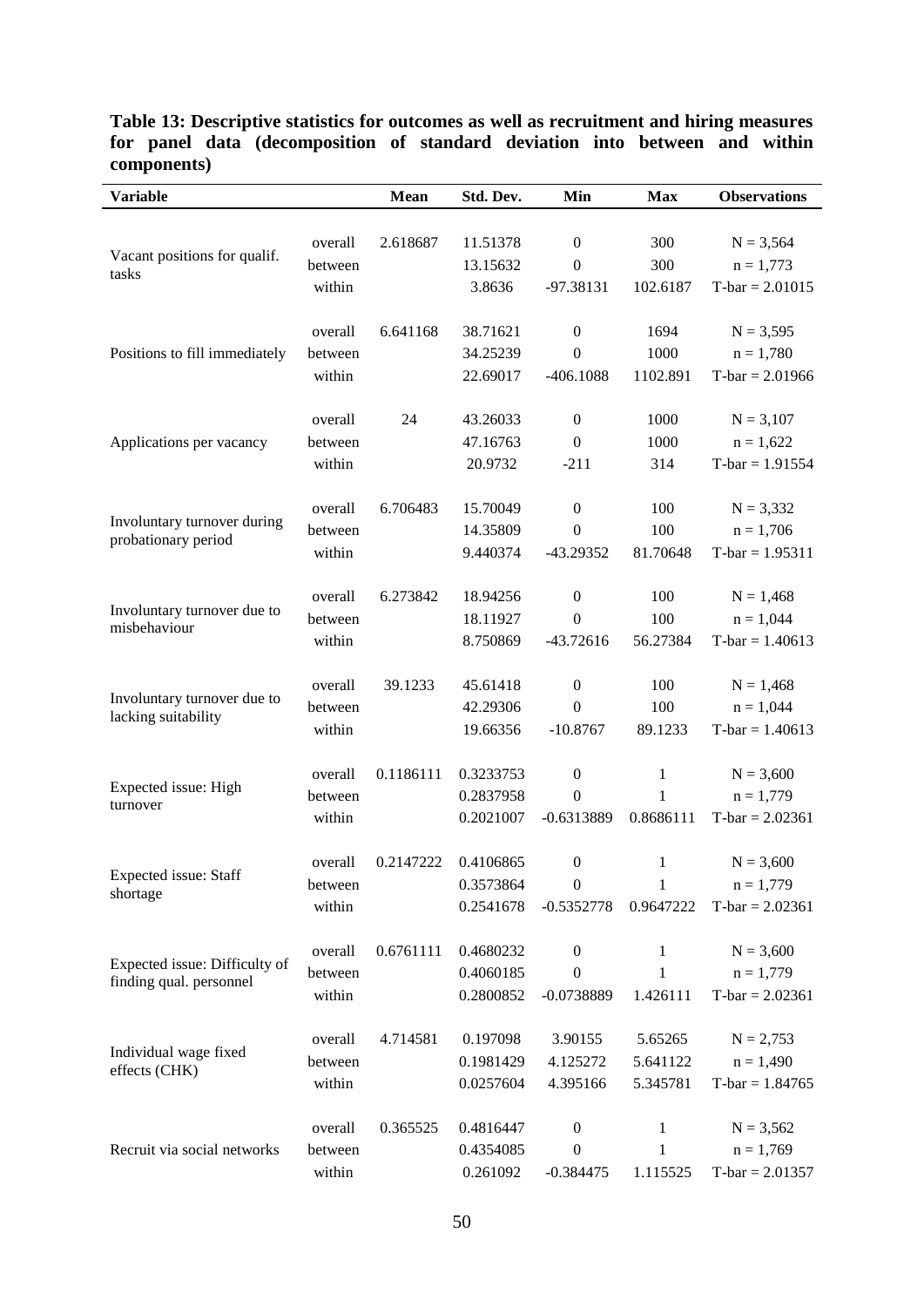**Table 13: Descriptive statistics for outcomes as well as recruitment and hiring measures for panel data (decomposition of standard deviation into between and within components)**

| Variable | | Mean | Std. Dev. | Min | Max | Observations |
|---|---|---|---|---|---|---|
| Vacant positions for qualif. tasks | overall | 2.618687 | 11.51378 | 0 | 300 | N = 3,564 |
| | between | | 13.15632 | 0 | 300 | n = 1,773 |
| | within | | 3.8636 | -97.38131 | 102.6187 | T-bar = 2.01015 |
| Positions to fill immediately | overall | 6.641168 | 38.71621 | 0 | 1694 | N = 3,595 |
| | between | | 34.25239 | 0 | 1000 | n = 1,780 |
| | within | | 22.69017 | -406.1088 | 1102.891 | T-bar = 2.01966 |
| Applications per vacancy | overall | 24 | 43.26033 | 0 | 1000 | N = 3,107 |
| | between | | 47.16763 | 0 | 1000 | n = 1,622 |
| | within | | 20.9732 | -211 | 314 | T-bar = 1.91554 |
| Involuntary turnover during probationary period | overall | 6.706483 | 15.70049 | 0 | 100 | N = 3,332 |
| | between | | 14.35809 | 0 | 100 | n = 1,706 |
| | within | | 9.440374 | -43.29352 | 81.70648 | T-bar = 1.95311 |
| Involuntary turnover due to misbehaviour | overall | 6.273842 | 18.94256 | 0 | 100 | N = 1,468 |
| | between | | 18.11927 | 0 | 100 | n = 1,044 |
| | within | | 8.750869 | -43.72616 | 56.27384 | T-bar = 1.40613 |
| Involuntary turnover due to lacking suitability | overall | 39.1233 | 45.61418 | 0 | 100 | N = 1,468 |
| | between | | 42.29306 | 0 | 100 | n = 1,044 |
| | within | | 19.66356 | -10.8767 | 89.1233 | T-bar = 1.40613 |
| Expected issue: High turnover | overall | 0.1186111 | 0.3233753 | 0 | 1 | N = 3,600 |
| | between | | 0.2837958 | 0 | 1 | n = 1,779 |
| | within | | 0.2021007 | -0.6313889 | 0.8686111 | T-bar = 2.02361 |
| Expected issue: Staff shortage | overall | 0.2147222 | 0.4106865 | 0 | 1 | N = 3,600 |
| | between | | 0.3573864 | 0 | 1 | n = 1,779 |
| | within | | 0.2541678 | -0.5352778 | 0.9647222 | T-bar = 2.02361 |
| Expected issue: Difficulty of finding qual. personnel | overall | 0.6761111 | 0.4680232 | 0 | 1 | N = 3,600 |
| | between | | 0.4060185 | 0 | 1 | n = 1,779 |
| | within | | 0.2800852 | -0.0738889 | 1.426111 | T-bar = 2.02361 |
| Individual wage fixed effects (CHK) | overall | 4.714581 | 0.197098 | 3.90155 | 5.65265 | N = 2,753 |
| | between | | 0.1981429 | 4.125272 | 5.641122 | n = 1,490 |
| | within | | 0.0257604 | 4.395166 | 5.345781 | T-bar = 1.84765 |
| Recruit via social networks | overall | 0.365525 | 0.4816447 | 0 | 1 | N = 3,562 |
| | between | | 0.4354085 | 0 | 1 | n = 1,769 |
| | within | | 0.261092 | -0.384475 | 1.115525 | T-bar = 2.01357 |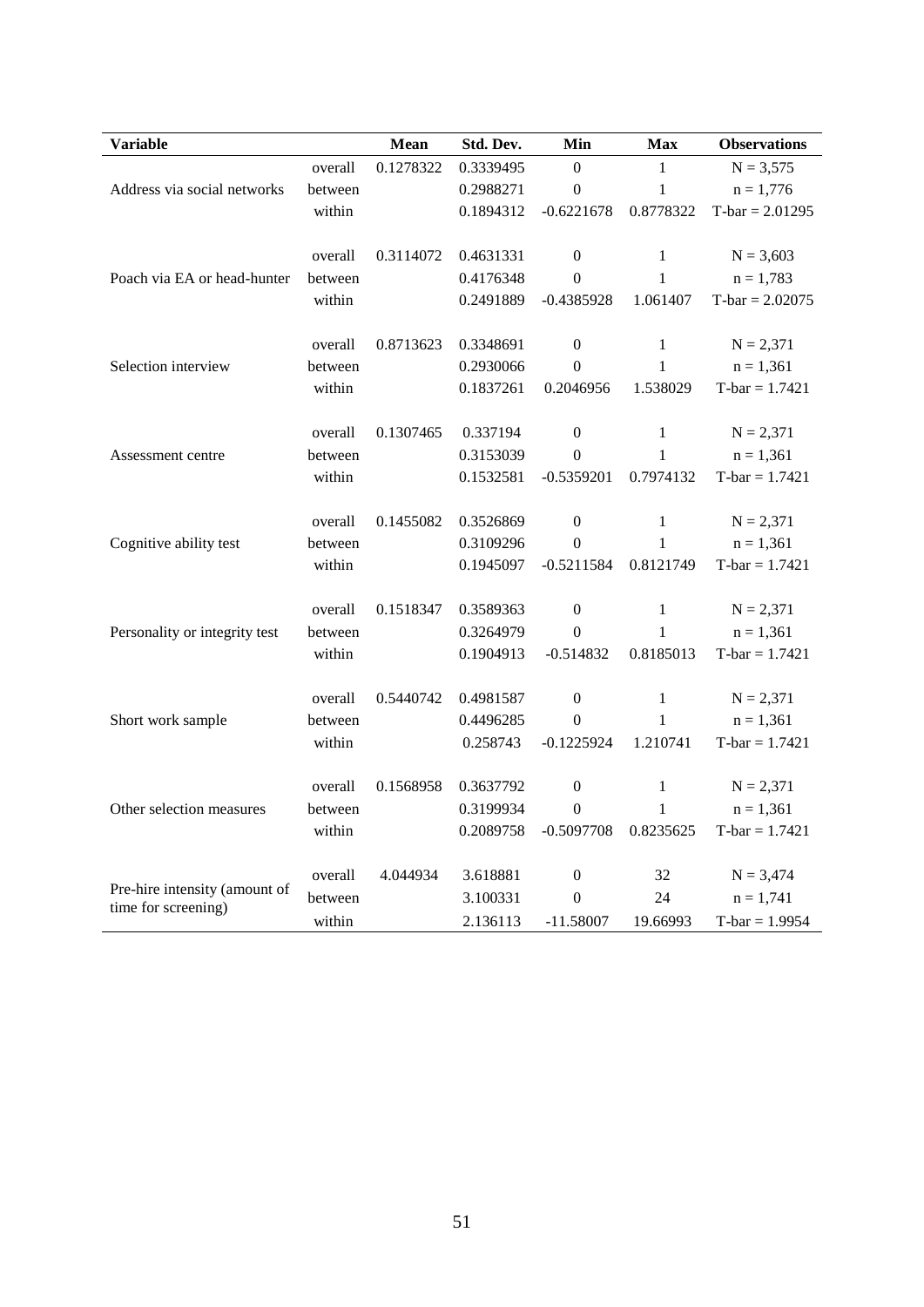| Variable | | Mean | Std. Dev. | Min | Max | Observations |
|---|---|---|---|---|---|---|
| Address via social networks | overall | 0.1278322 | 0.3339495 | 0 | 1 | N = 3,575 |
| | between | | 0.2988271 | 0 | 1 | n = 1,776 |
| | within | | 0.1894312 | -0.6221678 | 0.8778322 | T-bar = 2.01295 |
| Poach via EA or head-hunter | overall | 0.3114072 | 0.4631331 | 0 | 1 | N = 3,603 |
| | between | | 0.4176348 | 0 | 1 | n = 1,783 |
| | within | | 0.2491889 | -0.4385928 | 1.061407 | T-bar = 2.02075 |
| Selection interview | overall | 0.8713623 | 0.3348691 | 0 | 1 | N = 2,371 |
| | between | | 0.2930066 | 0 | 1 | n = 1,361 |
| | within | | 0.1837261 | 0.2046956 | 1.538029 | T-bar = 1.7421 |
| Assessment centre | overall | 0.1307465 | 0.337194 | 0 | 1 | N = 2,371 |
| | between | | 0.3153039 | 0 | 1 | n = 1,361 |
| | within | | 0.1532581 | -0.5359201 | 0.7974132 | T-bar = 1.7421 |
| Cognitive ability test | overall | 0.1455082 | 0.3526869 | 0 | 1 | N = 2,371 |
| | between | | 0.3109296 | 0 | 1 | n = 1,361 |
| | within | | 0.1945097 | -0.5211584 | 0.8121749 | T-bar = 1.7421 |
| Personality or integrity test | overall | 0.1518347 | 0.3589363 | 0 | 1 | N = 2,371 |
| | between | | 0.3264979 | 0 | 1 | n = 1,361 |
| | within | | 0.1904913 | -0.514832 | 0.8185013 | T-bar = 1.7421 |
| Short work sample | overall | 0.5440742 | 0.4981587 | 0 | 1 | N = 2,371 |
| | between | | 0.4496285 | 0 | 1 | n = 1,361 |
| | within | | 0.258743 | -0.1225924 | 1.210741 | T-bar = 1.7421 |
| Other selection measures | overall | 0.1568958 | 0.3637792 | 0 | 1 | N = 2,371 |
| | between | | 0.3199934 | 0 | 1 | n = 1,361 |
| | within | | 0.2089758 | -0.5097708 | 0.8235625 | T-bar = 1.7421 |
| Pre-hire intensity (amount of time for screening) | overall | 4.044934 | 3.618881 | 0 | 32 | N = 3,474 |
| | between | | 3.100331 | 0 | 24 | n = 1,741 |
| | within | | 2.136113 | -11.58007 | 19.66993 | T-bar = 1.9954 |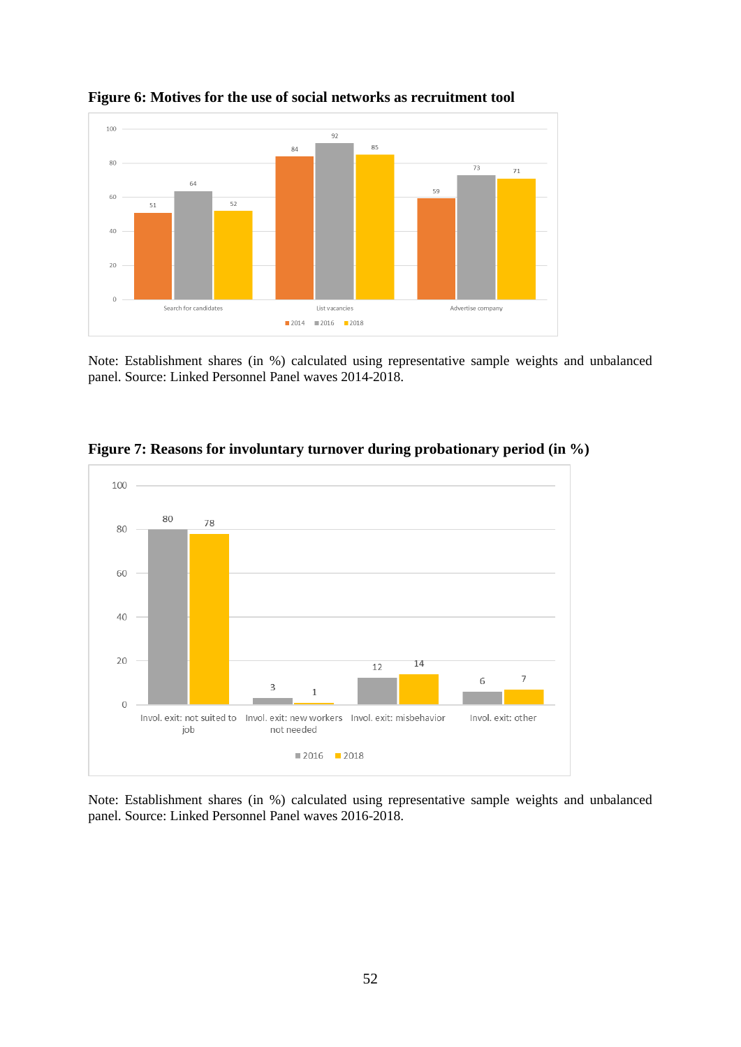**Figure 6: Motives for the use of social networks as recruitment tool**

100
80
60
40
20
0

51 64 52
84 92 85
59 73 71

Search for candidates
List vacancies
Advertise company

2014 2016 2018

Note: Establishment shares (in %) calculated using representative sample weights and unbalanced panel. Source: Linked Personnel Panel waves 2014-2018.

**Figure 7: Reasons for involuntary turnover during probationary period (in %)**

100
80
60
40
20
0

80 78
3 1
12 14
6 7

Invol. exit: not suited to job
Invol. exit: new workers not needed
Invol. exit: misbehavior
Invol. exit: other

2016 2018

Note: Establishment shares (in %) calculated using representative sample weights and unbalanced panel. Source: Linked Personnel Panel waves 2016-2018.